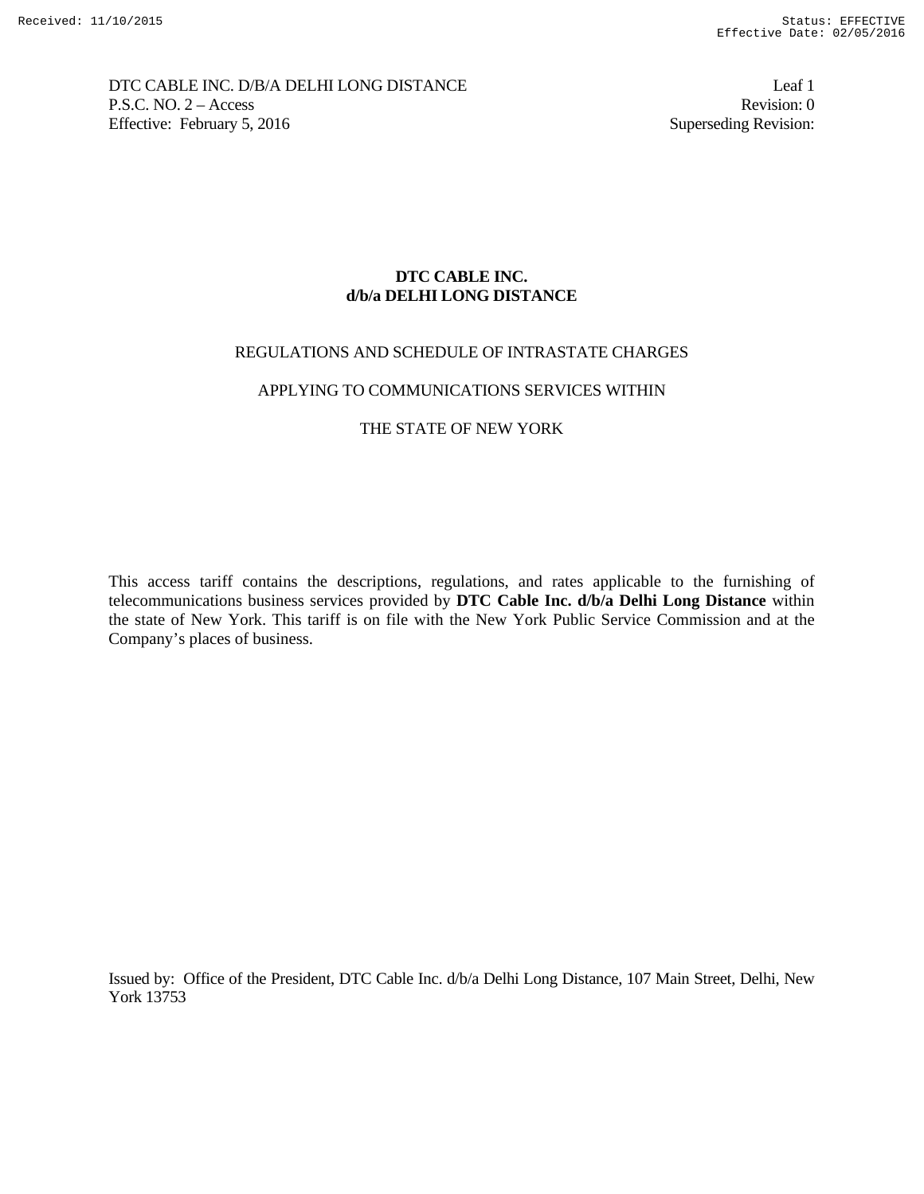DTC CABLE INC. D/B/A DELHI LONG DISTANCE
P.S.C. NO. 2 – Access
Effective: February 5, 2016

Leaf 1
Revision: 0
Superseding Revision:

# DTC CABLE INC.
# d/b/a DELHI LONG DISTANCE

REGULATIONS AND SCHEDULE OF INTRASTATE CHARGES

APPLYING TO COMMUNICATIONS SERVICES WITHIN

THE STATE OF NEW YORK

This access tariff contains the descriptions, regulations, and rates applicable to the furnishing of telecommunications business services provided by **DTC Cable Inc. d/b/a Delhi Long Distance** within the state of New York. This tariff is on file with the New York Public Service Commission and at the Company's places of business.

Issued by: Office of the President, DTC Cable Inc. d/b/a Delhi Long Distance, 107 Main Street, Delhi, New York 13753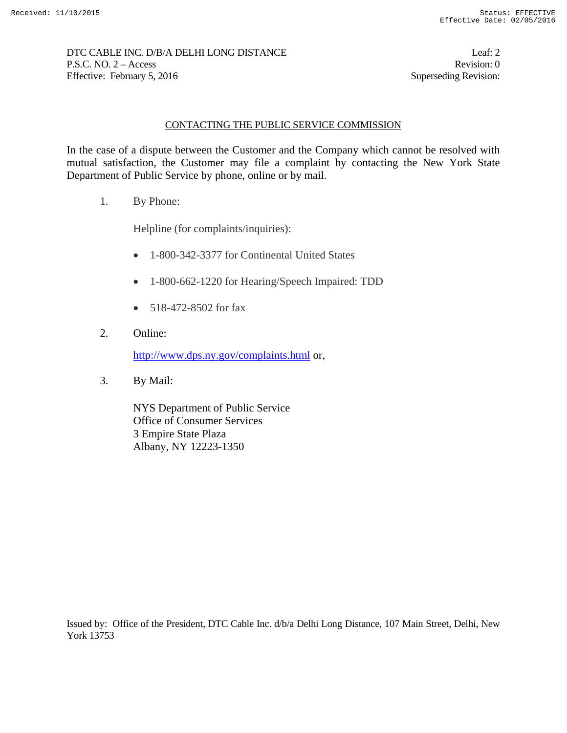## CONTACTING THE PUBLIC SERVICE COMMISSION

In the case of a dispute between the Customer and the Company which cannot be resolved with mutual satisfaction, the Customer may file a complaint by contacting the New York State Department of Public Service by phone, online or by mail.

1. By Phone:

   Helpline (for complaints/inquiries):

   - 1-800-342-3377 for Continental United States
   - 1-800-662-1220 for Hearing/Speech Impaired: TDD
   - 518-472-8502 for fax

2. Online:

   http://www.dps.ny.gov/complaints.html or,

3. By Mail:

   NYS Department of Public Service
   Office of Consumer Services
   3 Empire State Plaza
   Albany, NY 12223-1350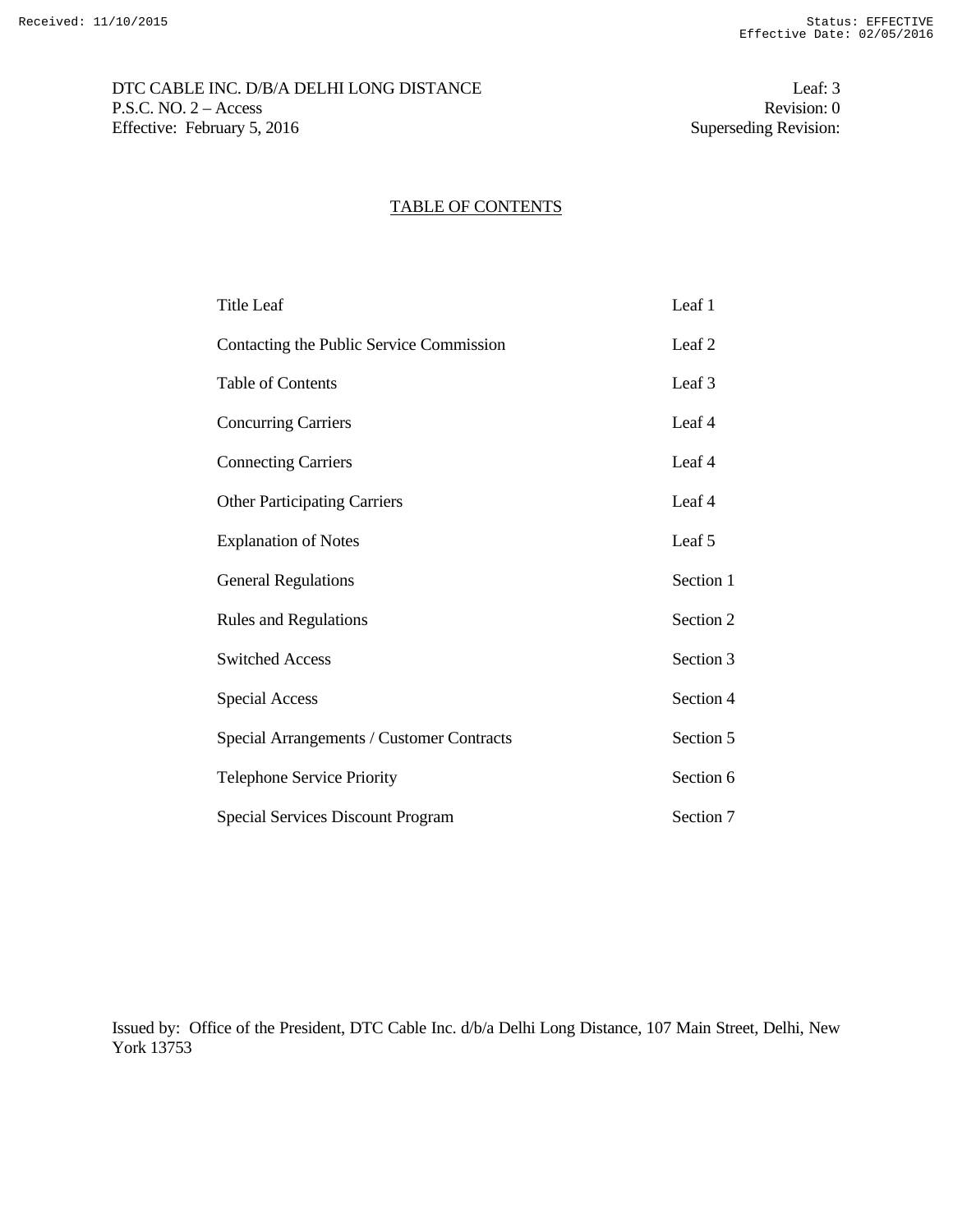DTC CABLE INC. D/B/A DELHI LONG DISTANCE
P.S.C. NO. 2 – Access
Effective: February 5, 2016

Leaf: 3
Revision: 0
Superseding Revision:

## TABLE OF CONTENTS

| | |
|---|---|
| Title Leaf | Leaf 1 |
| Contacting the Public Service Commission | Leaf 2 |
| Table of Contents | Leaf 3 |
| Concurring Carriers | Leaf 4 |
| Connecting Carriers | Leaf 4 |
| Other Participating Carriers | Leaf 4 |
| Explanation of Notes | Leaf 5 |
| General Regulations | Section 1 |
| Rules and Regulations | Section 2 |
| Switched Access | Section 3 |
| Special Access | Section 4 |
| Special Arrangements / Customer Contracts | Section 5 |
| Telephone Service Priority | Section 6 |
| Special Services Discount Program | Section 7 |

Issued by: Office of the President, DTC Cable Inc. d/b/a Delhi Long Distance, 107 Main Street, Delhi, New York 13753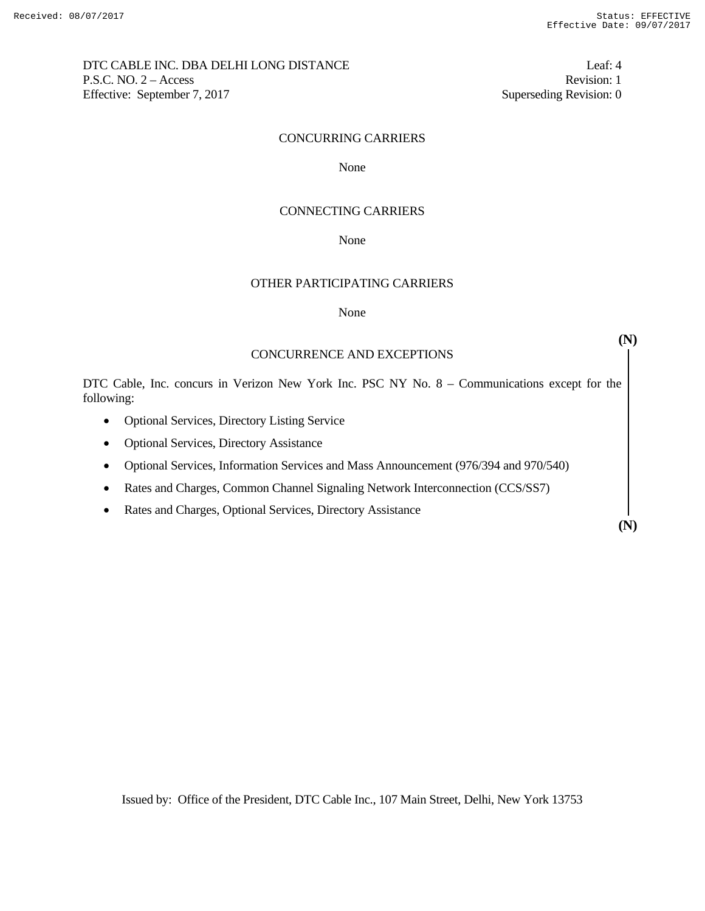## CONCURRING CARRIERS

None

## CONNECTING CARRIERS

None

## OTHER PARTICIPATING CARRIERS

None

## CONCURRENCE AND EXCEPTIONS

**(N)**

DTC Cable, Inc. concurs in Verizon New York Inc. PSC NY No. 8 – Communications except for the following:

- Optional Services, Directory Listing Service
- Optional Services, Directory Assistance
- Optional Services, Information Services and Mass Announcement (976/394 and 970/540)
- Rates and Charges, Common Channel Signaling Network Interconnection (CCS/SS7)
- Rates and Charges, Optional Services, Directory Assistance

**(N)**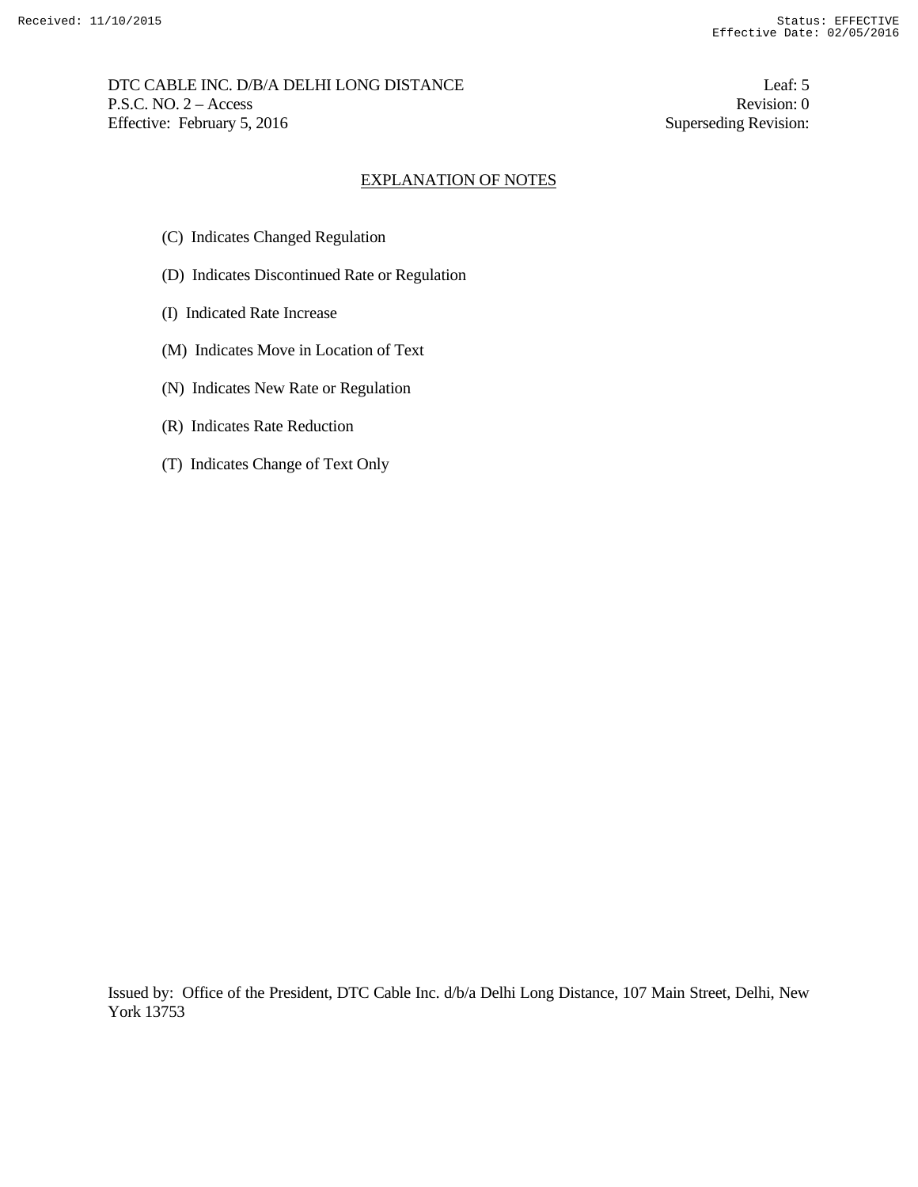## EXPLANATION OF NOTES

(C) Indicates Changed Regulation

(D) Indicates Discontinued Rate or Regulation

(I) Indicated Rate Increase

(M) Indicates Move in Location of Text

(N) Indicates New Rate or Regulation

(R) Indicates Rate Reduction

(T) Indicates Change of Text Only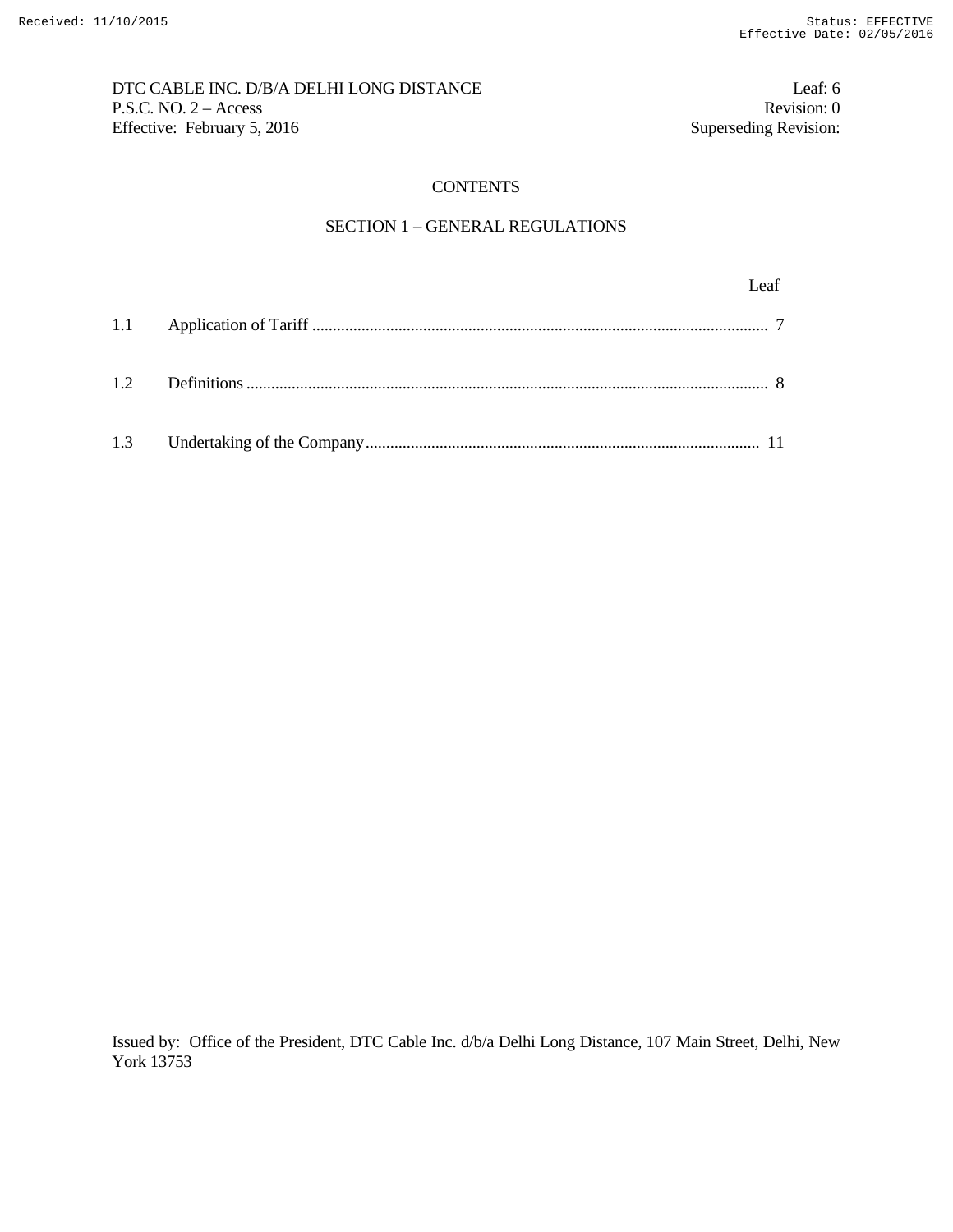# CONTENTS

## SECTION 1 – GENERAL REGULATIONS

| | | Leaf |
|---|---|---|
| 1.1 | Application of Tariff | 7 |
| 1.2 | Definitions | 8 |
| 1.3 | Undertaking of the Company | 11 |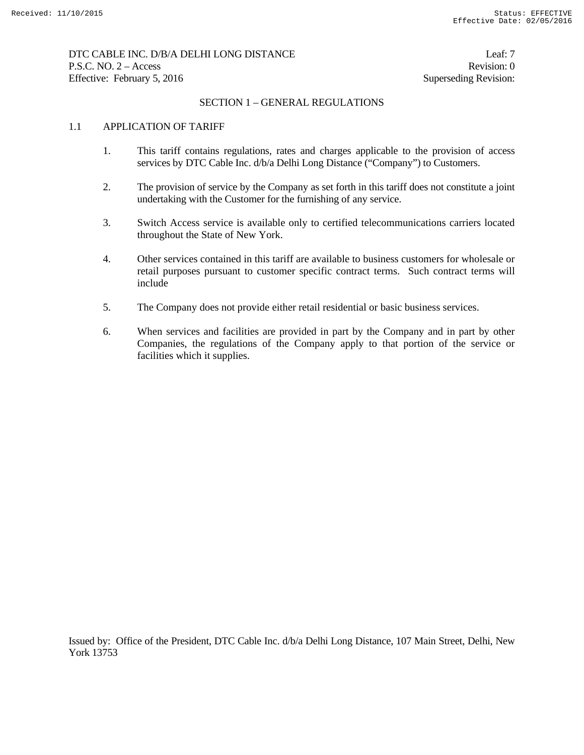## SECTION 1 – GENERAL REGULATIONS

### 1.1 APPLICATION OF TARIFF

1. This tariff contains regulations, rates and charges applicable to the provision of access services by DTC Cable Inc. d/b/a Delhi Long Distance ("Company") to Customers.

2. The provision of service by the Company as set forth in this tariff does not constitute a joint undertaking with the Customer for the furnishing of any service.

3. Switch Access service is available only to certified telecommunications carriers located throughout the State of New York.

4. Other services contained in this tariff are available to business customers for wholesale or retail purposes pursuant to customer specific contract terms. Such contract terms will include

5. The Company does not provide either retail residential or basic business services.

6. When services and facilities are provided in part by the Company and in part by other Companies, the regulations of the Company apply to that portion of the service or facilities which it supplies.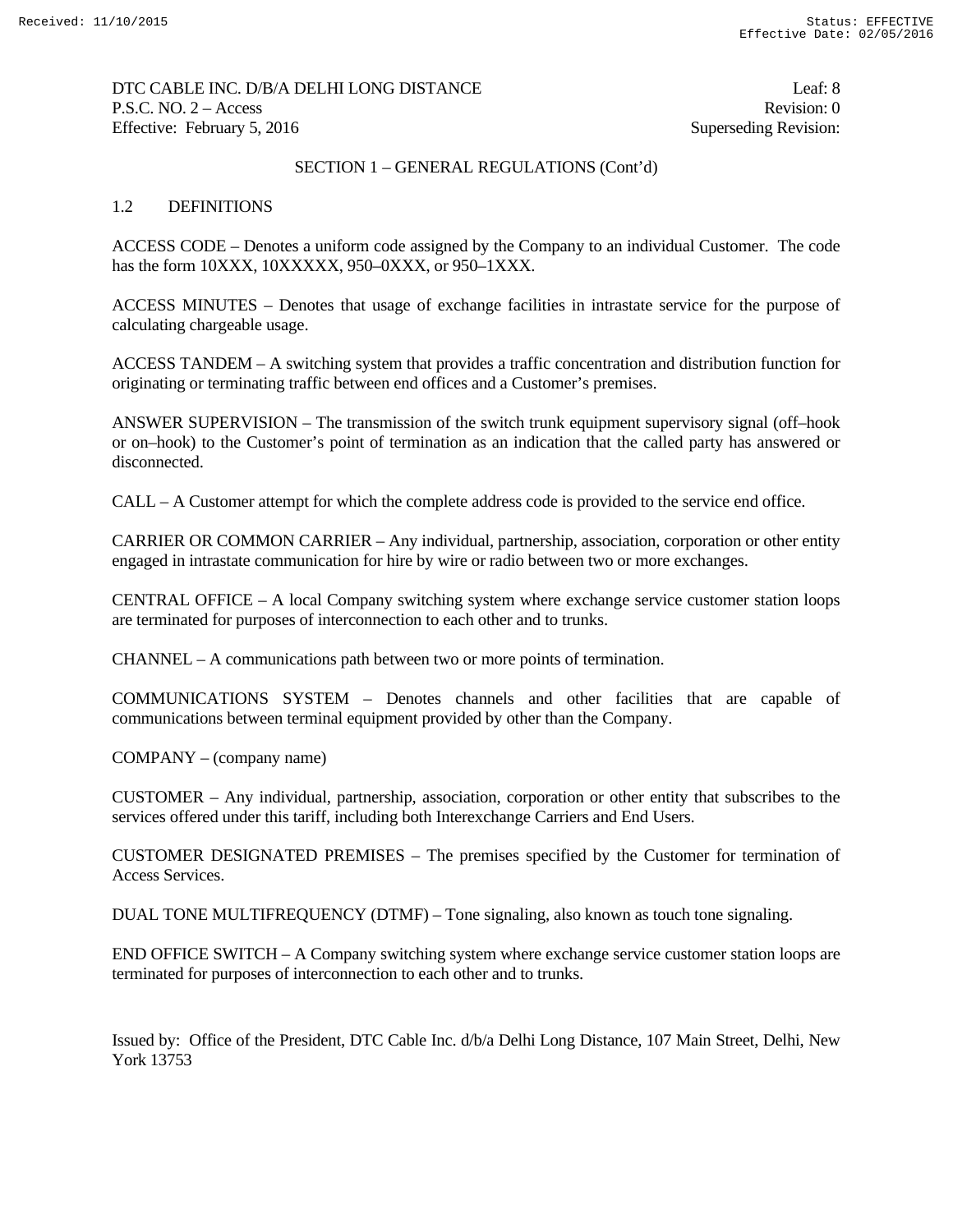SECTION 1 – GENERAL REGULATIONS (Cont'd)

## 1.2 DEFINITIONS

ACCESS CODE – Denotes a uniform code assigned by the Company to an individual Customer. The code has the form 10XXX, 10XXXXX, 950–0XXX, or 950–1XXX.

ACCESS MINUTES – Denotes that usage of exchange facilities in intrastate service for the purpose of calculating chargeable usage.

ACCESS TANDEM – A switching system that provides a traffic concentration and distribution function for originating or terminating traffic between end offices and a Customer's premises.

ANSWER SUPERVISION – The transmission of the switch trunk equipment supervisory signal (off–hook or on–hook) to the Customer's point of termination as an indication that the called party has answered or disconnected.

CALL – A Customer attempt for which the complete address code is provided to the service end office.

CARRIER OR COMMON CARRIER – Any individual, partnership, association, corporation or other entity engaged in intrastate communication for hire by wire or radio between two or more exchanges.

CENTRAL OFFICE – A local Company switching system where exchange service customer station loops are terminated for purposes of interconnection to each other and to trunks.

CHANNEL – A communications path between two or more points of termination.

COMMUNICATIONS SYSTEM – Denotes channels and other facilities that are capable of communications between terminal equipment provided by other than the Company.

COMPANY – (company name)

CUSTOMER – Any individual, partnership, association, corporation or other entity that subscribes to the services offered under this tariff, including both Interexchange Carriers and End Users.

CUSTOMER DESIGNATED PREMISES – The premises specified by the Customer for termination of Access Services.

DUAL TONE MULTIFREQUENCY (DTMF) – Tone signaling, also known as touch tone signaling.

END OFFICE SWITCH – A Company switching system where exchange service customer station loops are terminated for purposes of interconnection to each other and to trunks.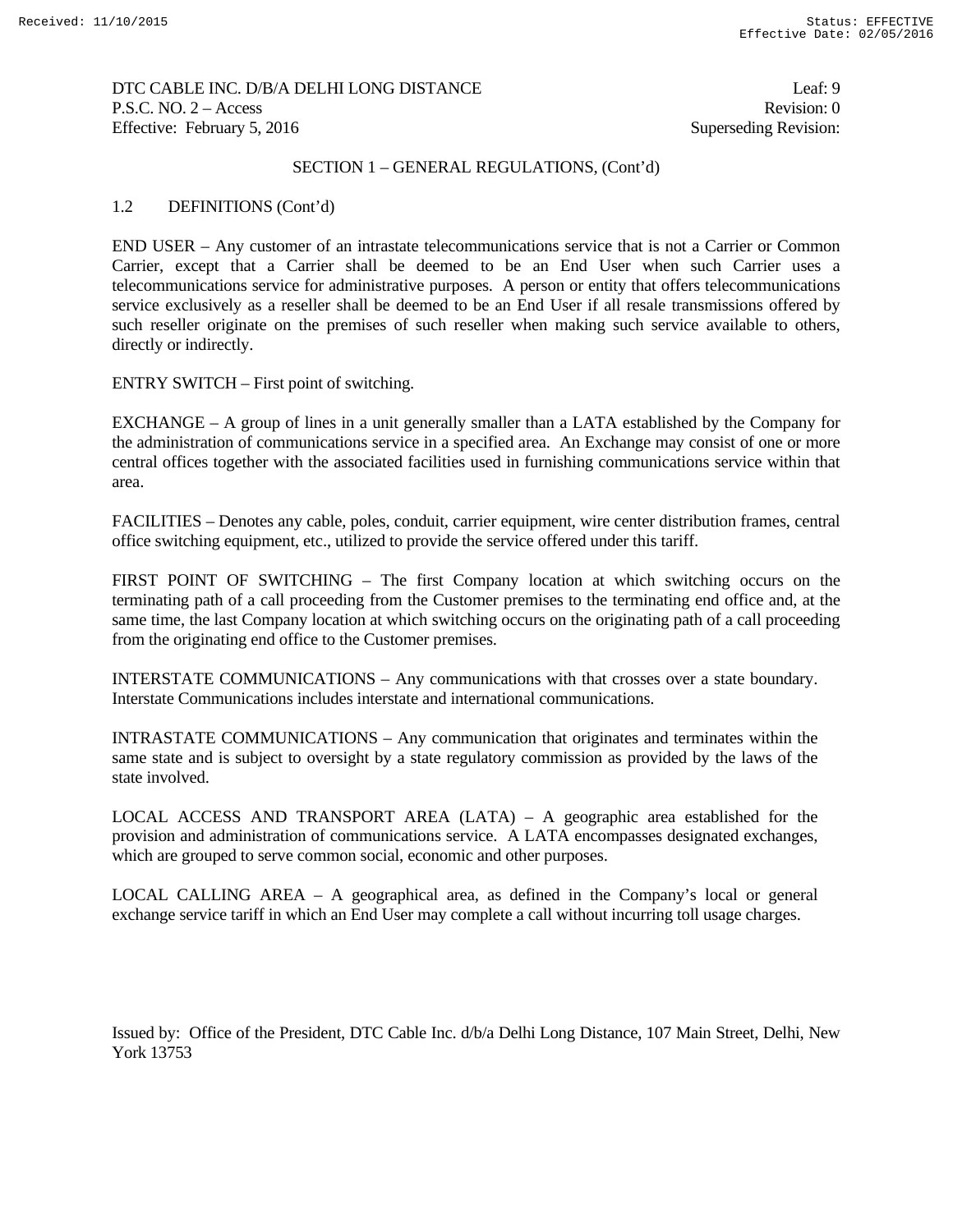SECTION 1 – GENERAL REGULATIONS, (Cont'd)

1.2 DEFINITIONS (Cont'd)

END USER – Any customer of an intrastate telecommunications service that is not a Carrier or Common Carrier, except that a Carrier shall be deemed to be an End User when such Carrier uses a telecommunications service for administrative purposes. A person or entity that offers telecommunications service exclusively as a reseller shall be deemed to be an End User if all resale transmissions offered by such reseller originate on the premises of such reseller when making such service available to others, directly or indirectly.

ENTRY SWITCH – First point of switching.

EXCHANGE – A group of lines in a unit generally smaller than a LATA established by the Company for the administration of communications service in a specified area. An Exchange may consist of one or more central offices together with the associated facilities used in furnishing communications service within that area.

FACILITIES – Denotes any cable, poles, conduit, carrier equipment, wire center distribution frames, central office switching equipment, etc., utilized to provide the service offered under this tariff.

FIRST POINT OF SWITCHING – The first Company location at which switching occurs on the terminating path of a call proceeding from the Customer premises to the terminating end office and, at the same time, the last Company location at which switching occurs on the originating path of a call proceeding from the originating end office to the Customer premises.

INTERSTATE COMMUNICATIONS – Any communications with that crosses over a state boundary. Interstate Communications includes interstate and international communications.

INTRASTATE COMMUNICATIONS – Any communication that originates and terminates within the same state and is subject to oversight by a state regulatory commission as provided by the laws of the state involved.

LOCAL ACCESS AND TRANSPORT AREA (LATA) – A geographic area established for the provision and administration of communications service. A LATA encompasses designated exchanges, which are grouped to serve common social, economic and other purposes.

LOCAL CALLING AREA – A geographical area, as defined in the Company's local or general exchange service tariff in which an End User may complete a call without incurring toll usage charges.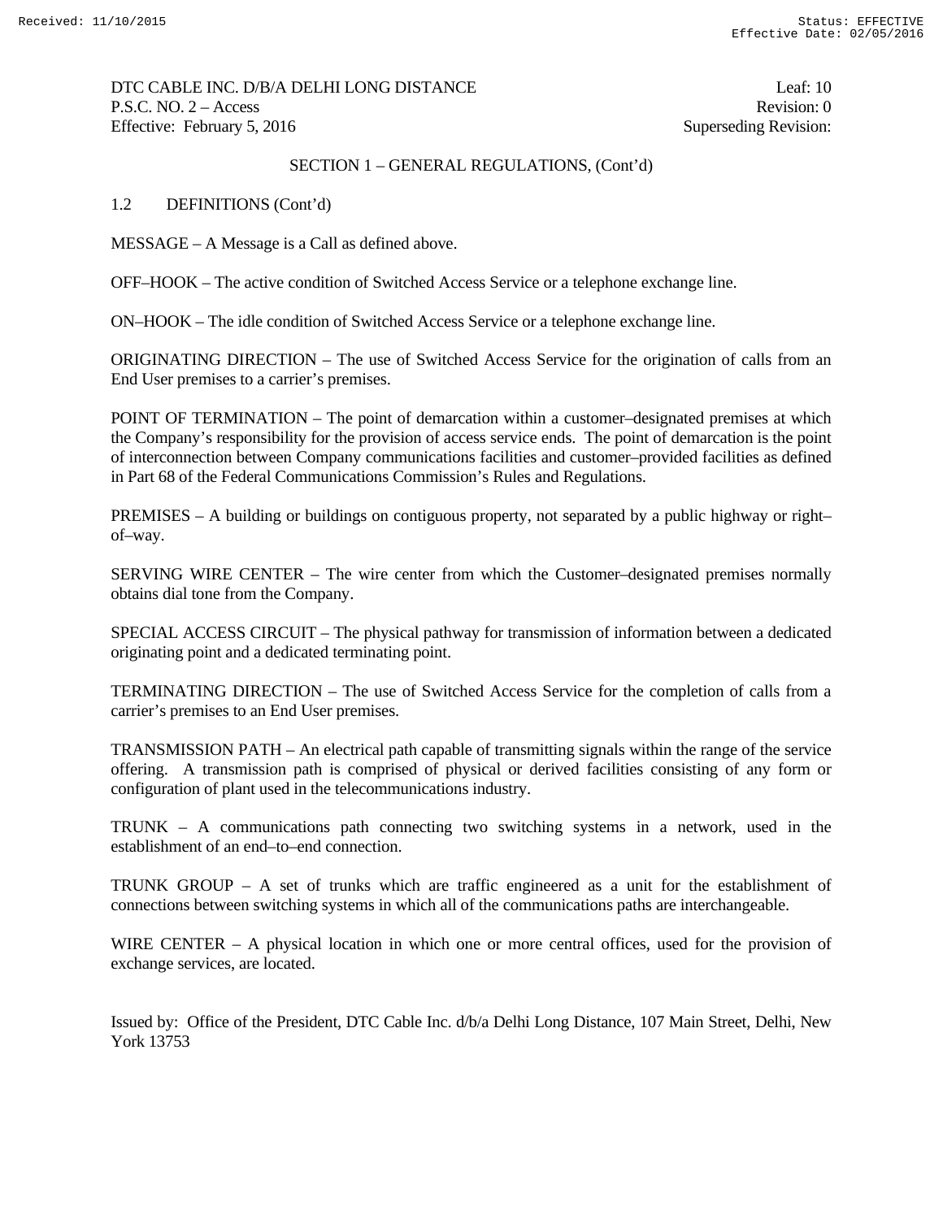SECTION 1 – GENERAL REGULATIONS, (Cont'd)

1.2 DEFINITIONS (Cont'd)

MESSAGE – A Message is a Call as defined above.

OFF–HOOK – The active condition of Switched Access Service or a telephone exchange line.

ON–HOOK – The idle condition of Switched Access Service or a telephone exchange line.

ORIGINATING DIRECTION – The use of Switched Access Service for the origination of calls from an End User premises to a carrier's premises.

POINT OF TERMINATION – The point of demarcation within a customer–designated premises at which the Company's responsibility for the provision of access service ends. The point of demarcation is the point of interconnection between Company communications facilities and customer–provided facilities as defined in Part 68 of the Federal Communications Commission's Rules and Regulations.

PREMISES – A building or buildings on contiguous property, not separated by a public highway or right–of–way.

SERVING WIRE CENTER – The wire center from which the Customer–designated premises normally obtains dial tone from the Company.

SPECIAL ACCESS CIRCUIT – The physical pathway for transmission of information between a dedicated originating point and a dedicated terminating point.

TERMINATING DIRECTION – The use of Switched Access Service for the completion of calls from a carrier's premises to an End User premises.

TRANSMISSION PATH – An electrical path capable of transmitting signals within the range of the service offering. A transmission path is comprised of physical or derived facilities consisting of any form or configuration of plant used in the telecommunications industry.

TRUNK – A communications path connecting two switching systems in a network, used in the establishment of an end–to–end connection.

TRUNK GROUP – A set of trunks which are traffic engineered as a unit for the establishment of connections between switching systems in which all of the communications paths are interchangeable.

WIRE CENTER – A physical location in which one or more central offices, used for the provision of exchange services, are located.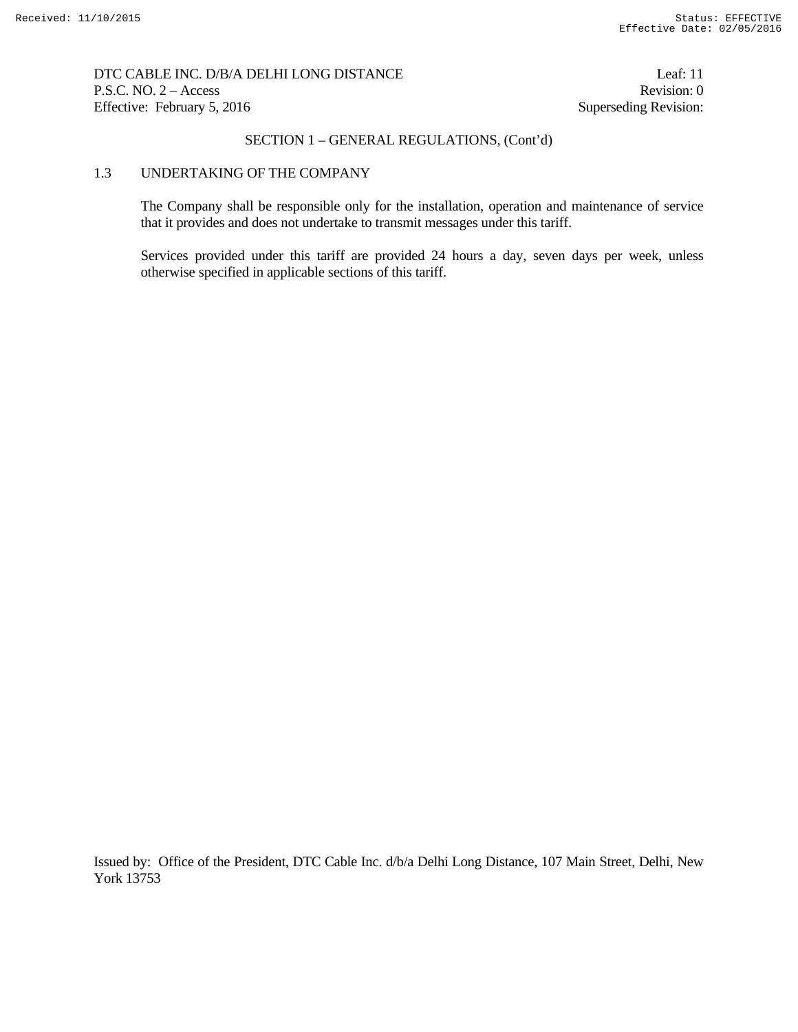## SECTION 1 – GENERAL REGULATIONS, (Cont'd)

### 1.3 UNDERTAKING OF THE COMPANY

The Company shall be responsible only for the installation, operation and maintenance of service that it provides and does not undertake to transmit messages under this tariff.

Services provided under this tariff are provided 24 hours a day, seven days per week, unless otherwise specified in applicable sections of this tariff.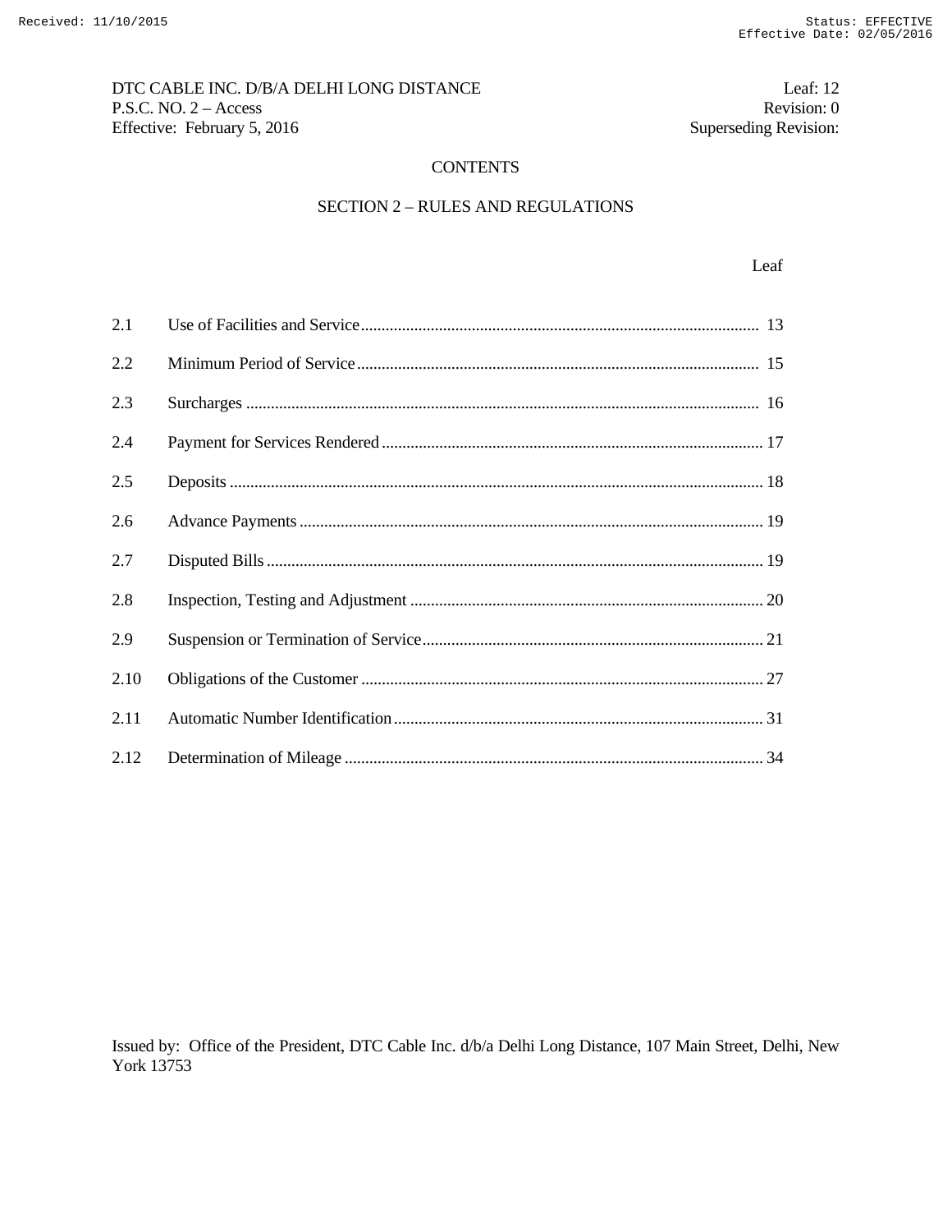# CONTENTS

## SECTION 2 – RULES AND REGULATIONS

| | | Leaf |
|---|---|---|
| 2.1 | Use of Facilities and Service | 13 |
| 2.2 | Minimum Period of Service | 15 |
| 2.3 | Surcharges | 16 |
| 2.4 | Payment for Services Rendered | 17 |
| 2.5 | Deposits | 18 |
| 2.6 | Advance Payments | 19 |
| 2.7 | Disputed Bills | 19 |
| 2.8 | Inspection, Testing and Adjustment | 20 |
| 2.9 | Suspension or Termination of Service | 21 |
| 2.10 | Obligations of the Customer | 27 |
| 2.11 | Automatic Number Identification | 31 |
| 2.12 | Determination of Mileage | 34 |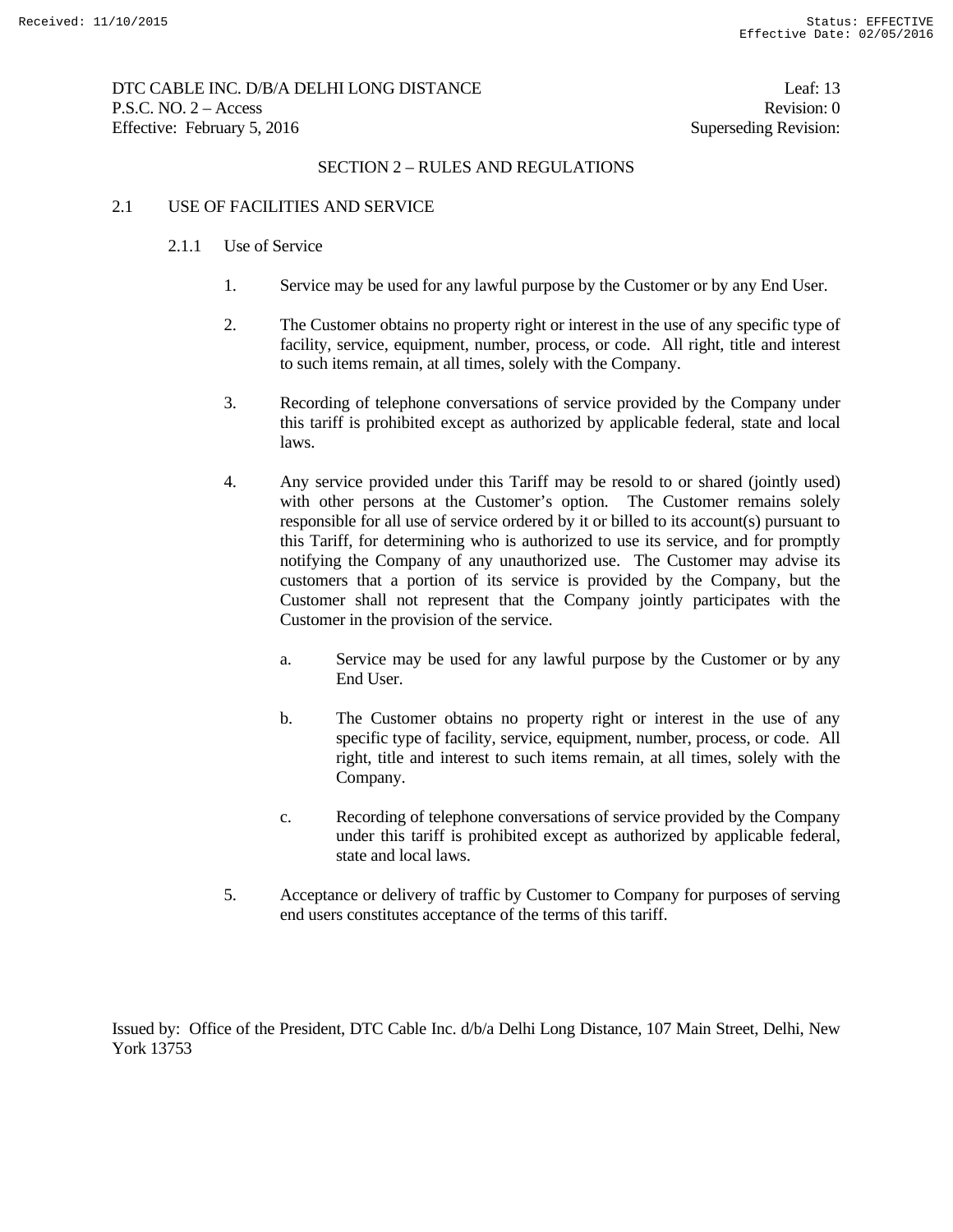## SECTION 2 – RULES AND REGULATIONS

### 2.1 USE OF FACILITIES AND SERVICE

#### 2.1.1 Use of Service

1. Service may be used for any lawful purpose by the Customer or by any End User.

2. The Customer obtains no property right or interest in the use of any specific type of facility, service, equipment, number, process, or code. All right, title and interest to such items remain, at all times, solely with the Company.

3. Recording of telephone conversations of service provided by the Company under this tariff is prohibited except as authorized by applicable federal, state and local laws.

4. Any service provided under this Tariff may be resold to or shared (jointly used) with other persons at the Customer's option. The Customer remains solely responsible for all use of service ordered by it or billed to its account(s) pursuant to this Tariff, for determining who is authorized to use its service, and for promptly notifying the Company of any unauthorized use. The Customer may advise its customers that a portion of its service is provided by the Company, but the Customer shall not represent that the Company jointly participates with the Customer in the provision of the service.

   a. Service may be used for any lawful purpose by the Customer or by any End User.

   b. The Customer obtains no property right or interest in the use of any specific type of facility, service, equipment, number, process, or code. All right, title and interest to such items remain, at all times, solely with the Company.

   c. Recording of telephone conversations of service provided by the Company under this tariff is prohibited except as authorized by applicable federal, state and local laws.

5. Acceptance or delivery of traffic by Customer to Company for purposes of serving end users constitutes acceptance of the terms of this tariff.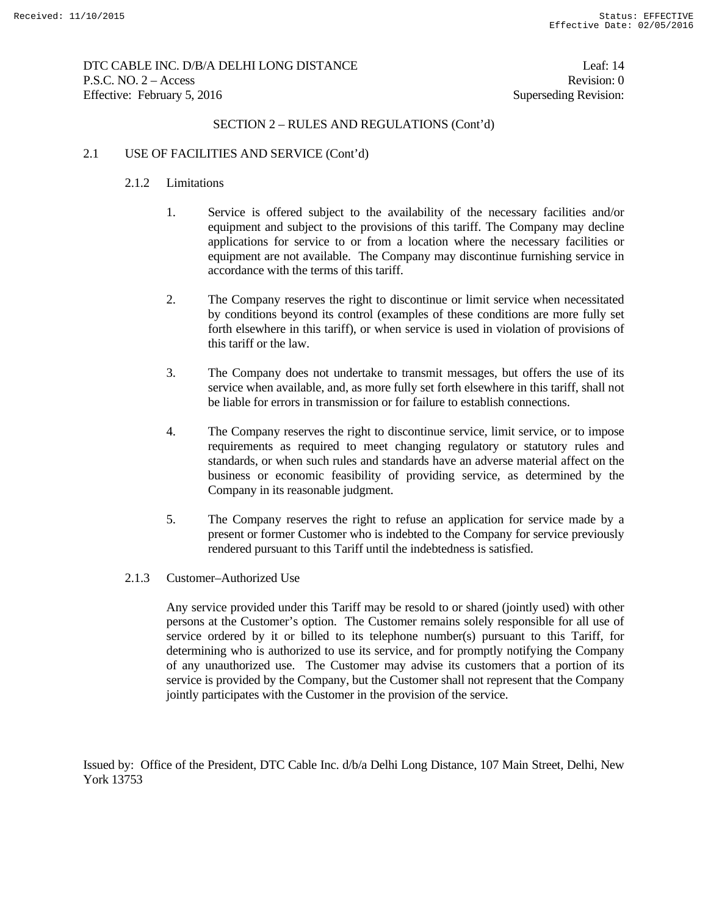## SECTION 2 – RULES AND REGULATIONS (Cont'd)

### 2.1 USE OF FACILITIES AND SERVICE (Cont'd)

#### 2.1.2 Limitations

1. Service is offered subject to the availability of the necessary facilities and/or equipment and subject to the provisions of this tariff. The Company may decline applications for service to or from a location where the necessary facilities or equipment are not available. The Company may discontinue furnishing service in accordance with the terms of this tariff.

2. The Company reserves the right to discontinue or limit service when necessitated by conditions beyond its control (examples of these conditions are more fully set forth elsewhere in this tariff), or when service is used in violation of provisions of this tariff or the law.

3. The Company does not undertake to transmit messages, but offers the use of its service when available, and, as more fully set forth elsewhere in this tariff, shall not be liable for errors in transmission or for failure to establish connections.

4. The Company reserves the right to discontinue service, limit service, or to impose requirements as required to meet changing regulatory or statutory rules and standards, or when such rules and standards have an adverse material affect on the business or economic feasibility of providing service, as determined by the Company in its reasonable judgment.

5. The Company reserves the right to refuse an application for service made by a present or former Customer who is indebted to the Company for service previously rendered pursuant to this Tariff until the indebtedness is satisfied.

#### 2.1.3 Customer–Authorized Use

Any service provided under this Tariff may be resold to or shared (jointly used) with other persons at the Customer's option. The Customer remains solely responsible for all use of service ordered by it or billed to its telephone number(s) pursuant to this Tariff, for determining who is authorized to use its service, and for promptly notifying the Company of any unauthorized use. The Customer may advise its customers that a portion of its service is provided by the Company, but the Customer shall not represent that the Company jointly participates with the Customer in the provision of the service.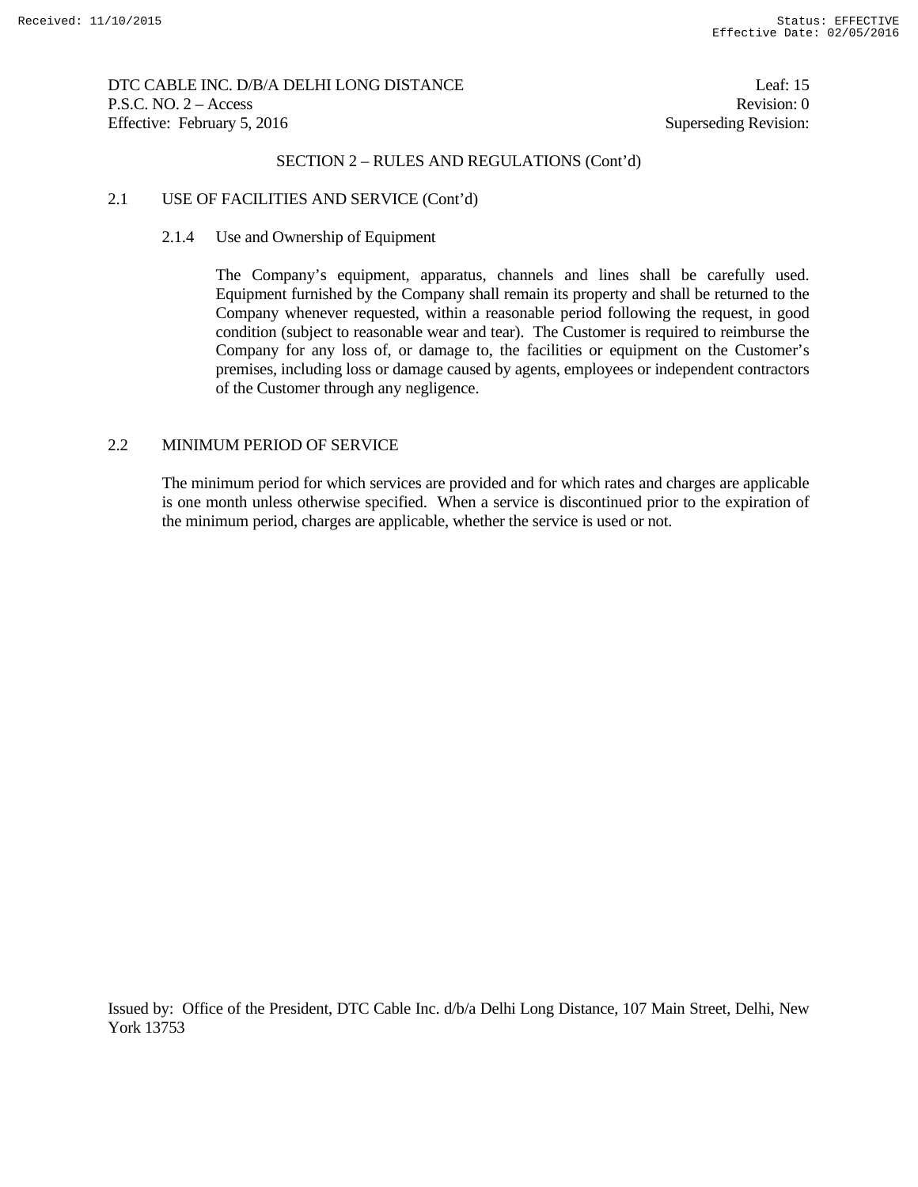## SECTION 2 – RULES AND REGULATIONS (Cont'd)

### 2.1 USE OF FACILITIES AND SERVICE (Cont'd)

#### 2.1.4 Use and Ownership of Equipment

The Company's equipment, apparatus, channels and lines shall be carefully used. Equipment furnished by the Company shall remain its property and shall be returned to the Company whenever requested, within a reasonable period following the request, in good condition (subject to reasonable wear and tear). The Customer is required to reimburse the Company for any loss of, or damage to, the facilities or equipment on the Customer's premises, including loss or damage caused by agents, employees or independent contractors of the Customer through any negligence.

### 2.2 MINIMUM PERIOD OF SERVICE

The minimum period for which services are provided and for which rates and charges are applicable is one month unless otherwise specified. When a service is discontinued prior to the expiration of the minimum period, charges are applicable, whether the service is used or not.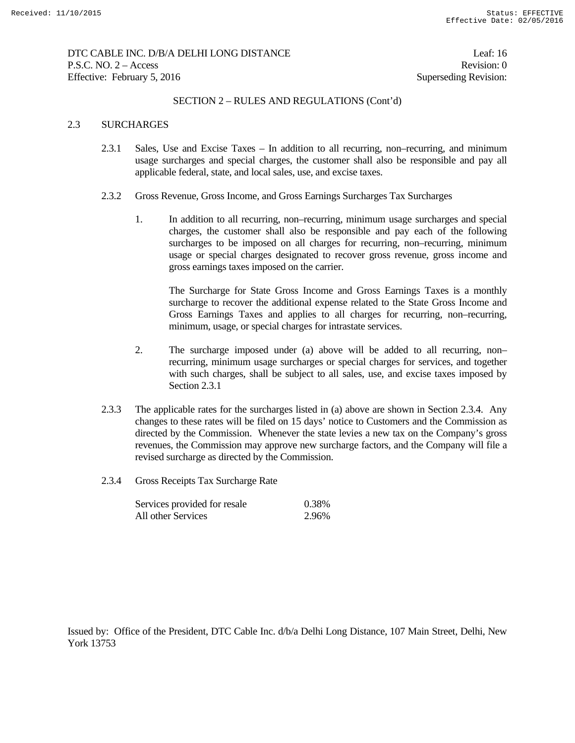DTC CABLE INC. D/B/A DELHI LONG DISTANCE — Leaf: 16
P.S.C. NO. 2 – Access — Revision: 0
Effective: February 5, 2016 — Superseding Revision:

SECTION 2 – RULES AND REGULATIONS (Cont'd)

## 2.3 SURCHARGES

2.3.1 Sales, Use and Excise Taxes – In addition to all recurring, non–recurring, and minimum usage surcharges and special charges, the customer shall also be responsible and pay all applicable federal, state, and local sales, use, and excise taxes.

2.3.2 Gross Revenue, Gross Income, and Gross Earnings Surcharges Tax Surcharges

1. In addition to all recurring, non–recurring, minimum usage surcharges and special charges, the customer shall also be responsible and pay each of the following surcharges to be imposed on all charges for recurring, non–recurring, minimum usage or special charges designated to recover gross revenue, gross income and gross earnings taxes imposed on the carrier.

   The Surcharge for State Gross Income and Gross Earnings Taxes is a monthly surcharge to recover the additional expense related to the State Gross Income and Gross Earnings Taxes and applies to all charges for recurring, non–recurring, minimum, usage, or special charges for intrastate services.

2. The surcharge imposed under (a) above will be added to all recurring, non–recurring, minimum usage surcharges or special charges for services, and together with such charges, shall be subject to all sales, use, and excise taxes imposed by Section 2.3.1

2.3.3 The applicable rates for the surcharges listed in (a) above are shown in Section 2.3.4. Any changes to these rates will be filed on 15 days' notice to Customers and the Commission as directed by the Commission. Whenever the state levies a new tax on the Company's gross revenues, the Commission may approve new surcharge factors, and the Company will file a revised surcharge as directed by the Commission.

2.3.4 Gross Receipts Tax Surcharge Rate

| Service | Rate |
|---|---|
| Services provided for resale | 0.38% |
| All other Services | 2.96% |

Issued by: Office of the President, DTC Cable Inc. d/b/a Delhi Long Distance, 107 Main Street, Delhi, New York 13753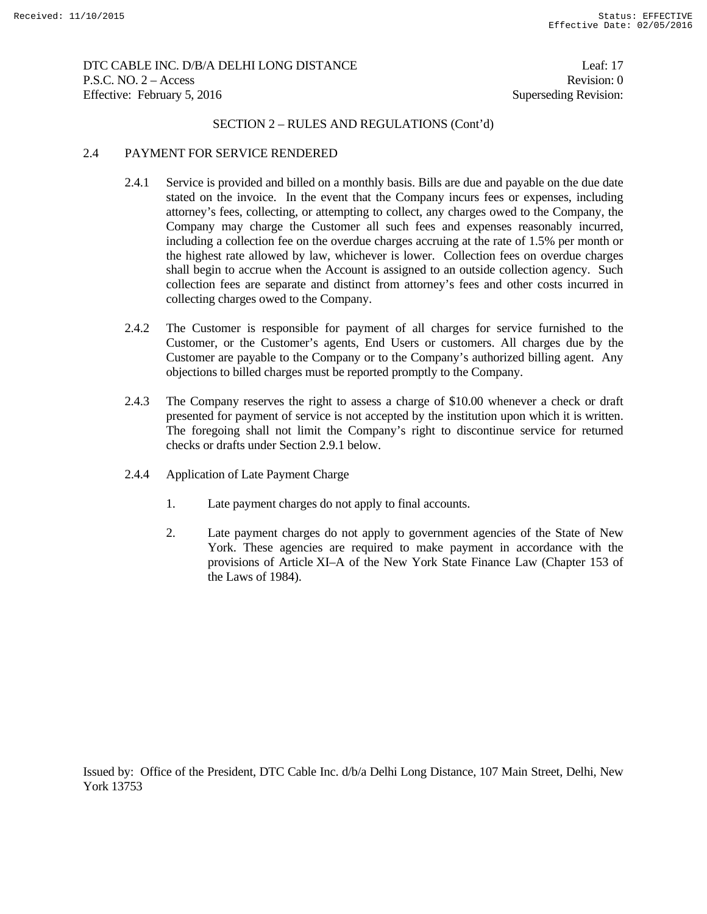## SECTION 2 – RULES AND REGULATIONS (Cont'd)

### 2.4 PAYMENT FOR SERVICE RENDERED

2.4.1 Service is provided and billed on a monthly basis. Bills are due and payable on the due date stated on the invoice. In the event that the Company incurs fees or expenses, including attorney's fees, collecting, or attempting to collect, any charges owed to the Company, the Company may charge the Customer all such fees and expenses reasonably incurred, including a collection fee on the overdue charges accruing at the rate of 1.5% per month or the highest rate allowed by law, whichever is lower. Collection fees on overdue charges shall begin to accrue when the Account is assigned to an outside collection agency. Such collection fees are separate and distinct from attorney's fees and other costs incurred in collecting charges owed to the Company.

2.4.2 The Customer is responsible for payment of all charges for service furnished to the Customer, or the Customer's agents, End Users or customers. All charges due by the Customer are payable to the Company or to the Company's authorized billing agent. Any objections to billed charges must be reported promptly to the Company.

2.4.3 The Company reserves the right to assess a charge of $10.00 whenever a check or draft presented for payment of service is not accepted by the institution upon which it is written. The foregoing shall not limit the Company's right to discontinue service for returned checks or drafts under Section 2.9.1 below.

2.4.4 Application of Late Payment Charge

1. Late payment charges do not apply to final accounts.

2. Late payment charges do not apply to government agencies of the State of New York. These agencies are required to make payment in accordance with the provisions of Article XI–A of the New York State Finance Law (Chapter 153 of the Laws of 1984).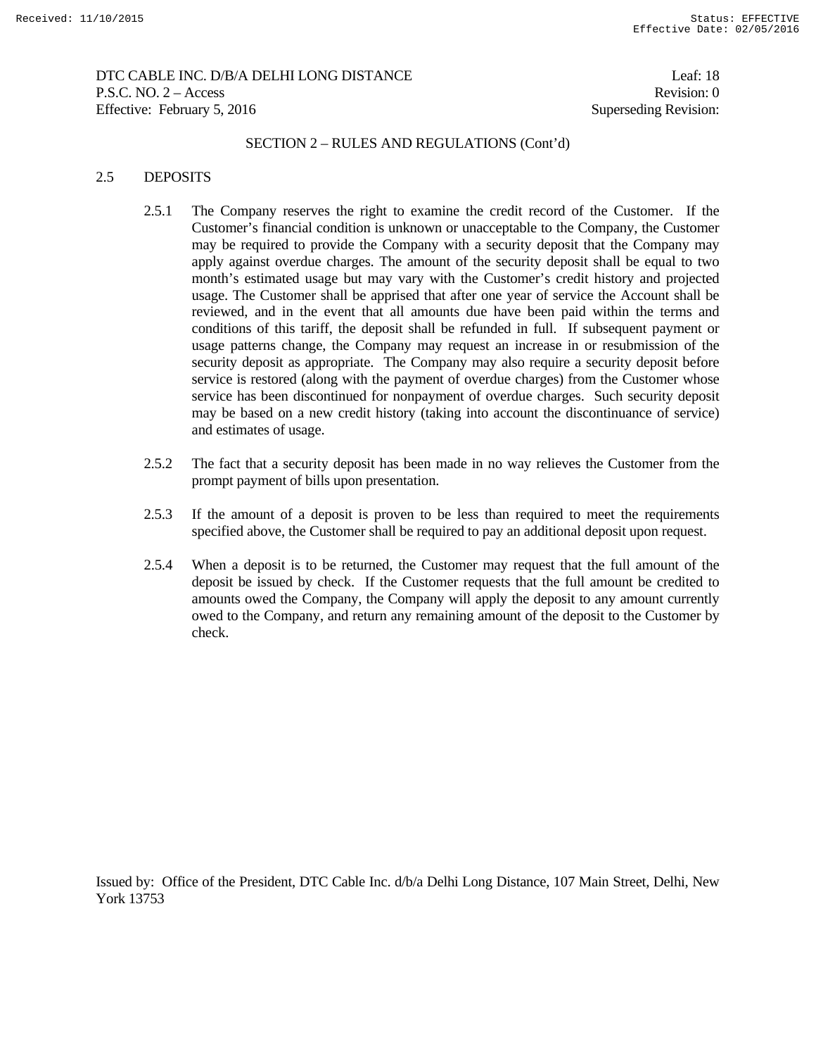SECTION 2 – RULES AND REGULATIONS (Cont'd)

## 2.5 DEPOSITS

2.5.1 The Company reserves the right to examine the credit record of the Customer. If the Customer's financial condition is unknown or unacceptable to the Company, the Customer may be required to provide the Company with a security deposit that the Company may apply against overdue charges. The amount of the security deposit shall be equal to two month's estimated usage but may vary with the Customer's credit history and projected usage. The Customer shall be apprised that after one year of service the Account shall be reviewed, and in the event that all amounts due have been paid within the terms and conditions of this tariff, the deposit shall be refunded in full. If subsequent payment or usage patterns change, the Company may request an increase in or resubmission of the security deposit as appropriate. The Company may also require a security deposit before service is restored (along with the payment of overdue charges) from the Customer whose service has been discontinued for nonpayment of overdue charges. Such security deposit may be based on a new credit history (taking into account the discontinuance of service) and estimates of usage.

2.5.2 The fact that a security deposit has been made in no way relieves the Customer from the prompt payment of bills upon presentation.

2.5.3 If the amount of a deposit is proven to be less than required to meet the requirements specified above, the Customer shall be required to pay an additional deposit upon request.

2.5.4 When a deposit is to be returned, the Customer may request that the full amount of the deposit be issued by check. If the Customer requests that the full amount be credited to amounts owed the Company, the Company will apply the deposit to any amount currently owed to the Company, and return any remaining amount of the deposit to the Customer by check.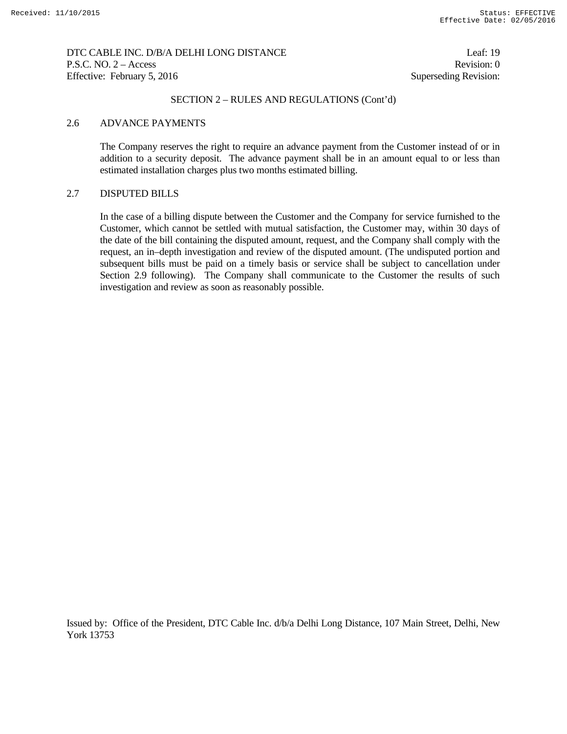SECTION 2 – RULES AND REGULATIONS (Cont'd)

## 2.6 ADVANCE PAYMENTS

The Company reserves the right to require an advance payment from the Customer instead of or in addition to a security deposit. The advance payment shall be in an amount equal to or less than estimated installation charges plus two months estimated billing.

## 2.7 DISPUTED BILLS

In the case of a billing dispute between the Customer and the Company for service furnished to the Customer, which cannot be settled with mutual satisfaction, the Customer may, within 30 days of the date of the bill containing the disputed amount, request, and the Company shall comply with the request, an in–depth investigation and review of the disputed amount. (The undisputed portion and subsequent bills must be paid on a timely basis or service shall be subject to cancellation under Section 2.9 following). The Company shall communicate to the Customer the results of such investigation and review as soon as reasonably possible.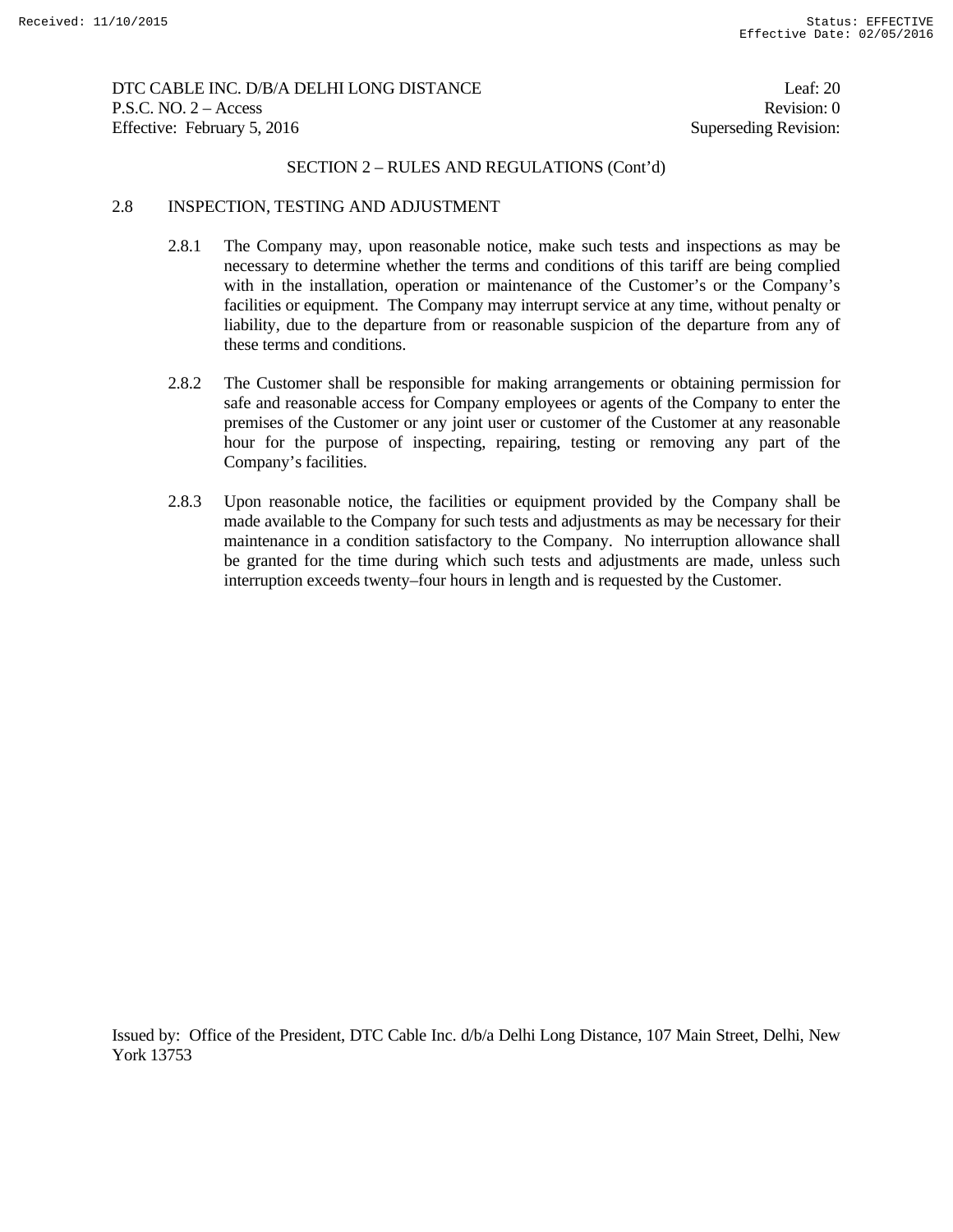SECTION 2 – RULES AND REGULATIONS (Cont'd)

## 2.8 INSPECTION, TESTING AND ADJUSTMENT

2.8.1 The Company may, upon reasonable notice, make such tests and inspections as may be necessary to determine whether the terms and conditions of this tariff are being complied with in the installation, operation or maintenance of the Customer's or the Company's facilities or equipment. The Company may interrupt service at any time, without penalty or liability, due to the departure from or reasonable suspicion of the departure from any of these terms and conditions.

2.8.2 The Customer shall be responsible for making arrangements or obtaining permission for safe and reasonable access for Company employees or agents of the Company to enter the premises of the Customer or any joint user or customer of the Customer at any reasonable hour for the purpose of inspecting, repairing, testing or removing any part of the Company's facilities.

2.8.3 Upon reasonable notice, the facilities or equipment provided by the Company shall be made available to the Company for such tests and adjustments as may be necessary for their maintenance in a condition satisfactory to the Company. No interruption allowance shall be granted for the time during which such tests and adjustments are made, unless such interruption exceeds twenty–four hours in length and is requested by the Customer.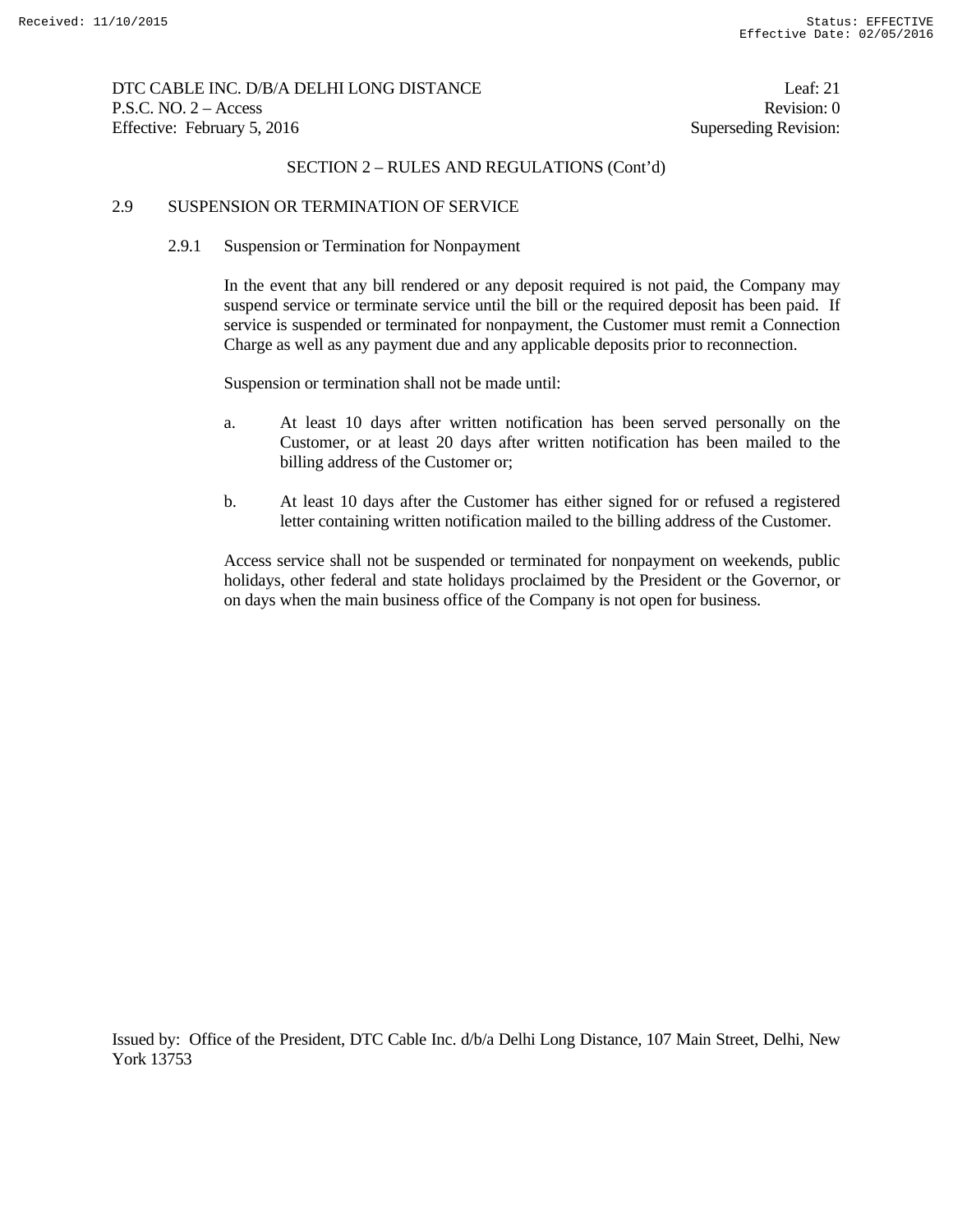SECTION 2 – RULES AND REGULATIONS (Cont'd)

## 2.9 SUSPENSION OR TERMINATION OF SERVICE

### 2.9.1 Suspension or Termination for Nonpayment

In the event that any bill rendered or any deposit required is not paid, the Company may suspend service or terminate service until the bill or the required deposit has been paid. If service is suspended or terminated for nonpayment, the Customer must remit a Connection Charge as well as any payment due and any applicable deposits prior to reconnection.

Suspension or termination shall not be made until:

a. At least 10 days after written notification has been served personally on the Customer, or at least 20 days after written notification has been mailed to the billing address of the Customer or;

b. At least 10 days after the Customer has either signed for or refused a registered letter containing written notification mailed to the billing address of the Customer.

Access service shall not be suspended or terminated for nonpayment on weekends, public holidays, other federal and state holidays proclaimed by the President or the Governor, or on days when the main business office of the Company is not open for business.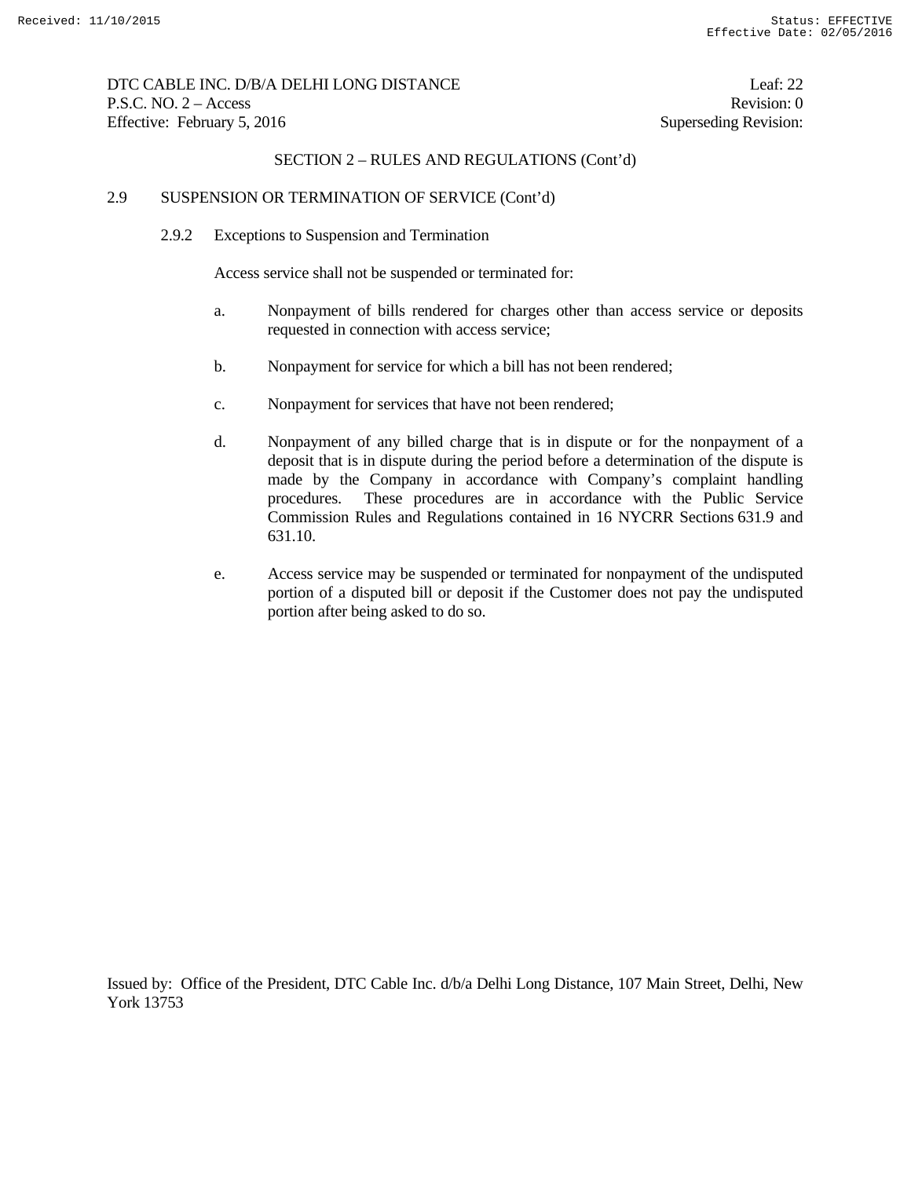## SECTION 2 – RULES AND REGULATIONS (Cont'd)

### 2.9 SUSPENSION OR TERMINATION OF SERVICE (Cont'd)

#### 2.9.2 Exceptions to Suspension and Termination

Access service shall not be suspended or terminated for:

a. Nonpayment of bills rendered for charges other than access service or deposits requested in connection with access service;

b. Nonpayment for service for which a bill has not been rendered;

c. Nonpayment for services that have not been rendered;

d. Nonpayment of any billed charge that is in dispute or for the nonpayment of a deposit that is in dispute during the period before a determination of the dispute is made by the Company in accordance with Company's complaint handling procedures. These procedures are in accordance with the Public Service Commission Rules and Regulations contained in 16 NYCRR Sections 631.9 and 631.10.

e. Access service may be suspended or terminated for nonpayment of the undisputed portion of a disputed bill or deposit if the Customer does not pay the undisputed portion after being asked to do so.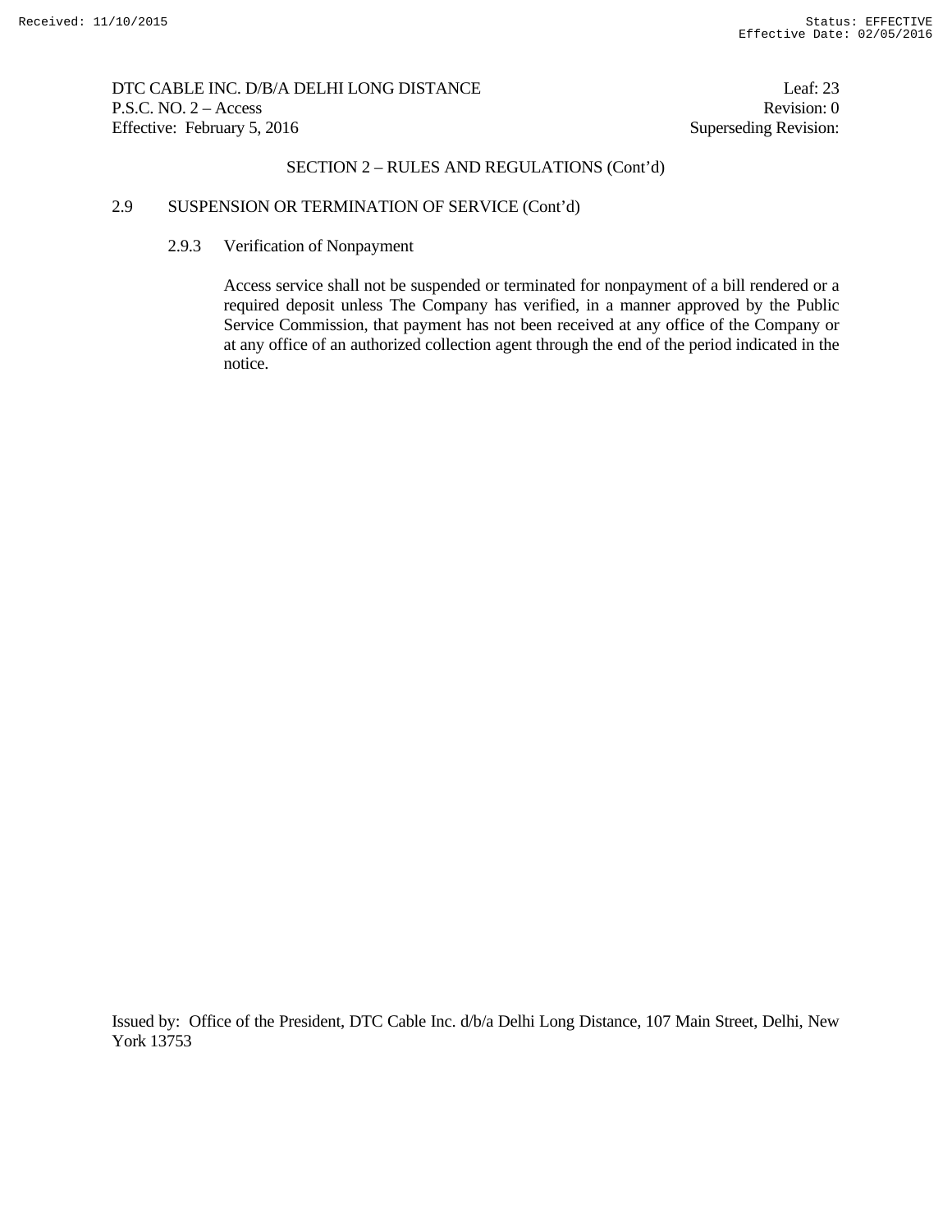## SECTION 2 – RULES AND REGULATIONS (Cont'd)

### 2.9 SUSPENSION OR TERMINATION OF SERVICE (Cont'd)

#### 2.9.3 Verification of Nonpayment

Access service shall not be suspended or terminated for nonpayment of a bill rendered or a required deposit unless The Company has verified, in a manner approved by the Public Service Commission, that payment has not been received at any office of the Company or at any office of an authorized collection agent through the end of the period indicated in the notice.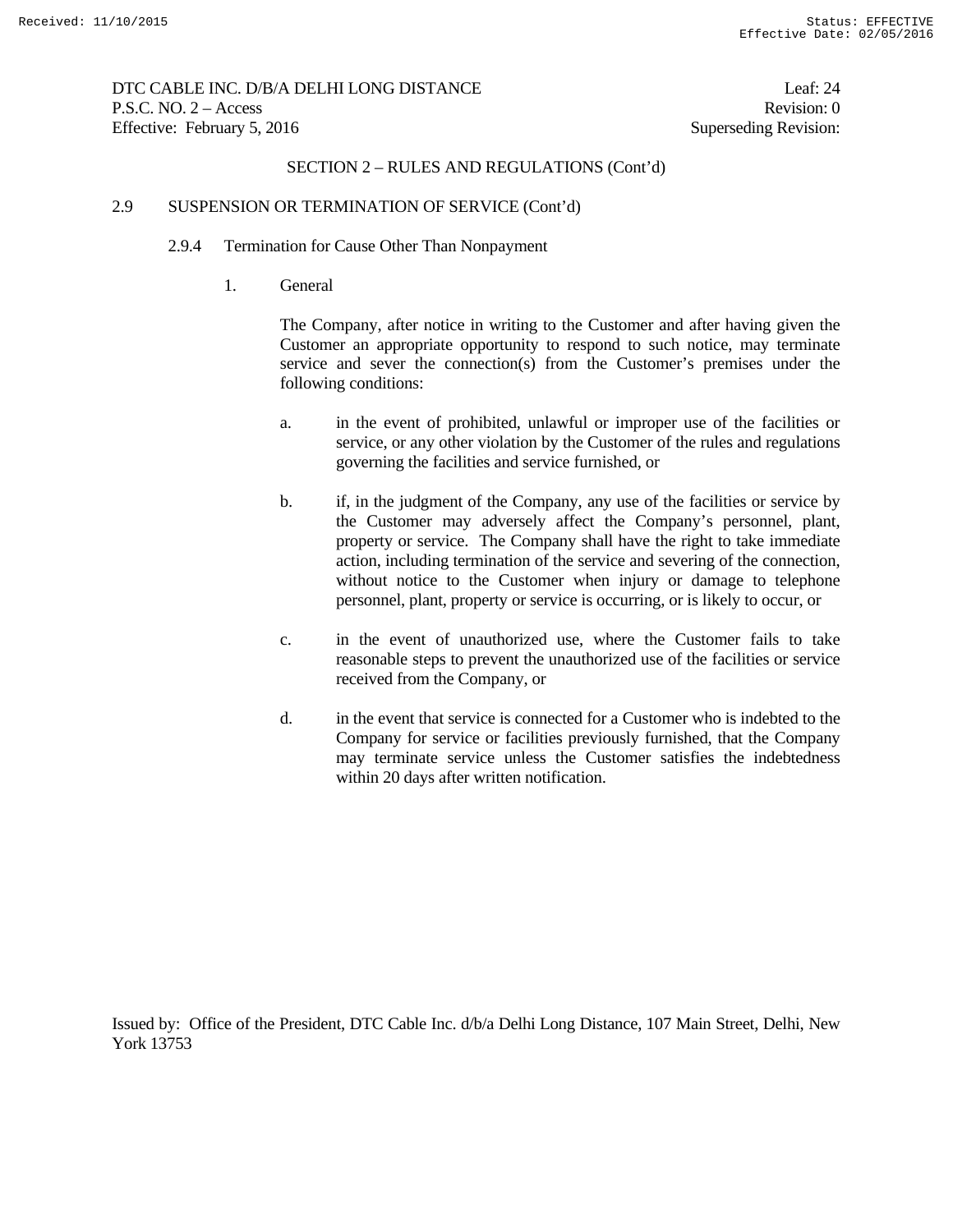SECTION 2 – RULES AND REGULATIONS (Cont'd)

2.9 SUSPENSION OR TERMINATION OF SERVICE (Cont'd)

2.9.4 Termination for Cause Other Than Nonpayment

1. General

The Company, after notice in writing to the Customer and after having given the Customer an appropriate opportunity to respond to such notice, may terminate service and sever the connection(s) from the Customer's premises under the following conditions:

a. in the event of prohibited, unlawful or improper use of the facilities or service, or any other violation by the Customer of the rules and regulations governing the facilities and service furnished, or

b. if, in the judgment of the Company, any use of the facilities or service by the Customer may adversely affect the Company's personnel, plant, property or service. The Company shall have the right to take immediate action, including termination of the service and severing of the connection, without notice to the Customer when injury or damage to telephone personnel, plant, property or service is occurring, or is likely to occur, or

c. in the event of unauthorized use, where the Customer fails to take reasonable steps to prevent the unauthorized use of the facilities or service received from the Company, or

d. in the event that service is connected for a Customer who is indebted to the Company for service or facilities previously furnished, that the Company may terminate service unless the Customer satisfies the indebtedness within 20 days after written notification.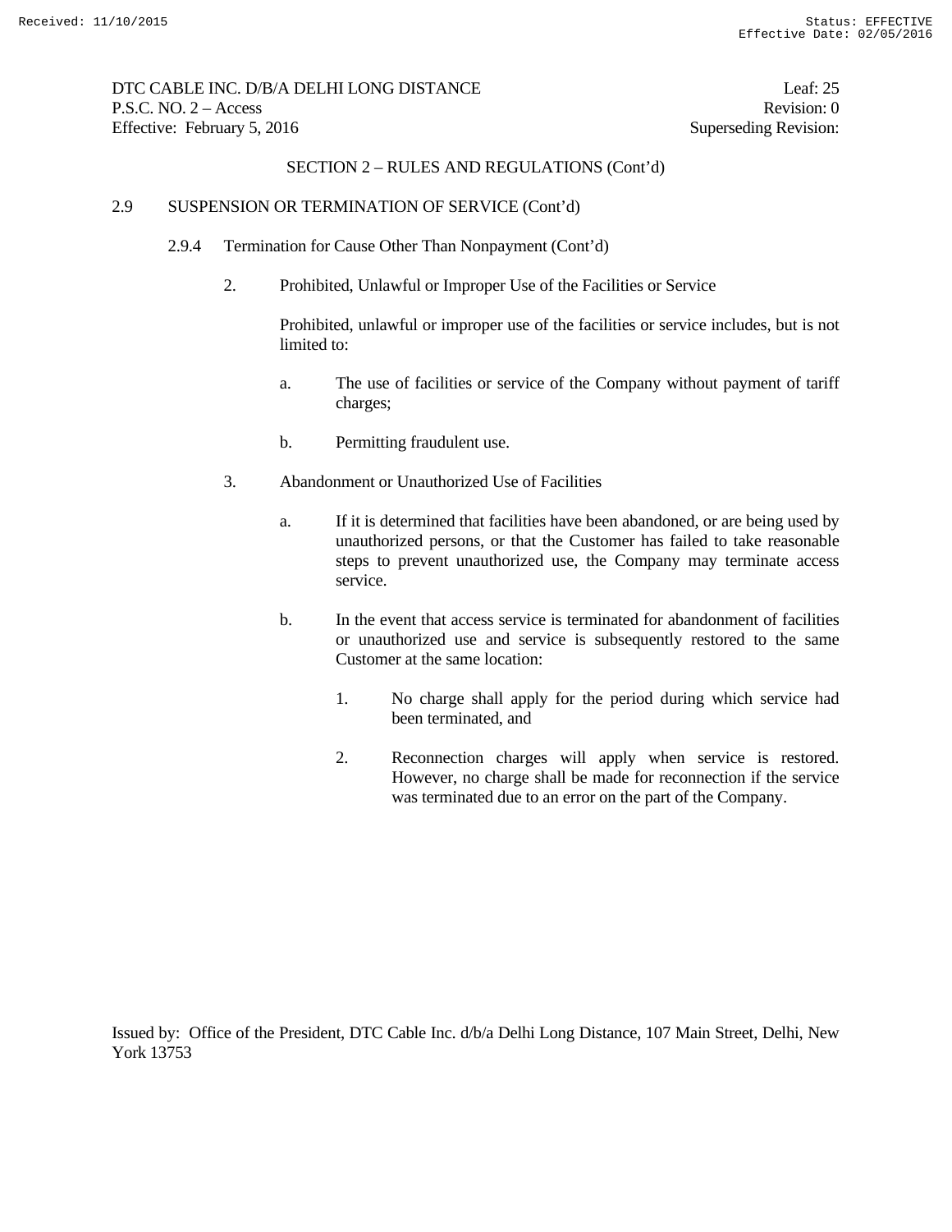SECTION 2 – RULES AND REGULATIONS (Cont'd)

2.9 SUSPENSION OR TERMINATION OF SERVICE (Cont'd)

2.9.4 Termination for Cause Other Than Nonpayment (Cont'd)

2. Prohibited, Unlawful or Improper Use of the Facilities or Service

   Prohibited, unlawful or improper use of the facilities or service includes, but is not limited to:

   a. The use of facilities or service of the Company without payment of tariff charges;

   b. Permitting fraudulent use.

3. Abandonment or Unauthorized Use of Facilities

   a. If it is determined that facilities have been abandoned, or are being used by unauthorized persons, or that the Customer has failed to take reasonable steps to prevent unauthorized use, the Company may terminate access service.

   b. In the event that access service is terminated for abandonment of facilities or unauthorized use and service is subsequently restored to the same Customer at the same location:

      1. No charge shall apply for the period during which service had been terminated, and

      2. Reconnection charges will apply when service is restored. However, no charge shall be made for reconnection if the service was terminated due to an error on the part of the Company.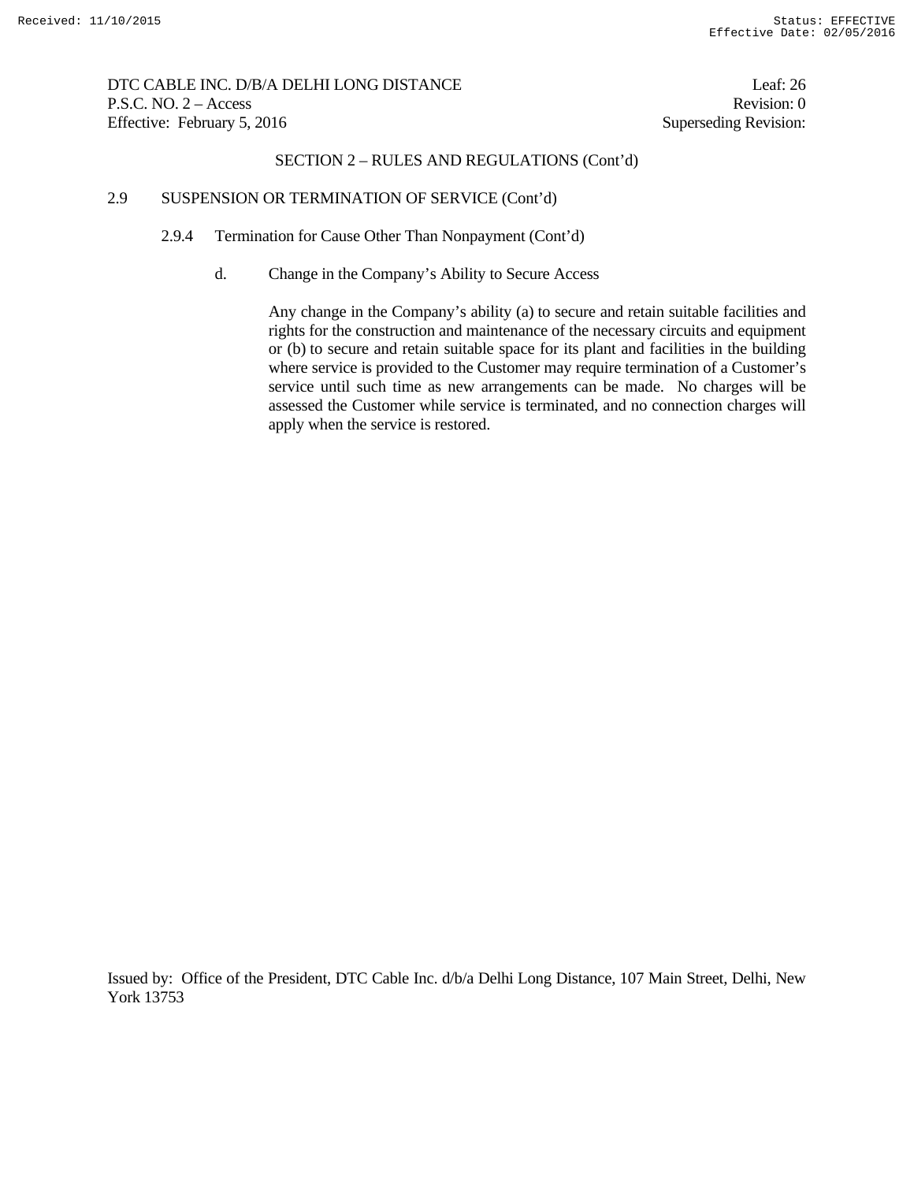SECTION 2 – RULES AND REGULATIONS (Cont'd)

2.9 SUSPENSION OR TERMINATION OF SERVICE (Cont'd)

2.9.4 Termination for Cause Other Than Nonpayment (Cont'd)

d. Change in the Company's Ability to Secure Access

Any change in the Company's ability (a) to secure and retain suitable facilities and rights for the construction and maintenance of the necessary circuits and equipment or (b) to secure and retain suitable space for its plant and facilities in the building where service is provided to the Customer may require termination of a Customer's service until such time as new arrangements can be made. No charges will be assessed the Customer while service is terminated, and no connection charges will apply when the service is restored.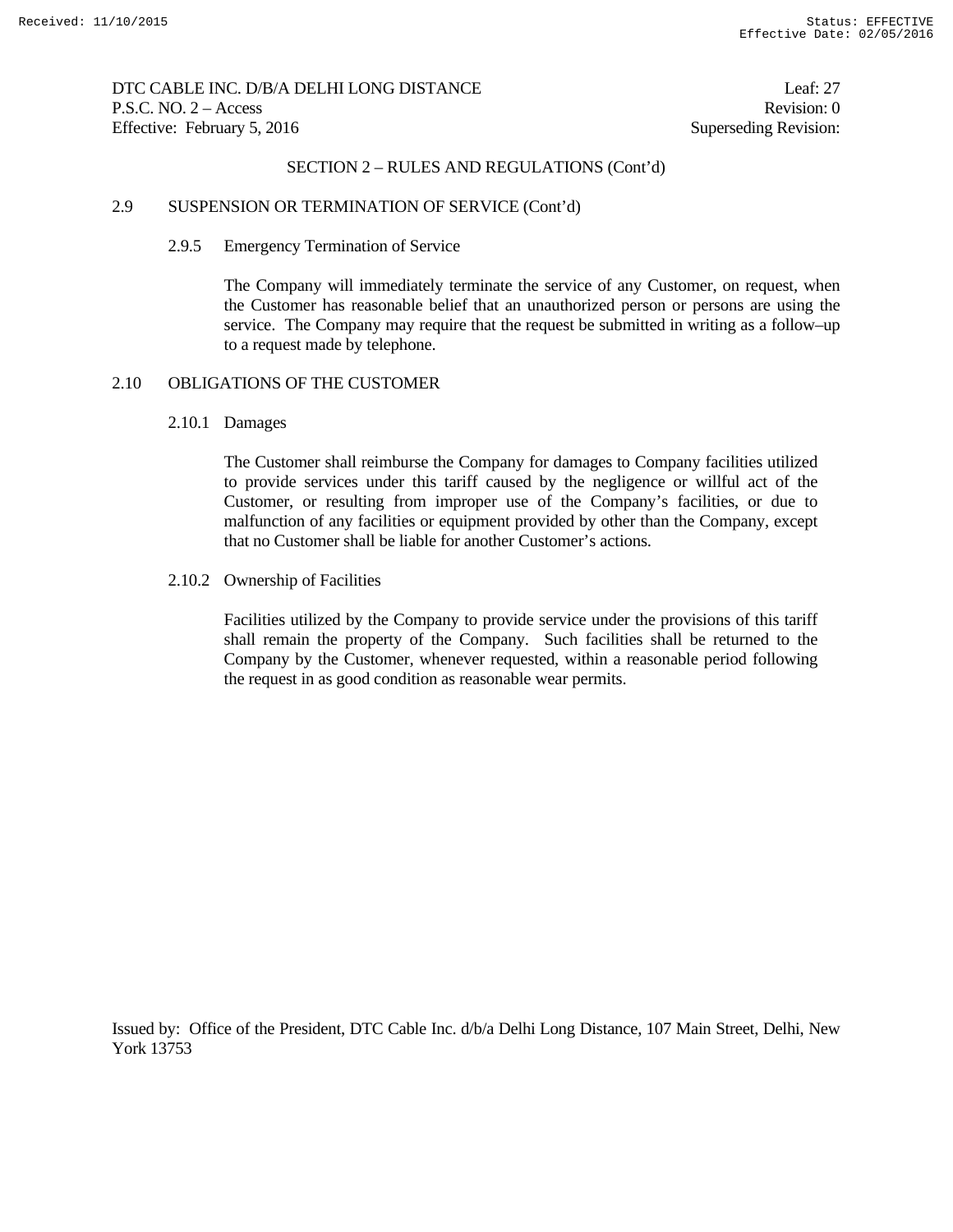SECTION 2 – RULES AND REGULATIONS (Cont'd)

## 2.9 SUSPENSION OR TERMINATION OF SERVICE (Cont'd)

### 2.9.5 Emergency Termination of Service

The Company will immediately terminate the service of any Customer, on request, when the Customer has reasonable belief that an unauthorized person or persons are using the service. The Company may require that the request be submitted in writing as a follow–up to a request made by telephone.

## 2.10 OBLIGATIONS OF THE CUSTOMER

### 2.10.1 Damages

The Customer shall reimburse the Company for damages to Company facilities utilized to provide services under this tariff caused by the negligence or willful act of the Customer, or resulting from improper use of the Company's facilities, or due to malfunction of any facilities or equipment provided by other than the Company, except that no Customer shall be liable for another Customer's actions.

### 2.10.2 Ownership of Facilities

Facilities utilized by the Company to provide service under the provisions of this tariff shall remain the property of the Company. Such facilities shall be returned to the Company by the Customer, whenever requested, within a reasonable period following the request in as good condition as reasonable wear permits.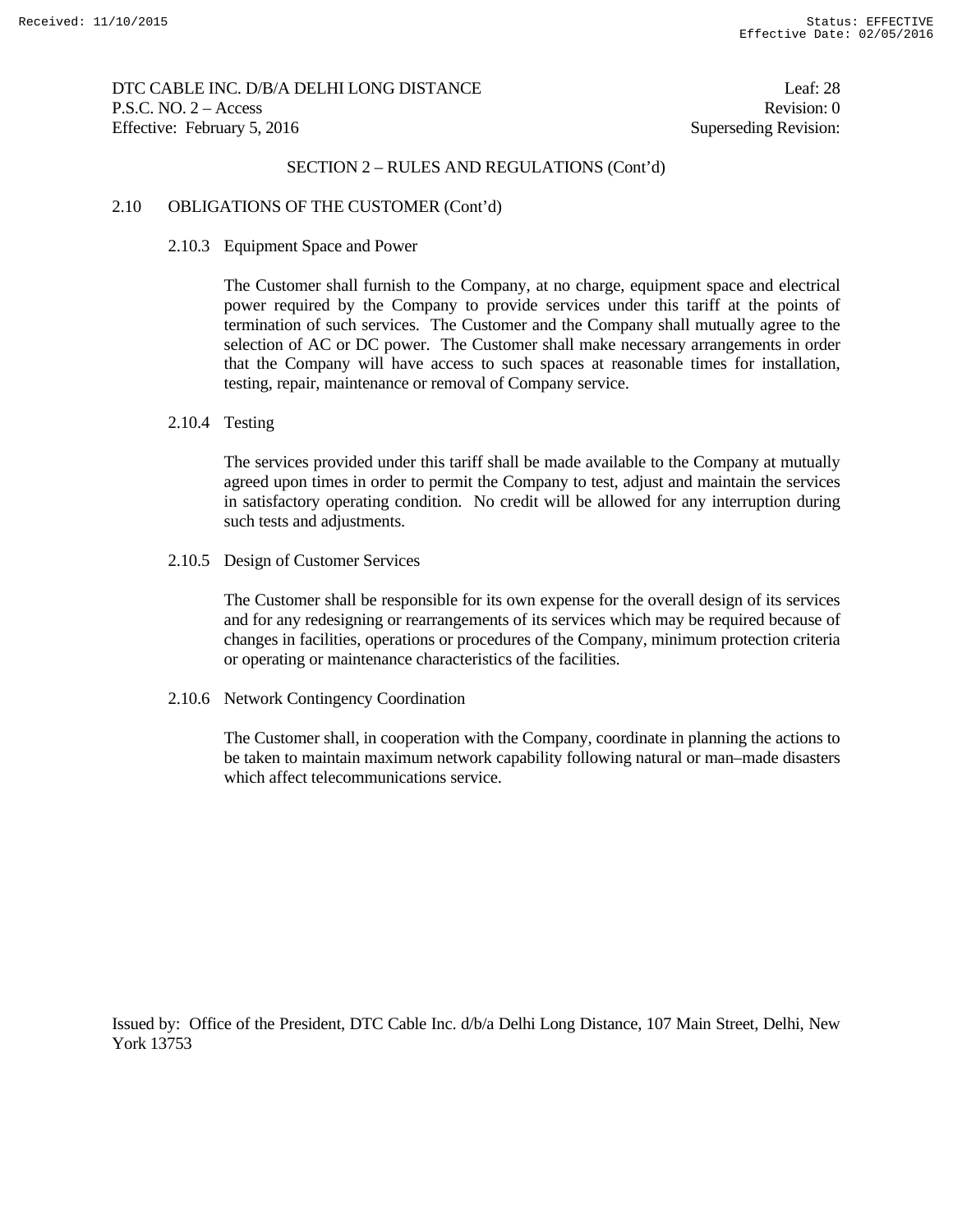SECTION 2 – RULES AND REGULATIONS (Cont'd)

2.10 OBLIGATIONS OF THE CUSTOMER (Cont'd)

2.10.3 Equipment Space and Power

The Customer shall furnish to the Company, at no charge, equipment space and electrical power required by the Company to provide services under this tariff at the points of termination of such services. The Customer and the Company shall mutually agree to the selection of AC or DC power. The Customer shall make necessary arrangements in order that the Company will have access to such spaces at reasonable times for installation, testing, repair, maintenance or removal of Company service.

2.10.4 Testing

The services provided under this tariff shall be made available to the Company at mutually agreed upon times in order to permit the Company to test, adjust and maintain the services in satisfactory operating condition. No credit will be allowed for any interruption during such tests and adjustments.

2.10.5 Design of Customer Services

The Customer shall be responsible for its own expense for the overall design of its services and for any redesigning or rearrangements of its services which may be required because of changes in facilities, operations or procedures of the Company, minimum protection criteria or operating or maintenance characteristics of the facilities.

2.10.6 Network Contingency Coordination

The Customer shall, in cooperation with the Company, coordinate in planning the actions to be taken to maintain maximum network capability following natural or man–made disasters which affect telecommunications service.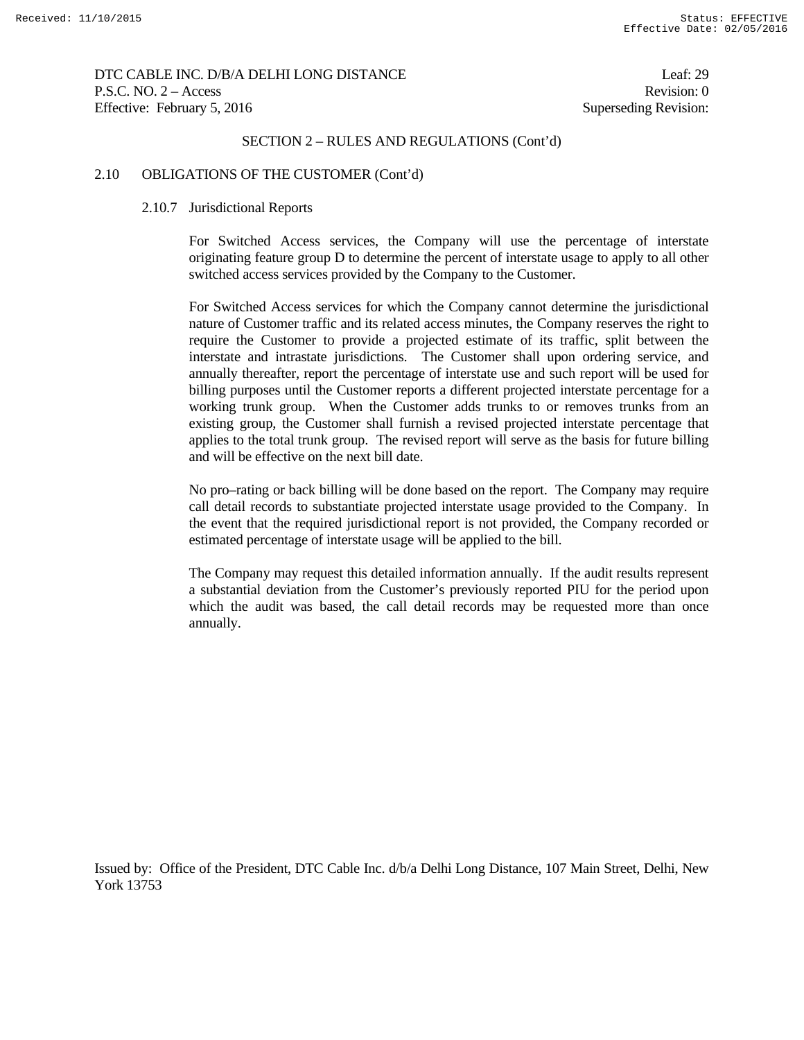SECTION 2 – RULES AND REGULATIONS (Cont'd)

2.10 OBLIGATIONS OF THE CUSTOMER (Cont'd)

2.10.7 Jurisdictional Reports

For Switched Access services, the Company will use the percentage of interstate originating feature group D to determine the percent of interstate usage to apply to all other switched access services provided by the Company to the Customer.

For Switched Access services for which the Company cannot determine the jurisdictional nature of Customer traffic and its related access minutes, the Company reserves the right to require the Customer to provide a projected estimate of its traffic, split between the interstate and intrastate jurisdictions. The Customer shall upon ordering service, and annually thereafter, report the percentage of interstate use and such report will be used for billing purposes until the Customer reports a different projected interstate percentage for a working trunk group. When the Customer adds trunks to or removes trunks from an existing group, the Customer shall furnish a revised projected interstate percentage that applies to the total trunk group. The revised report will serve as the basis for future billing and will be effective on the next bill date.

No pro–rating or back billing will be done based on the report. The Company may require call detail records to substantiate projected interstate usage provided to the Company. In the event that the required jurisdictional report is not provided, the Company recorded or estimated percentage of interstate usage will be applied to the bill.

The Company may request this detailed information annually. If the audit results represent a substantial deviation from the Customer's previously reported PIU for the period upon which the audit was based, the call detail records may be requested more than once annually.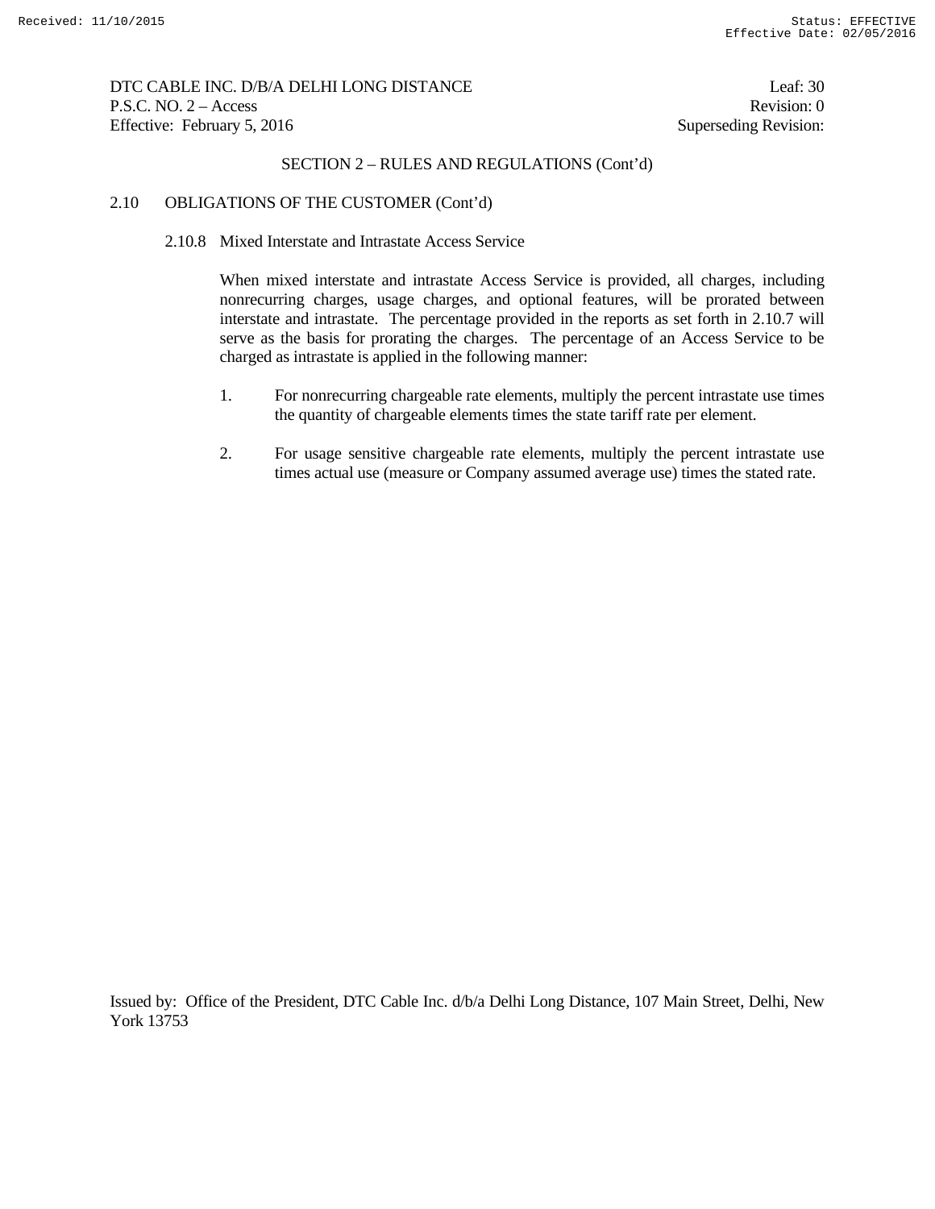SECTION 2 – RULES AND REGULATIONS (Cont'd)

2.10 OBLIGATIONS OF THE CUSTOMER (Cont'd)

2.10.8 Mixed Interstate and Intrastate Access Service

When mixed interstate and intrastate Access Service is provided, all charges, including nonrecurring charges, usage charges, and optional features, will be prorated between interstate and intrastate. The percentage provided in the reports as set forth in 2.10.7 will serve as the basis for prorating the charges. The percentage of an Access Service to be charged as intrastate is applied in the following manner:

1. For nonrecurring chargeable rate elements, multiply the percent intrastate use times the quantity of chargeable elements times the state tariff rate per element.

2. For usage sensitive chargeable rate elements, multiply the percent intrastate use times actual use (measure or Company assumed average use) times the stated rate.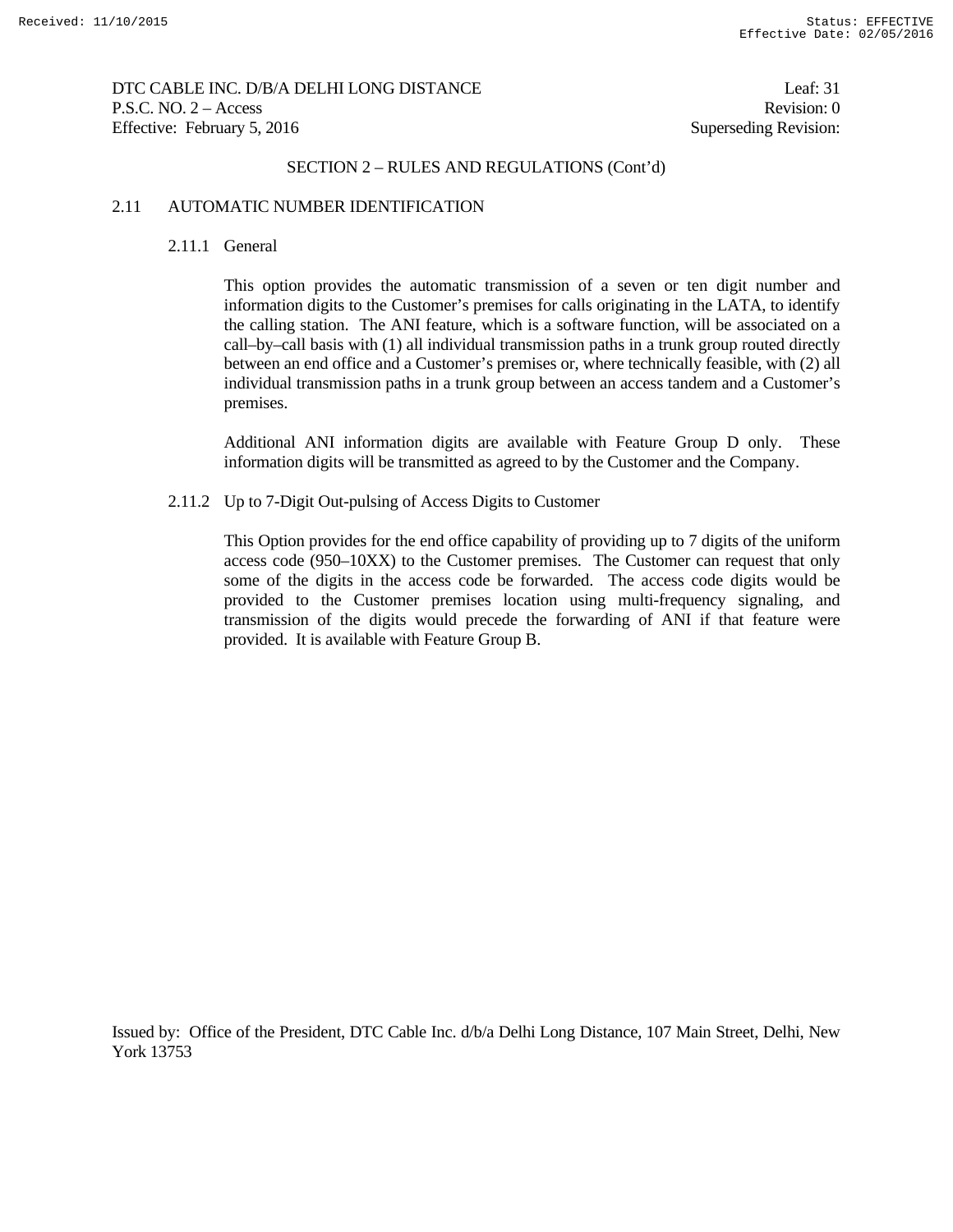SECTION 2 – RULES AND REGULATIONS (Cont'd)

## 2.11 AUTOMATIC NUMBER IDENTIFICATION

### 2.11.1 General

This option provides the automatic transmission of a seven or ten digit number and information digits to the Customer's premises for calls originating in the LATA, to identify the calling station. The ANI feature, which is a software function, will be associated on a call–by–call basis with (1) all individual transmission paths in a trunk group routed directly between an end office and a Customer's premises or, where technically feasible, with (2) all individual transmission paths in a trunk group between an access tandem and a Customer's premises.

Additional ANI information digits are available with Feature Group D only. These information digits will be transmitted as agreed to by the Customer and the Company.

### 2.11.2 Up to 7-Digit Out-pulsing of Access Digits to Customer

This Option provides for the end office capability of providing up to 7 digits of the uniform access code (950–10XX) to the Customer premises. The Customer can request that only some of the digits in the access code be forwarded. The access code digits would be provided to the Customer premises location using multi-frequency signaling, and transmission of the digits would precede the forwarding of ANI if that feature were provided. It is available with Feature Group B.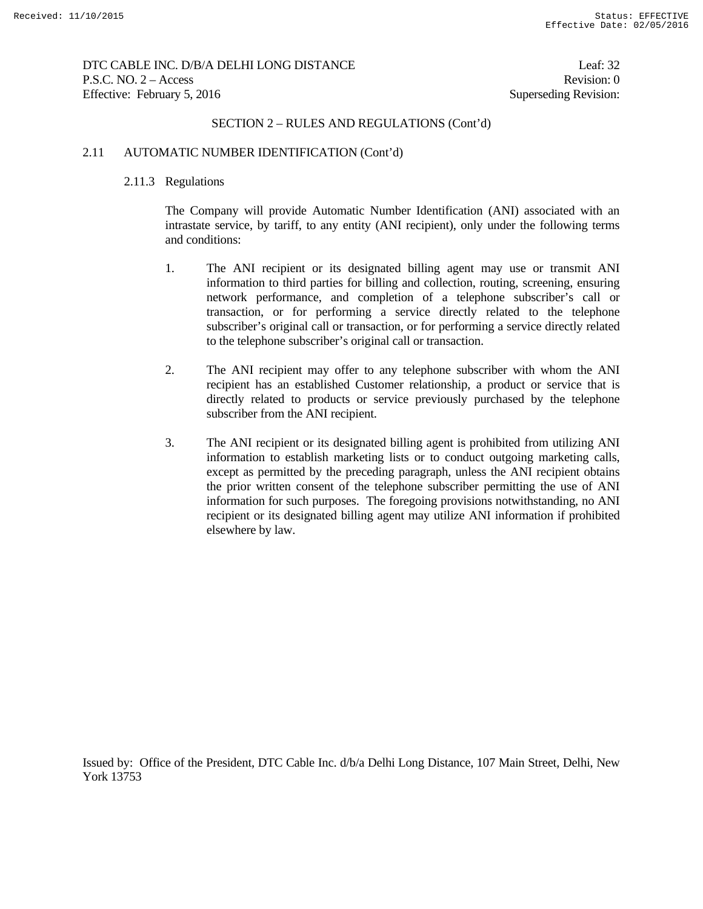SECTION 2 – RULES AND REGULATIONS (Cont'd)

## 2.11 AUTOMATIC NUMBER IDENTIFICATION (Cont'd)

### 2.11.3 Regulations

The Company will provide Automatic Number Identification (ANI) associated with an intrastate service, by tariff, to any entity (ANI recipient), only under the following terms and conditions:

1. The ANI recipient or its designated billing agent may use or transmit ANI information to third parties for billing and collection, routing, screening, ensuring network performance, and completion of a telephone subscriber's call or transaction, or for performing a service directly related to the telephone subscriber's original call or transaction, or for performing a service directly related to the telephone subscriber's original call or transaction.

2. The ANI recipient may offer to any telephone subscriber with whom the ANI recipient has an established Customer relationship, a product or service that is directly related to products or service previously purchased by the telephone subscriber from the ANI recipient.

3. The ANI recipient or its designated billing agent is prohibited from utilizing ANI information to establish marketing lists or to conduct outgoing marketing calls, except as permitted by the preceding paragraph, unless the ANI recipient obtains the prior written consent of the telephone subscriber permitting the use of ANI information for such purposes. The foregoing provisions notwithstanding, no ANI recipient or its designated billing agent may utilize ANI information if prohibited elsewhere by law.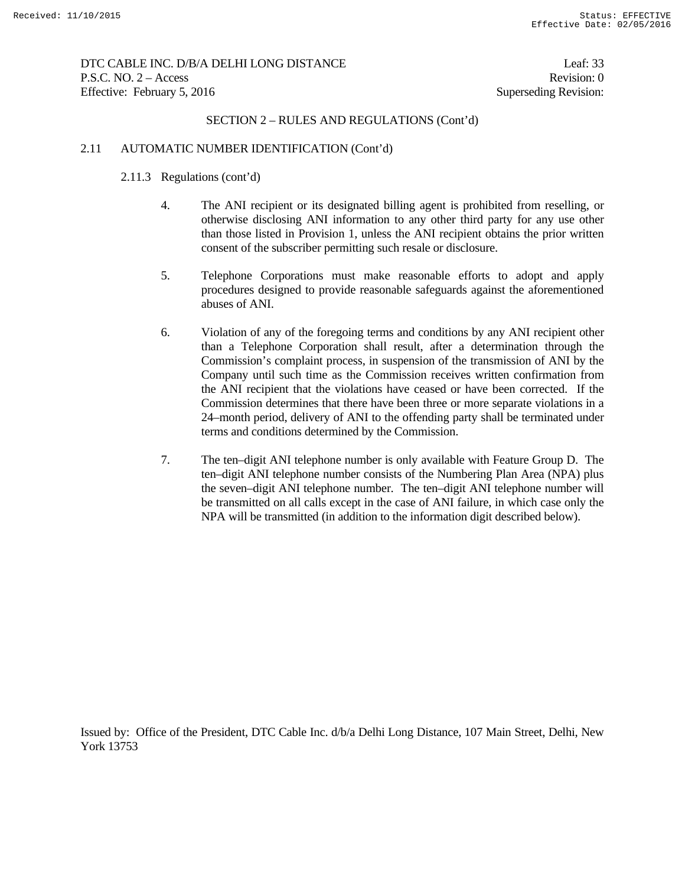SECTION 2 – RULES AND REGULATIONS (Cont'd)

2.11 AUTOMATIC NUMBER IDENTIFICATION (Cont'd)

2.11.3 Regulations (cont'd)

4. The ANI recipient or its designated billing agent is prohibited from reselling, or otherwise disclosing ANI information to any other third party for any use other than those listed in Provision 1, unless the ANI recipient obtains the prior written consent of the subscriber permitting such resale or disclosure.

5. Telephone Corporations must make reasonable efforts to adopt and apply procedures designed to provide reasonable safeguards against the aforementioned abuses of ANI.

6. Violation of any of the foregoing terms and conditions by any ANI recipient other than a Telephone Corporation shall result, after a determination through the Commission's complaint process, in suspension of the transmission of ANI by the Company until such time as the Commission receives written confirmation from the ANI recipient that the violations have ceased or have been corrected. If the Commission determines that there have been three or more separate violations in a 24–month period, delivery of ANI to the offending party shall be terminated under terms and conditions determined by the Commission.

7. The ten–digit ANI telephone number is only available with Feature Group D. The ten–digit ANI telephone number consists of the Numbering Plan Area (NPA) plus the seven–digit ANI telephone number. The ten–digit ANI telephone number will be transmitted on all calls except in the case of ANI failure, in which case only the NPA will be transmitted (in addition to the information digit described below).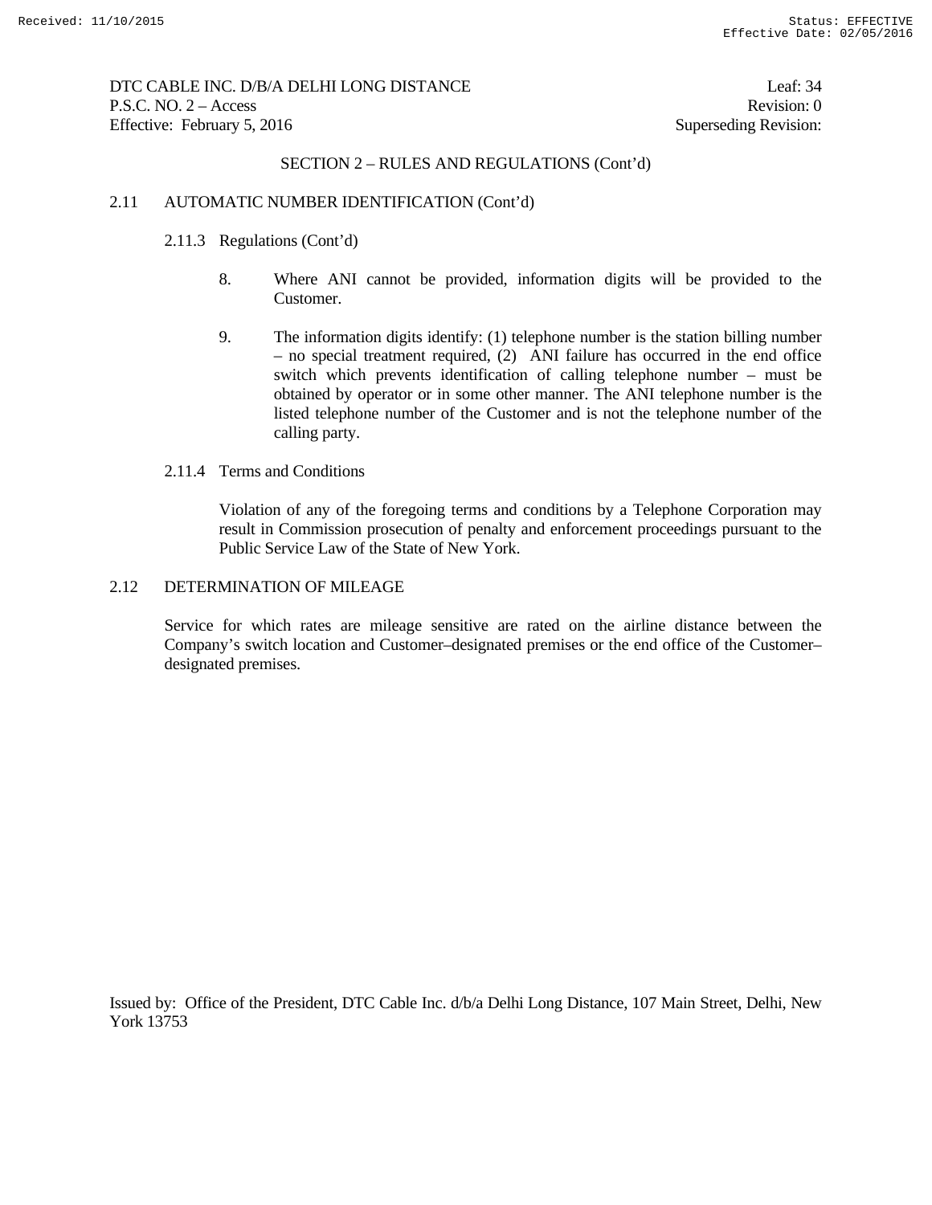SECTION 2 – RULES AND REGULATIONS (Cont'd)

2.11 AUTOMATIC NUMBER IDENTIFICATION (Cont'd)

2.11.3 Regulations (Cont'd)

8. Where ANI cannot be provided, information digits will be provided to the Customer.

9. The information digits identify: (1) telephone number is the station billing number – no special treatment required, (2) ANI failure has occurred in the end office switch which prevents identification of calling telephone number – must be obtained by operator or in some other manner. The ANI telephone number is the listed telephone number of the Customer and is not the telephone number of the calling party.

2.11.4 Terms and Conditions

Violation of any of the foregoing terms and conditions by a Telephone Corporation may result in Commission prosecution of penalty and enforcement proceedings pursuant to the Public Service Law of the State of New York.

2.12 DETERMINATION OF MILEAGE

Service for which rates are mileage sensitive are rated on the airline distance between the Company's switch location and Customer–designated premises or the end office of the Customer–designated premises.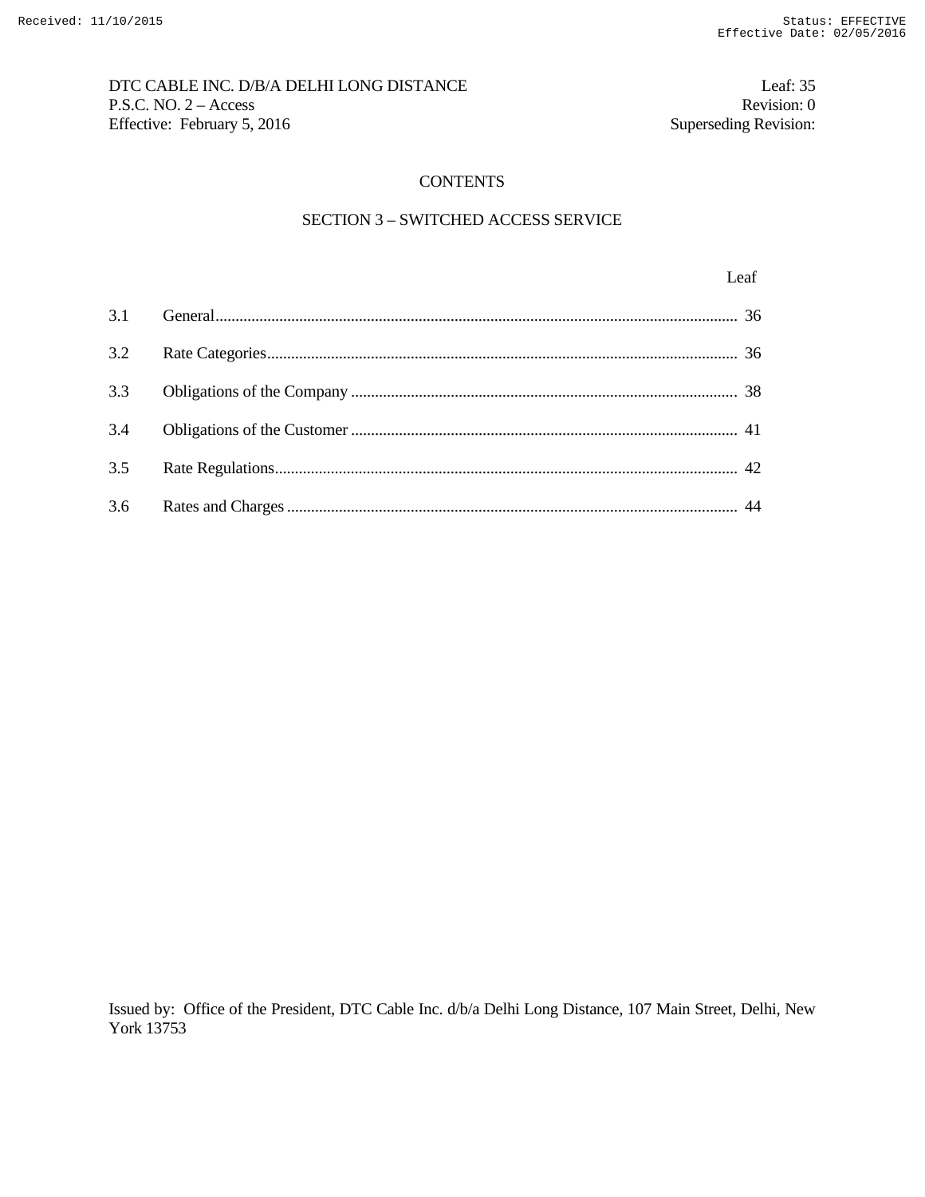# CONTENTS

## SECTION 3 – SWITCHED ACCESS SERVICE

| | | Leaf |
|---|---|---|
| 3.1 | General | 36 |
| 3.2 | Rate Categories | 36 |
| 3.3 | Obligations of the Company | 38 |
| 3.4 | Obligations of the Customer | 41 |
| 3.5 | Rate Regulations | 42 |
| 3.6 | Rates and Charges | 44 |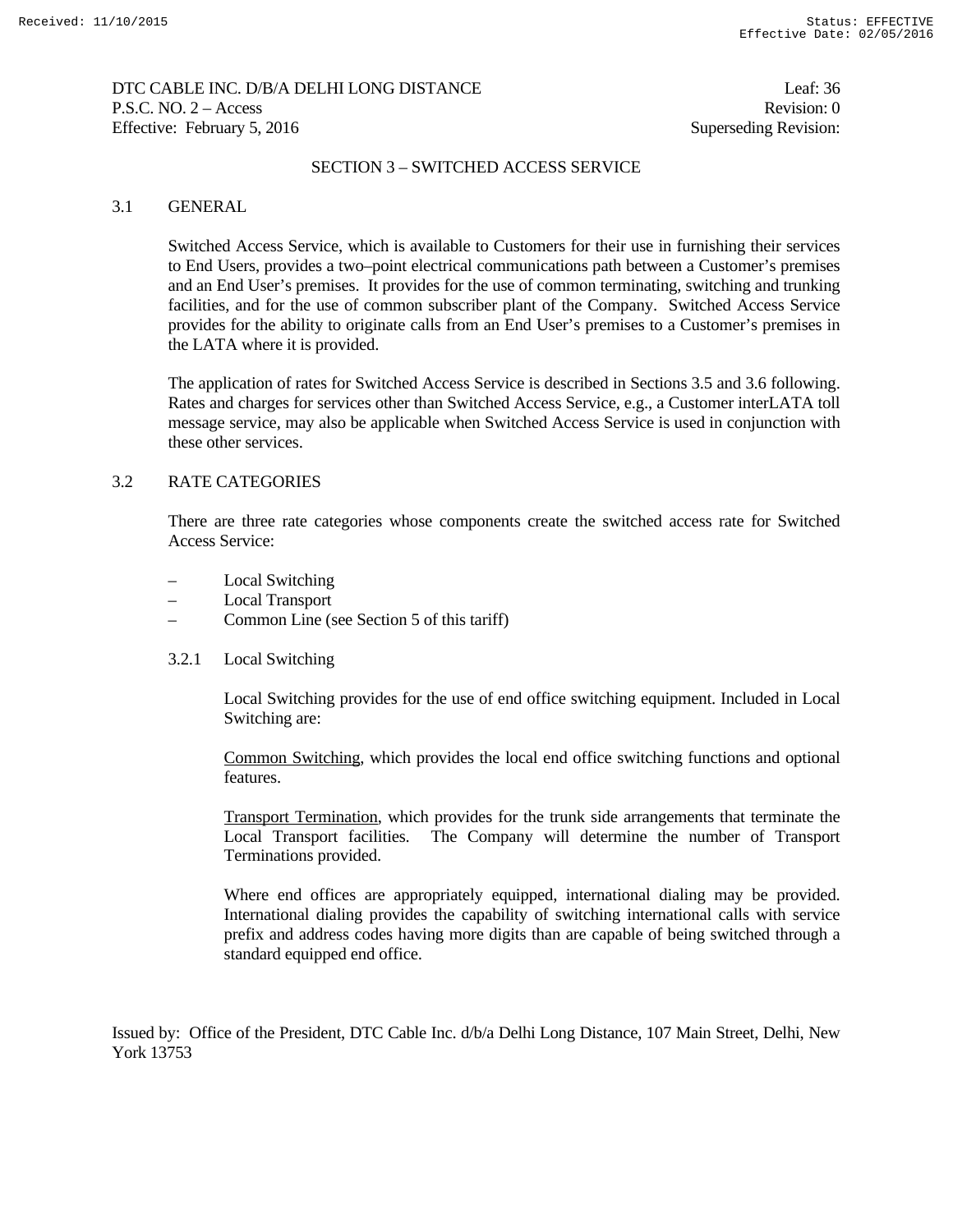## SECTION 3 – SWITCHED ACCESS SERVICE

### 3.1 GENERAL

Switched Access Service, which is available to Customers for their use in furnishing their services to End Users, provides a two–point electrical communications path between a Customer's premises and an End User's premises. It provides for the use of common terminating, switching and trunking facilities, and for the use of common subscriber plant of the Company. Switched Access Service provides for the ability to originate calls from an End User's premises to a Customer's premises in the LATA where it is provided.

The application of rates for Switched Access Service is described in Sections 3.5 and 3.6 following. Rates and charges for services other than Switched Access Service, e.g., a Customer interLATA toll message service, may also be applicable when Switched Access Service is used in conjunction with these other services.

### 3.2 RATE CATEGORIES

There are three rate categories whose components create the switched access rate for Switched Access Service:

- Local Switching
- Local Transport
- Common Line (see Section 5 of this tariff)

#### 3.2.1 Local Switching

Local Switching provides for the use of end office switching equipment. Included in Local Switching are:

Common Switching, which provides the local end office switching functions and optional features.

Transport Termination, which provides for the trunk side arrangements that terminate the Local Transport facilities. The Company will determine the number of Transport Terminations provided.

Where end offices are appropriately equipped, international dialing may be provided. International dialing provides the capability of switching international calls with service prefix and address codes having more digits than are capable of being switched through a standard equipped end office.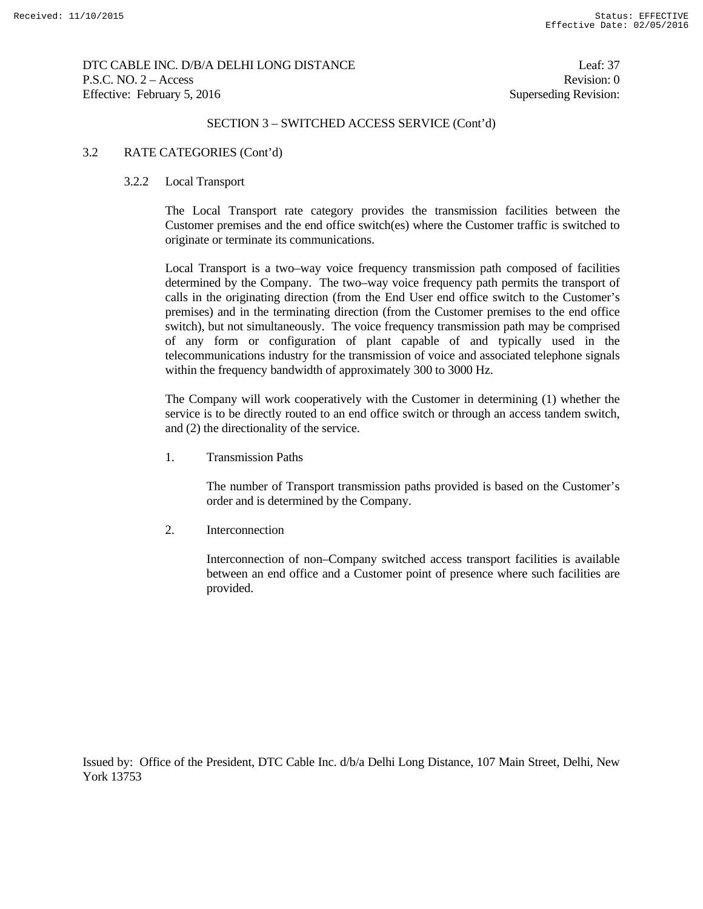## SECTION 3 – SWITCHED ACCESS SERVICE (Cont'd)

### 3.2 RATE CATEGORIES (Cont'd)

#### 3.2.2 Local Transport

The Local Transport rate category provides the transmission facilities between the Customer premises and the end office switch(es) where the Customer traffic is switched to originate or terminate its communications.

Local Transport is a two–way voice frequency transmission path composed of facilities determined by the Company. The two–way voice frequency path permits the transport of calls in the originating direction (from the End User end office switch to the Customer's premises) and in the terminating direction (from the Customer premises to the end office switch), but not simultaneously. The voice frequency transmission path may be comprised of any form or configuration of plant capable of and typically used in the telecommunications industry for the transmission of voice and associated telephone signals within the frequency bandwidth of approximately 300 to 3000 Hz.

The Company will work cooperatively with the Customer in determining (1) whether the service is to be directly routed to an end office switch or through an access tandem switch, and (2) the directionality of the service.

1. Transmission Paths

   The number of Transport transmission paths provided is based on the Customer's order and is determined by the Company.

2. Interconnection

   Interconnection of non–Company switched access transport facilities is available between an end office and a Customer point of presence where such facilities are provided.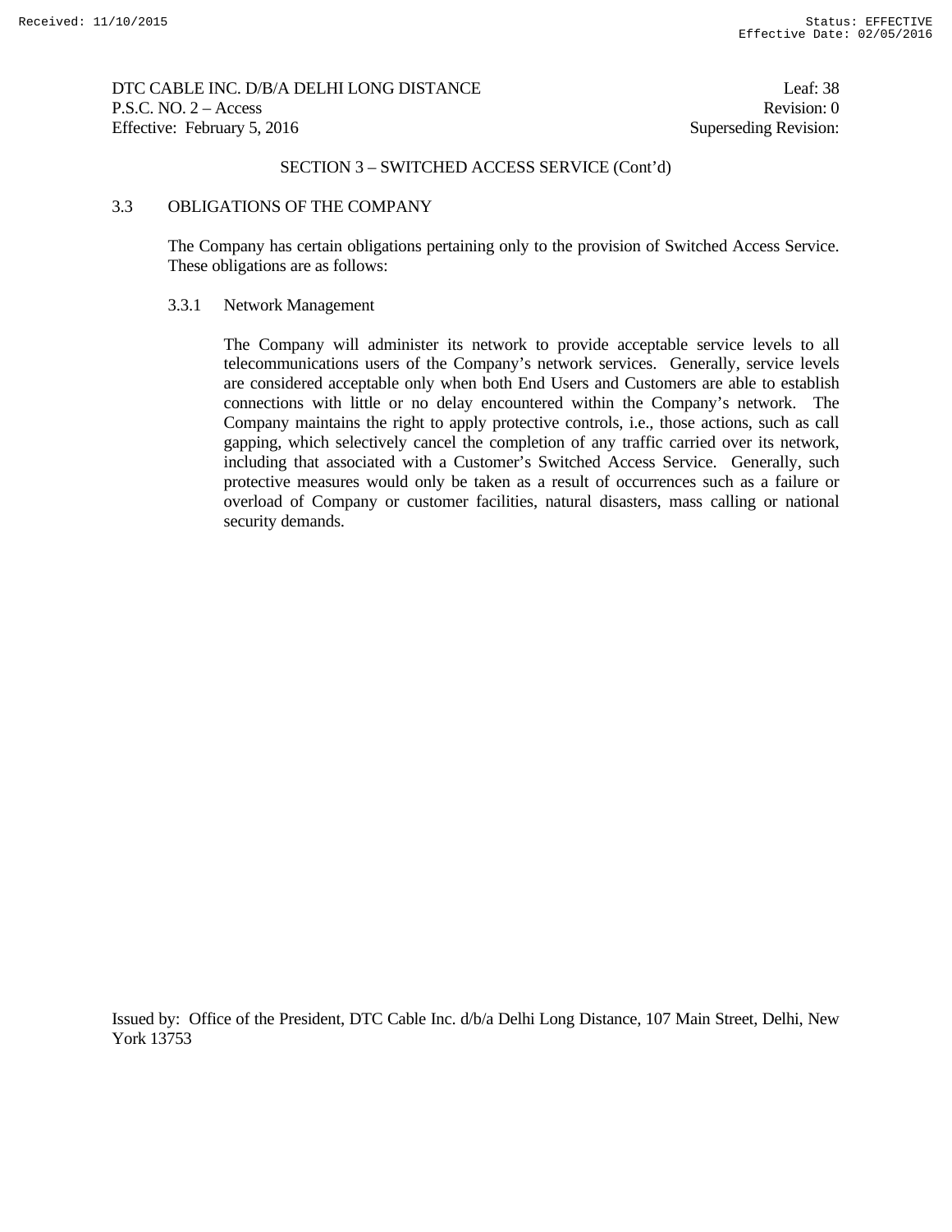## SECTION 3 – SWITCHED ACCESS SERVICE (Cont'd)

### 3.3 OBLIGATIONS OF THE COMPANY

The Company has certain obligations pertaining only to the provision of Switched Access Service. These obligations are as follows:

#### 3.3.1 Network Management

The Company will administer its network to provide acceptable service levels to all telecommunications users of the Company's network services. Generally, service levels are considered acceptable only when both End Users and Customers are able to establish connections with little or no delay encountered within the Company's network. The Company maintains the right to apply protective controls, i.e., those actions, such as call gapping, which selectively cancel the completion of any traffic carried over its network, including that associated with a Customer's Switched Access Service. Generally, such protective measures would only be taken as a result of occurrences such as a failure or overload of Company or customer facilities, natural disasters, mass calling or national security demands.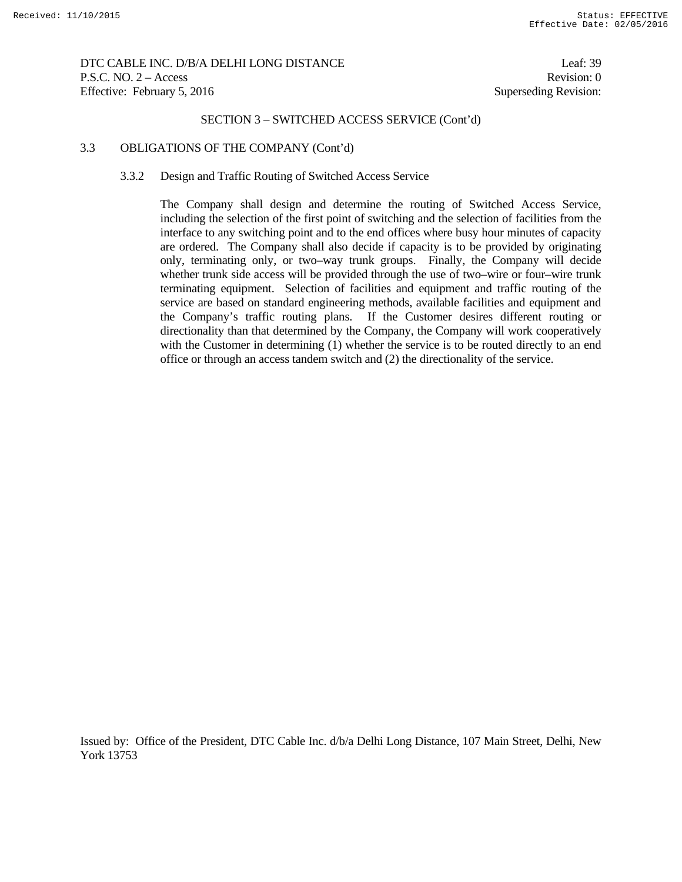## SECTION 3 – SWITCHED ACCESS SERVICE (Cont'd)

### 3.3 OBLIGATIONS OF THE COMPANY (Cont'd)

#### 3.3.2 Design and Traffic Routing of Switched Access Service

The Company shall design and determine the routing of Switched Access Service, including the selection of the first point of switching and the selection of facilities from the interface to any switching point and to the end offices where busy hour minutes of capacity are ordered. The Company shall also decide if capacity is to be provided by originating only, terminating only, or two–way trunk groups. Finally, the Company will decide whether trunk side access will be provided through the use of two–wire or four–wire trunk terminating equipment. Selection of facilities and equipment and traffic routing of the service are based on standard engineering methods, available facilities and equipment and the Company's traffic routing plans. If the Customer desires different routing or directionality than that determined by the Company, the Company will work cooperatively with the Customer in determining (1) whether the service is to be routed directly to an end office or through an access tandem switch and (2) the directionality of the service.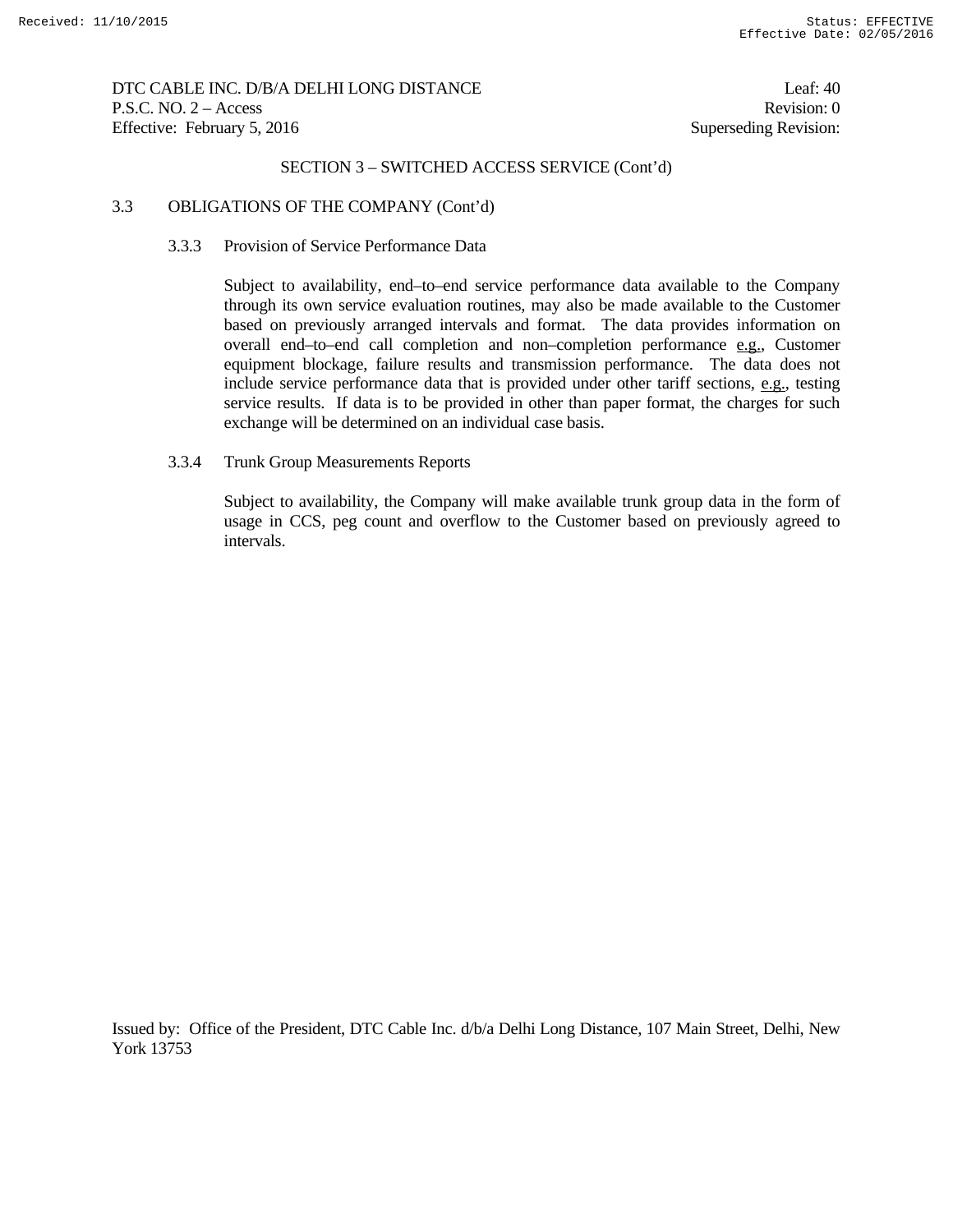SECTION 3 – SWITCHED ACCESS SERVICE (Cont'd)

3.3 OBLIGATIONS OF THE COMPANY (Cont'd)

3.3.3 Provision of Service Performance Data

Subject to availability, end–to–end service performance data available to the Company through its own service evaluation routines, may also be made available to the Customer based on previously arranged intervals and format. The data provides information on overall end–to–end call completion and non–completion performance e.g., Customer equipment blockage, failure results and transmission performance. The data does not include service performance data that is provided under other tariff sections, e.g., testing service results. If data is to be provided in other than paper format, the charges for such exchange will be determined on an individual case basis.

3.3.4 Trunk Group Measurements Reports

Subject to availability, the Company will make available trunk group data in the form of usage in CCS, peg count and overflow to the Customer based on previously agreed to intervals.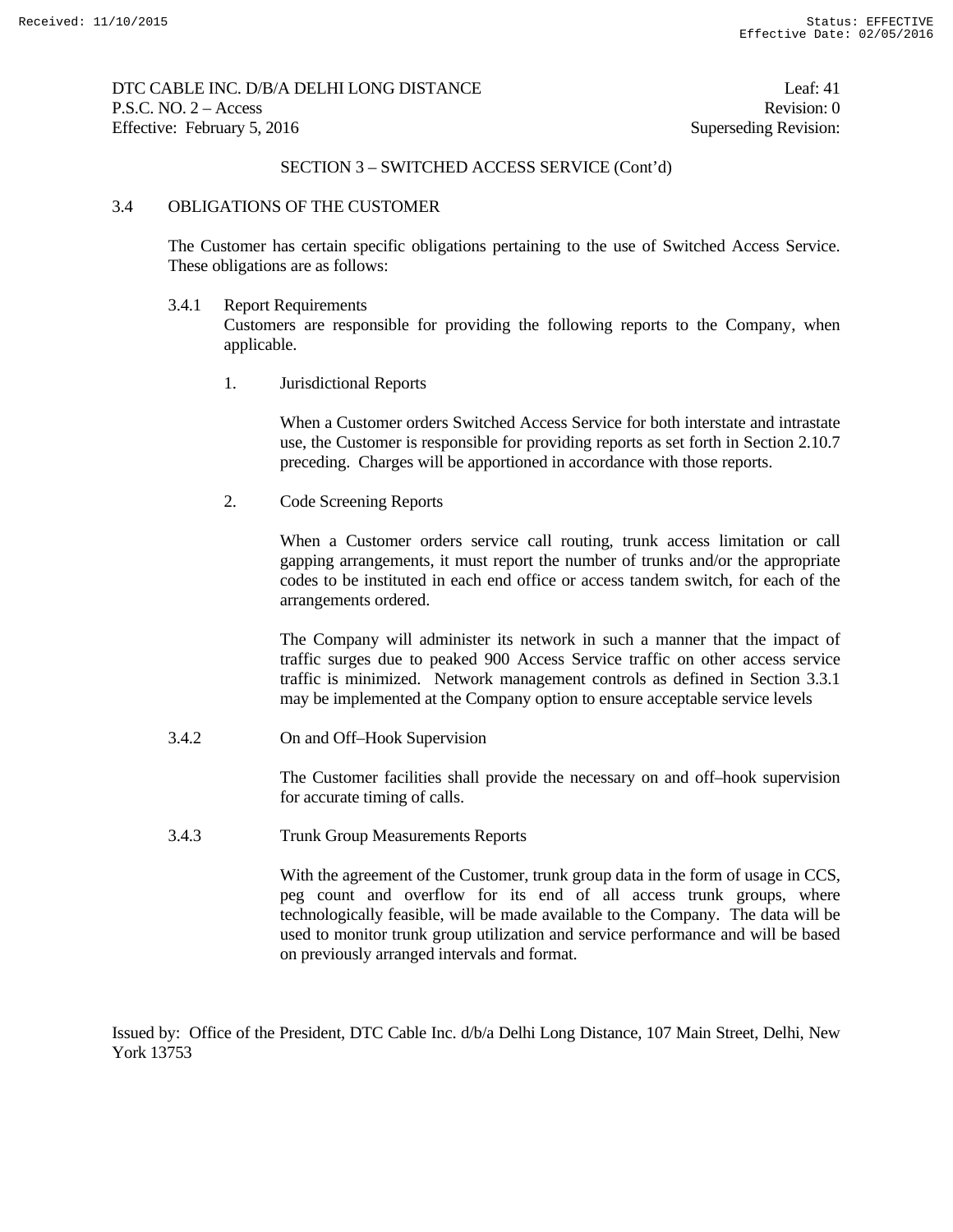## SECTION 3 – SWITCHED ACCESS SERVICE (Cont'd)

### 3.4 OBLIGATIONS OF THE CUSTOMER

The Customer has certain specific obligations pertaining to the use of Switched Access Service. These obligations are as follows:

#### 3.4.1 Report Requirements

Customers are responsible for providing the following reports to the Company, when applicable.

1. Jurisdictional Reports

   When a Customer orders Switched Access Service for both interstate and intrastate use, the Customer is responsible for providing reports as set forth in Section 2.10.7 preceding. Charges will be apportioned in accordance with those reports.

2. Code Screening Reports

   When a Customer orders service call routing, trunk access limitation or call gapping arrangements, it must report the number of trunks and/or the appropriate codes to be instituted in each end office or access tandem switch, for each of the arrangements ordered.

   The Company will administer its network in such a manner that the impact of traffic surges due to peaked 900 Access Service traffic on other access service traffic is minimized. Network management controls as defined in Section 3.3.1 may be implemented at the Company option to ensure acceptable service levels

#### 3.4.2 On and Off–Hook Supervision

The Customer facilities shall provide the necessary on and off–hook supervision for accurate timing of calls.

#### 3.4.3 Trunk Group Measurements Reports

With the agreement of the Customer, trunk group data in the form of usage in CCS, peg count and overflow for its end of all access trunk groups, where technologically feasible, will be made available to the Company. The data will be used to monitor trunk group utilization and service performance and will be based on previously arranged intervals and format.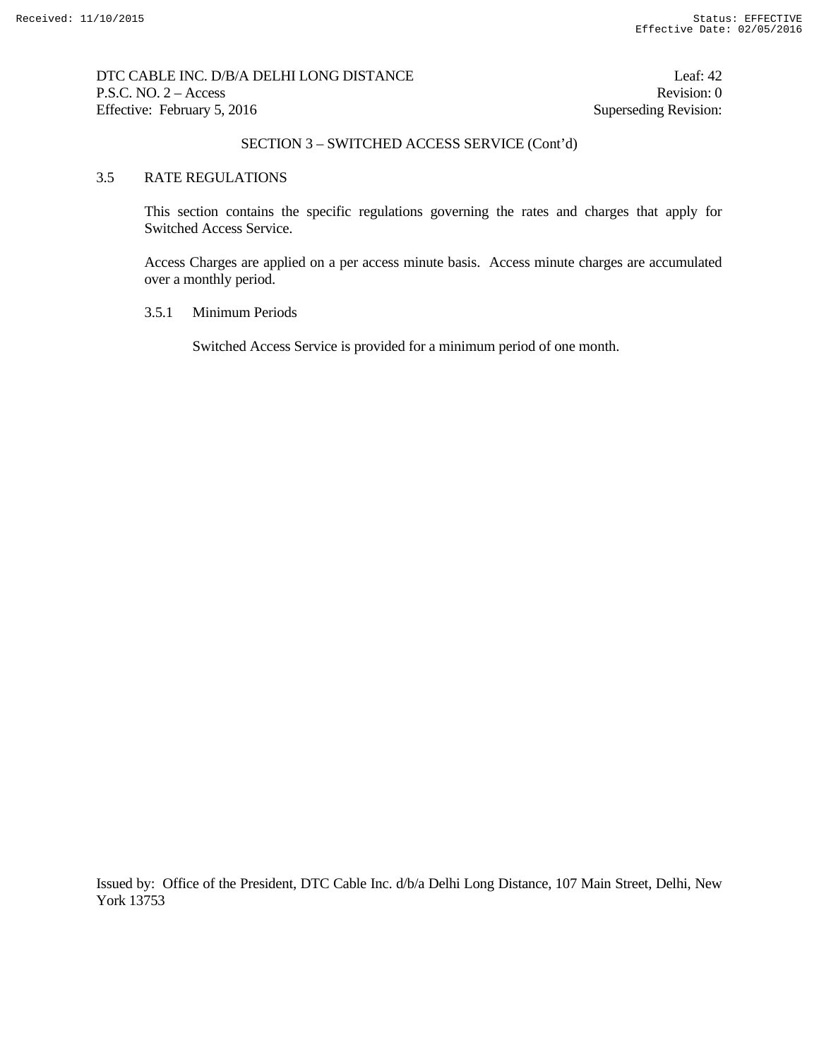## SECTION 3 – SWITCHED ACCESS SERVICE (Cont'd)

### 3.5 RATE REGULATIONS

This section contains the specific regulations governing the rates and charges that apply for Switched Access Service.

Access Charges are applied on a per access minute basis. Access minute charges are accumulated over a monthly period.

#### 3.5.1 Minimum Periods

Switched Access Service is provided for a minimum period of one month.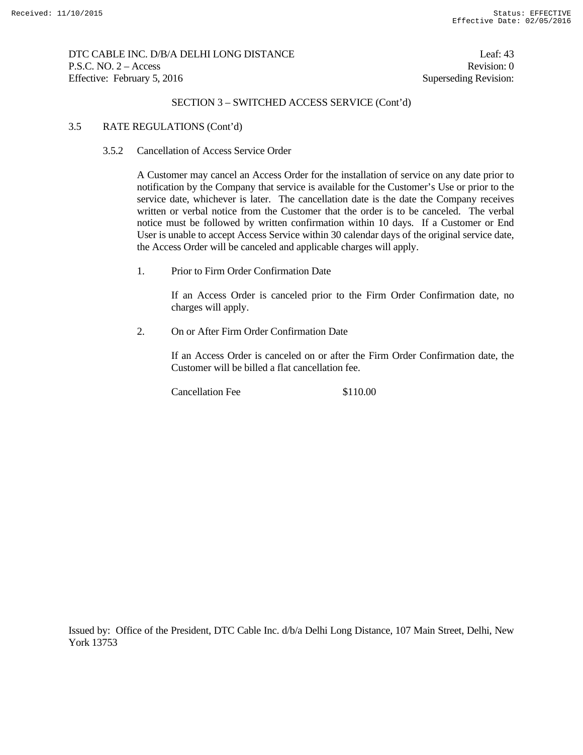SECTION 3 – SWITCHED ACCESS SERVICE (Cont'd)

3.5 RATE REGULATIONS (Cont'd)

3.5.2 Cancellation of Access Service Order

A Customer may cancel an Access Order for the installation of service on any date prior to notification by the Company that service is available for the Customer's Use or prior to the service date, whichever is later. The cancellation date is the date the Company receives written or verbal notice from the Customer that the order is to be canceled. The verbal notice must be followed by written confirmation within 10 days. If a Customer or End User is unable to accept Access Service within 30 calendar days of the original service date, the Access Order will be canceled and applicable charges will apply.

1. Prior to Firm Order Confirmation Date

   If an Access Order is canceled prior to the Firm Order Confirmation date, no charges will apply.

2. On or After Firm Order Confirmation Date

   If an Access Order is canceled on or after the Firm Order Confirmation date, the Customer will be billed a flat cancellation fee.

   | | |
   |---|---|
   | Cancellation Fee | $110.00 |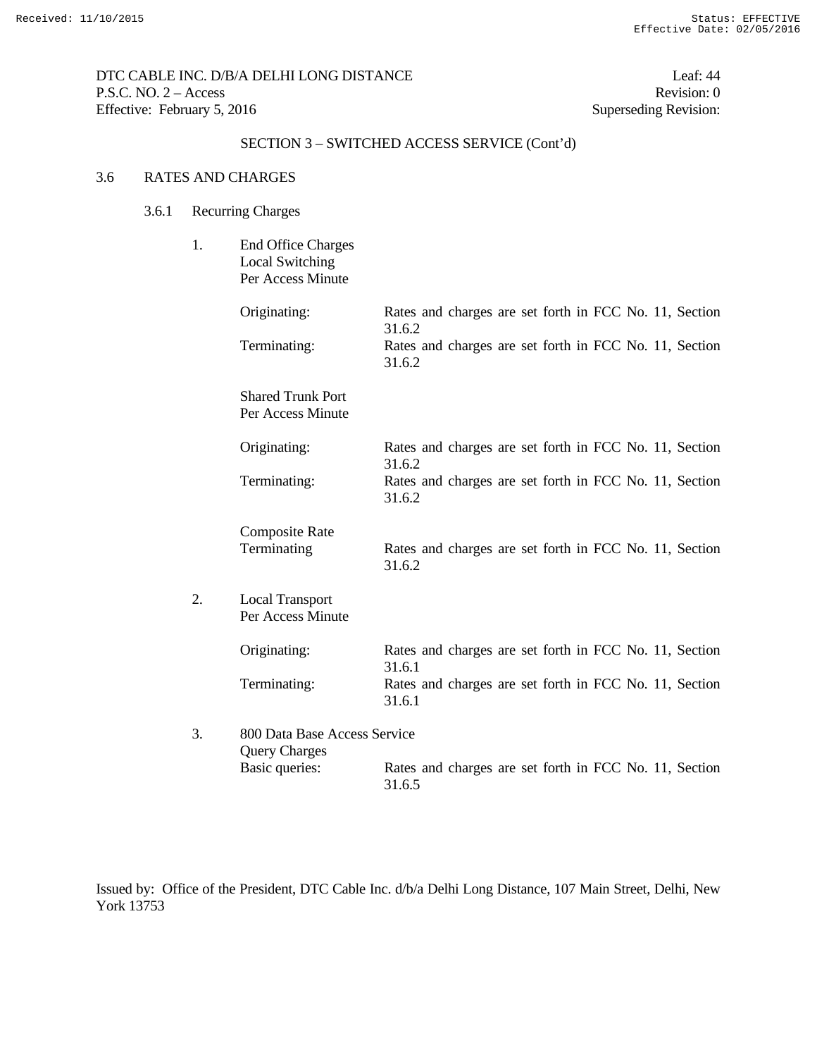DTC CABLE INC. D/B/A DELHI LONG DISTANCE
P.S.C. NO. 2 – Access
Effective: February 5, 2016

Leaf: 44
Revision: 0
Superseding Revision:

SECTION 3 – SWITCHED ACCESS SERVICE (Cont'd)

3.6 RATES AND CHARGES

3.6.1 Recurring Charges

1. End Office Charges
   Local Switching
   Per Access Minute

   | | |
   |---|---|
   | Originating: | Rates and charges are set forth in FCC No. 11, Section 31.6.2 |
   | Terminating: | Rates and charges are set forth in FCC No. 11, Section 31.6.2 |

   Shared Trunk Port
   Per Access Minute

   | | |
   |---|---|
   | Originating: | Rates and charges are set forth in FCC No. 11, Section 31.6.2 |
   | Terminating: | Rates and charges are set forth in FCC No. 11, Section 31.6.2 |

   Composite Rate

   | | |
   |---|---|
   | Terminating | Rates and charges are set forth in FCC No. 11, Section 31.6.2 |

2. Local Transport
   Per Access Minute

   | | |
   |---|---|
   | Originating: | Rates and charges are set forth in FCC No. 11, Section 31.6.1 |
   | Terminating: | Rates and charges are set forth in FCC No. 11, Section 31.6.1 |

3. 800 Data Base Access Service
   Query Charges

   | | |
   |---|---|
   | Basic queries: | Rates and charges are set forth in FCC No. 11, Section 31.6.5 |

Issued by: Office of the President, DTC Cable Inc. d/b/a Delhi Long Distance, 107 Main Street, Delhi, New York 13753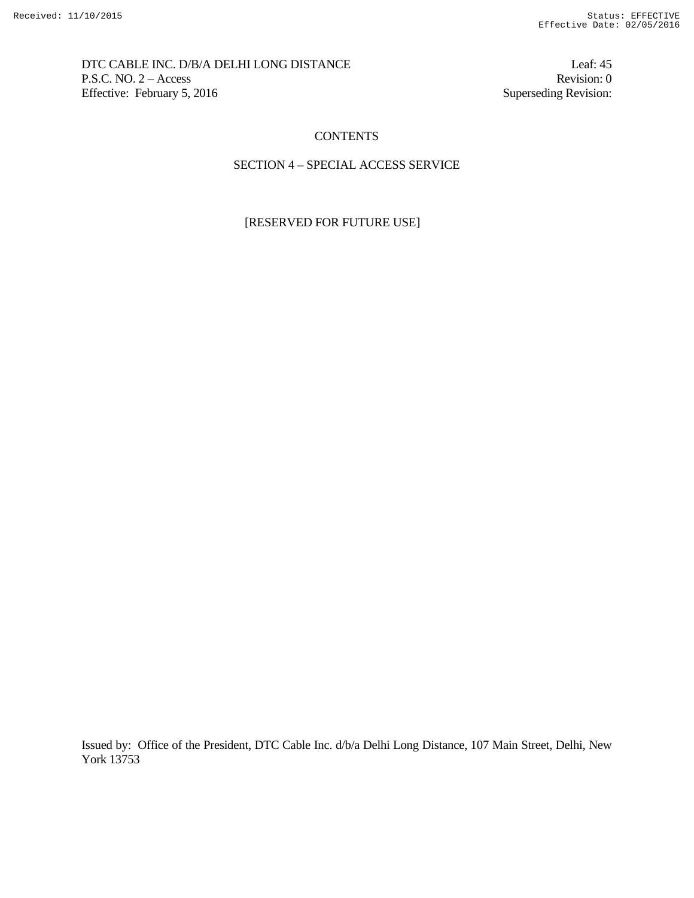# CONTENTS

## SECTION 4 – SPECIAL ACCESS SERVICE

[RESERVED FOR FUTURE USE]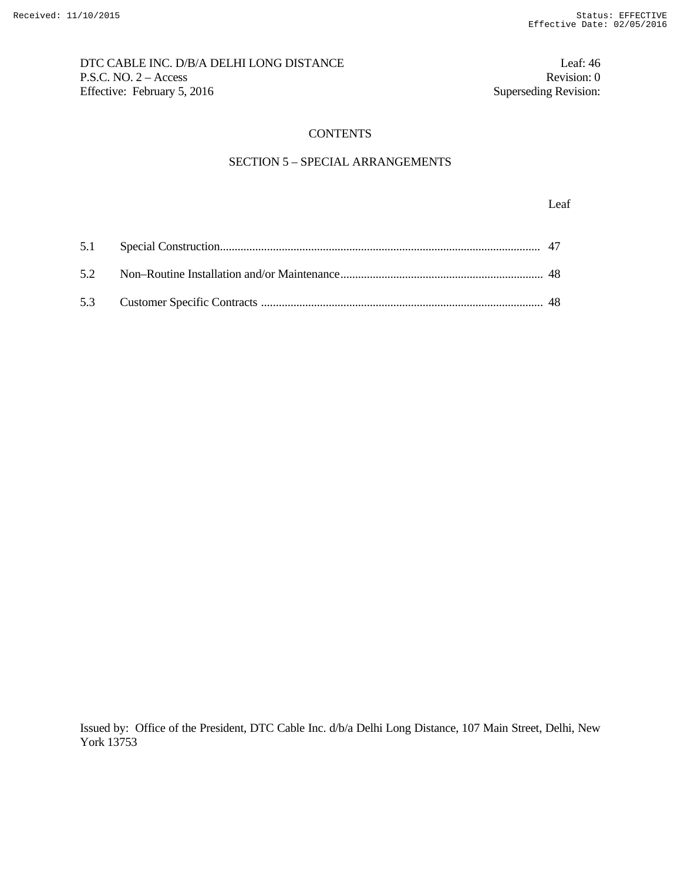# CONTENTS

## SECTION 5 – SPECIAL ARRANGEMENTS

| | | Leaf |
|---|---|---|
| 5.1 | Special Construction | 47 |
| 5.2 | Non–Routine Installation and/or Maintenance | 48 |
| 5.3 | Customer Specific Contracts | 48 |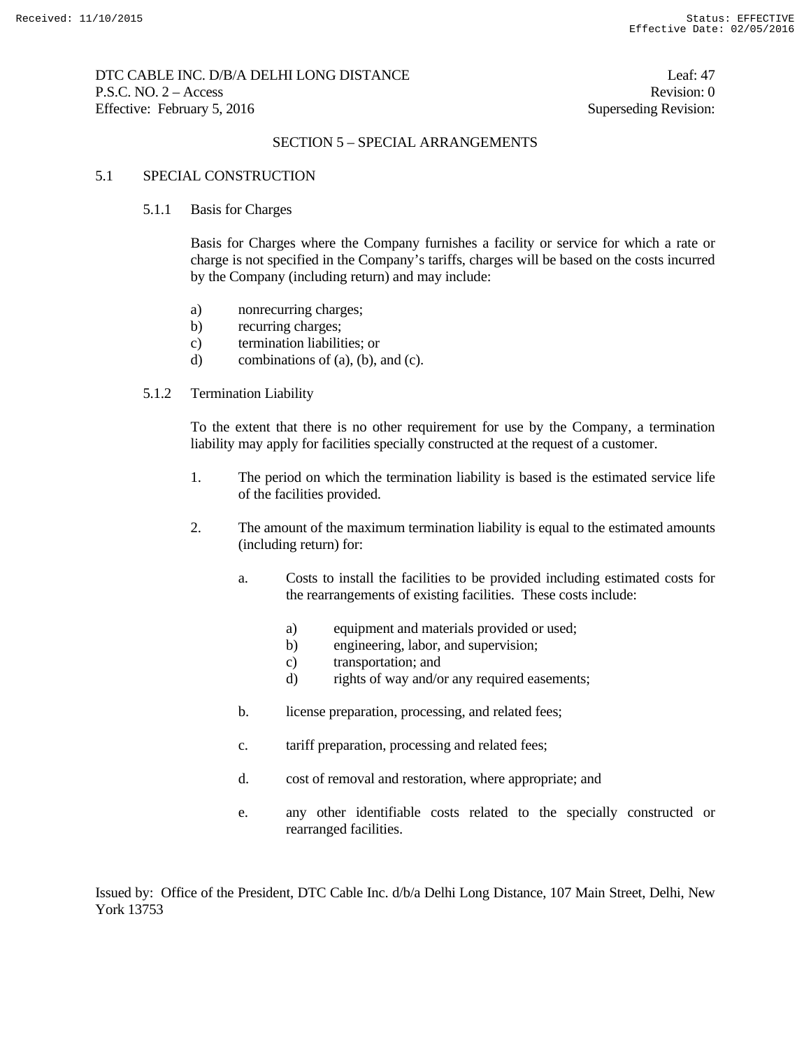## SECTION 5 – SPECIAL ARRANGEMENTS

### 5.1 SPECIAL CONSTRUCTION

#### 5.1.1 Basis for Charges

Basis for Charges where the Company furnishes a facility or service for which a rate or charge is not specified in the Company's tariffs, charges will be based on the costs incurred by the Company (including return) and may include:

a) nonrecurring charges;
b) recurring charges;
c) termination liabilities; or
d) combinations of (a), (b), and (c).

#### 5.1.2 Termination Liability

To the extent that there is no other requirement for use by the Company, a termination liability may apply for facilities specially constructed at the request of a customer.

1. The period on which the termination liability is based is the estimated service life of the facilities provided.

2. The amount of the maximum termination liability is equal to the estimated amounts (including return) for:

   a. Costs to install the facilities to be provided including estimated costs for the rearrangements of existing facilities. These costs include:

      a) equipment and materials provided or used;
      b) engineering, labor, and supervision;
      c) transportation; and
      d) rights of way and/or any required easements;

   b. license preparation, processing, and related fees;

   c. tariff preparation, processing and related fees;

   d. cost of removal and restoration, where appropriate; and

   e. any other identifiable costs related to the specially constructed or rearranged facilities.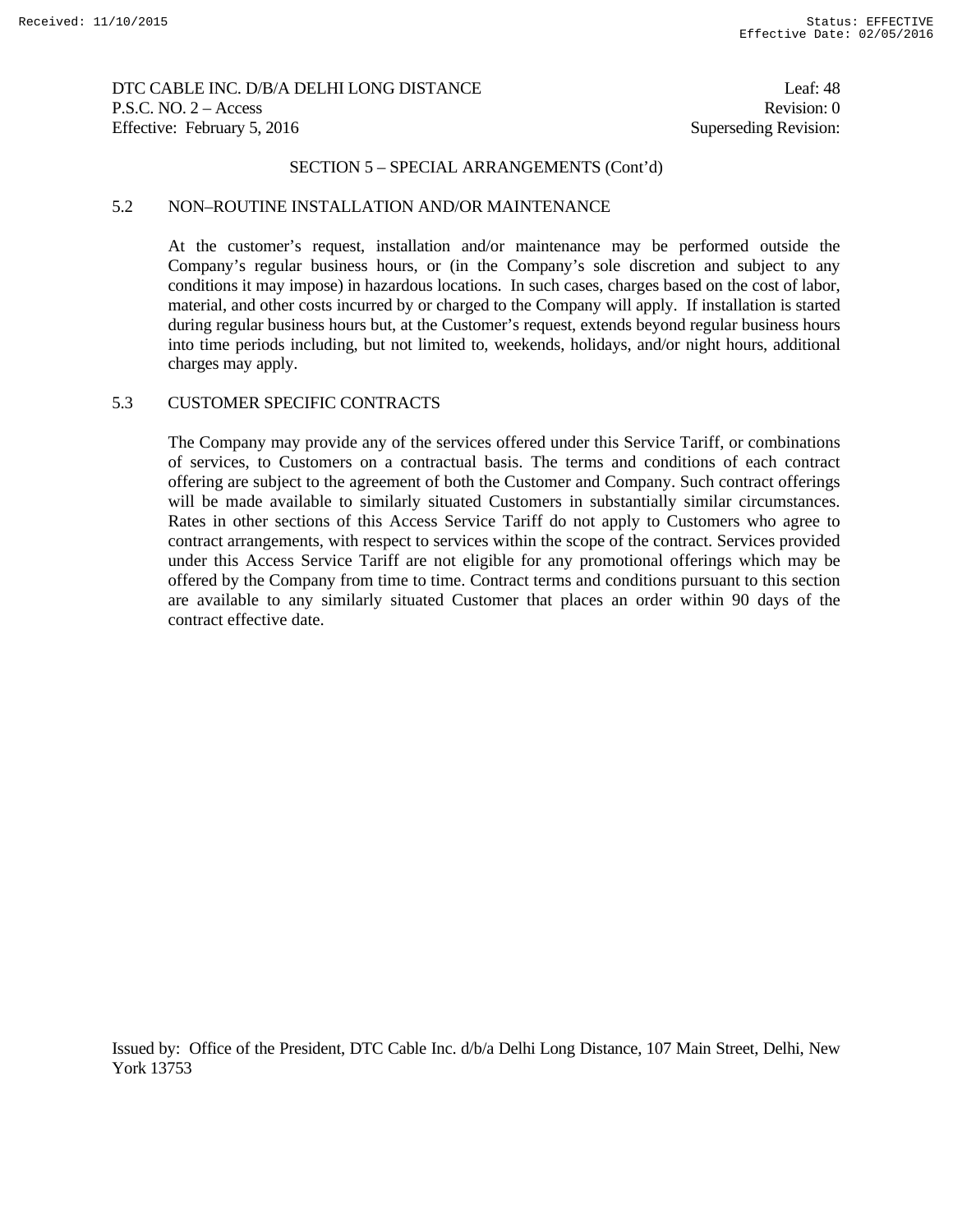SECTION 5 – SPECIAL ARRANGEMENTS (Cont'd)

## 5.2 NON–ROUTINE INSTALLATION AND/OR MAINTENANCE

At the customer's request, installation and/or maintenance may be performed outside the Company's regular business hours, or (in the Company's sole discretion and subject to any conditions it may impose) in hazardous locations. In such cases, charges based on the cost of labor, material, and other costs incurred by or charged to the Company will apply. If installation is started during regular business hours but, at the Customer's request, extends beyond regular business hours into time periods including, but not limited to, weekends, holidays, and/or night hours, additional charges may apply.

## 5.3 CUSTOMER SPECIFIC CONTRACTS

The Company may provide any of the services offered under this Service Tariff, or combinations of services, to Customers on a contractual basis. The terms and conditions of each contract offering are subject to the agreement of both the Customer and Company. Such contract offerings will be made available to similarly situated Customers in substantially similar circumstances. Rates in other sections of this Access Service Tariff do not apply to Customers who agree to contract arrangements, with respect to services within the scope of the contract. Services provided under this Access Service Tariff are not eligible for any promotional offerings which may be offered by the Company from time to time. Contract terms and conditions pursuant to this section are available to any similarly situated Customer that places an order within 90 days of the contract effective date.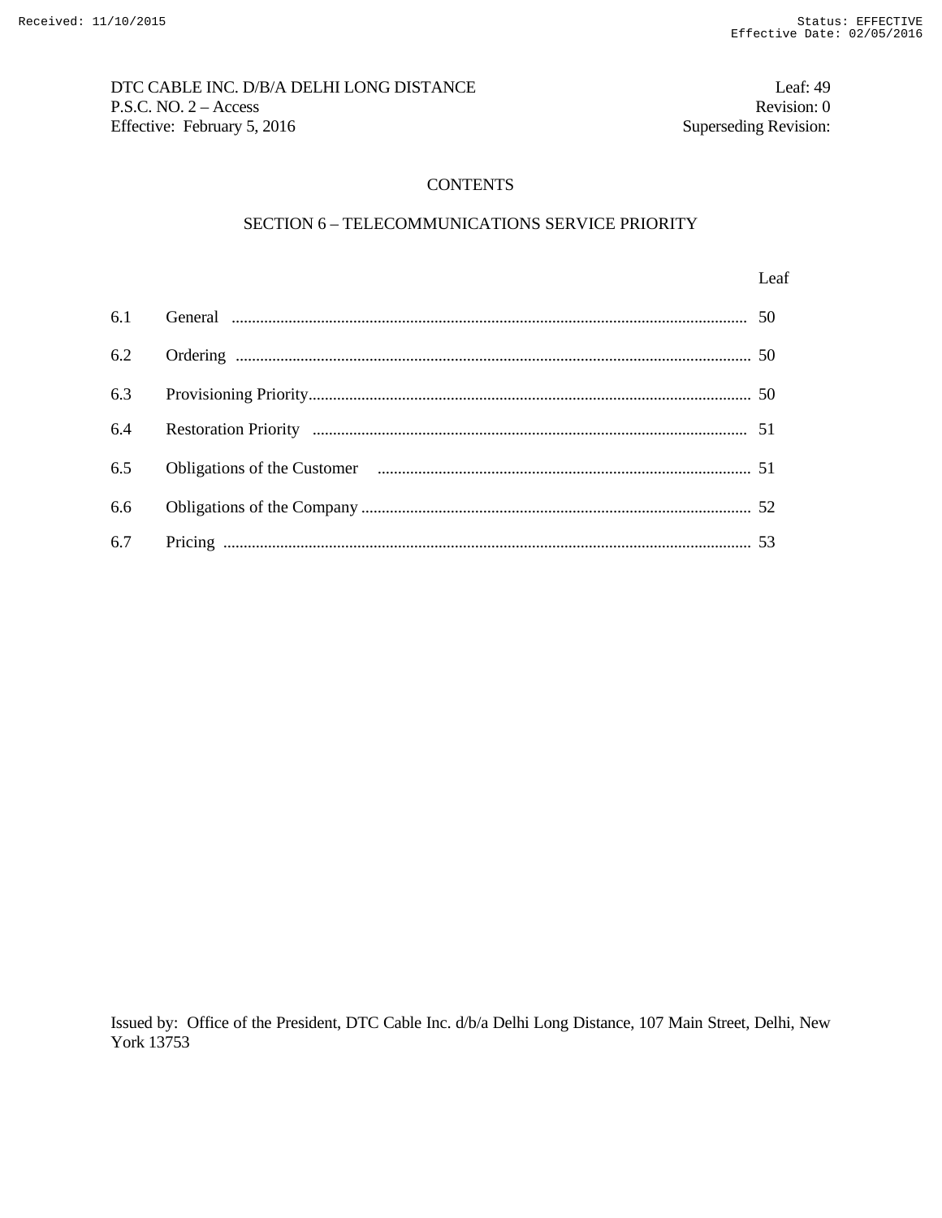# CONTENTS

## SECTION 6 – TELECOMMUNICATIONS SERVICE PRIORITY

| | | Leaf |
|---|---|---|
| 6.1 | General | 50 |
| 6.2 | Ordering | 50 |
| 6.3 | Provisioning Priority | 50 |
| 6.4 | Restoration Priority | 51 |
| 6.5 | Obligations of the Customer | 51 |
| 6.6 | Obligations of the Company | 52 |
| 6.7 | Pricing | 53 |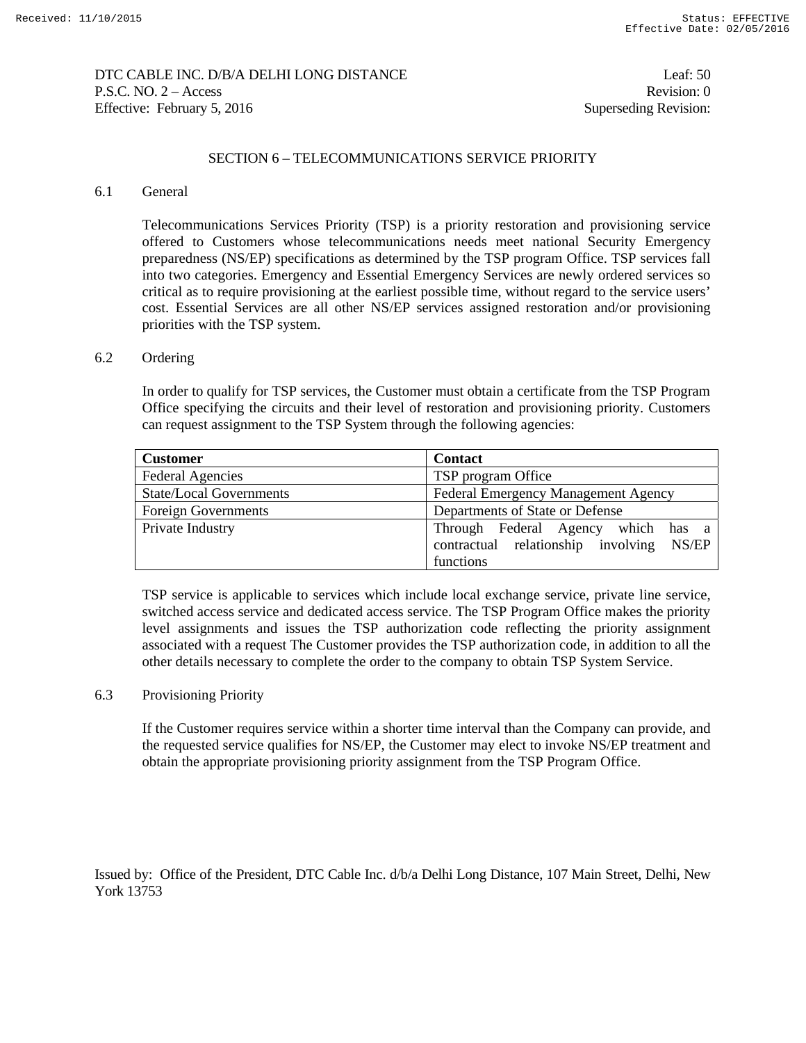## SECTION 6 – TELECOMMUNICATIONS SERVICE PRIORITY

### 6.1 General

Telecommunications Services Priority (TSP) is a priority restoration and provisioning service offered to Customers whose telecommunications needs meet national Security Emergency preparedness (NS/EP) specifications as determined by the TSP program Office. TSP services fall into two categories. Emergency and Essential Emergency Services are newly ordered services so critical as to require provisioning at the earliest possible time, without regard to the service users' cost. Essential Services are all other NS/EP services assigned restoration and/or provisioning priorities with the TSP system.

### 6.2 Ordering

In order to qualify for TSP services, the Customer must obtain a certificate from the TSP Program Office specifying the circuits and their level of restoration and provisioning priority. Customers can request assignment to the TSP System through the following agencies:

| Customer | Contact |
| --- | --- |
| Federal Agencies | TSP program Office |
| State/Local Governments | Federal Emergency Management Agency |
| Foreign Governments | Departments of State or Defense |
| Private Industry | Through Federal Agency which has a contractual relationship involving NS/EP functions |

TSP service is applicable to services which include local exchange service, private line service, switched access service and dedicated access service. The TSP Program Office makes the priority level assignments and issues the TSP authorization code reflecting the priority assignment associated with a request The Customer provides the TSP authorization code, in addition to all the other details necessary to complete the order to the company to obtain TSP System Service.

### 6.3 Provisioning Priority

If the Customer requires service within a shorter time interval than the Company can provide, and the requested service qualifies for NS/EP, the Customer may elect to invoke NS/EP treatment and obtain the appropriate provisioning priority assignment from the TSP Program Office.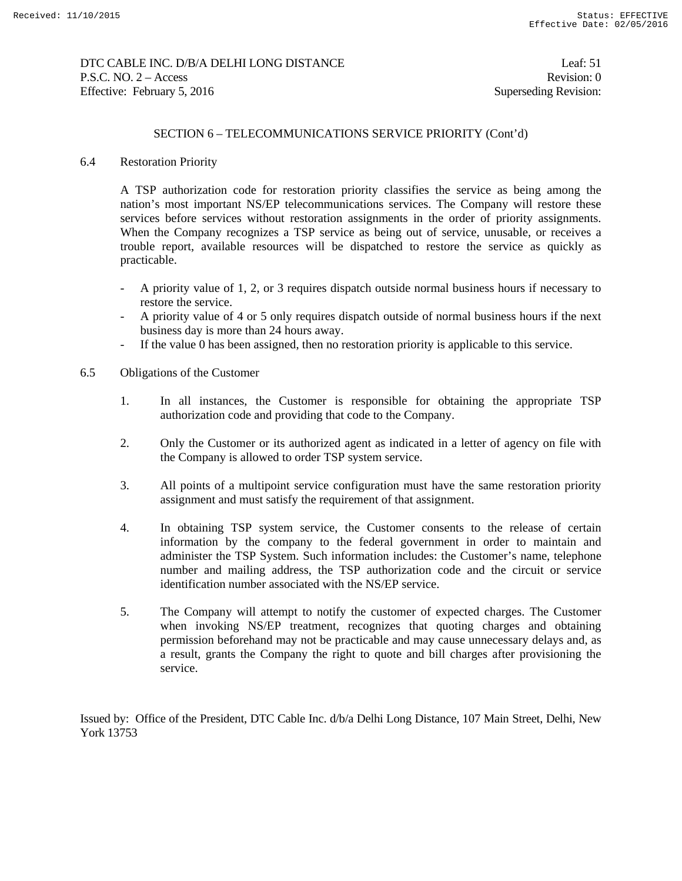## SECTION 6 – TELECOMMUNICATIONS SERVICE PRIORITY (Cont'd)

### 6.4 Restoration Priority

A TSP authorization code for restoration priority classifies the service as being among the nation's most important NS/EP telecommunications services. The Company will restore these services before services without restoration assignments in the order of priority assignments. When the Company recognizes a TSP service as being out of service, unusable, or receives a trouble report, available resources will be dispatched to restore the service as quickly as practicable.

- A priority value of 1, 2, or 3 requires dispatch outside normal business hours if necessary to restore the service.
- A priority value of 4 or 5 only requires dispatch outside of normal business hours if the next business day is more than 24 hours away.
- If the value 0 has been assigned, then no restoration priority is applicable to this service.

### 6.5 Obligations of the Customer

1. In all instances, the Customer is responsible for obtaining the appropriate TSP authorization code and providing that code to the Company.

2. Only the Customer or its authorized agent as indicated in a letter of agency on file with the Company is allowed to order TSP system service.

3. All points of a multipoint service configuration must have the same restoration priority assignment and must satisfy the requirement of that assignment.

4. In obtaining TSP system service, the Customer consents to the release of certain information by the company to the federal government in order to maintain and administer the TSP System. Such information includes: the Customer's name, telephone number and mailing address, the TSP authorization code and the circuit or service identification number associated with the NS/EP service.

5. The Company will attempt to notify the customer of expected charges. The Customer when invoking NS/EP treatment, recognizes that quoting charges and obtaining permission beforehand may not be practicable and may cause unnecessary delays and, as a result, grants the Company the right to quote and bill charges after provisioning the service.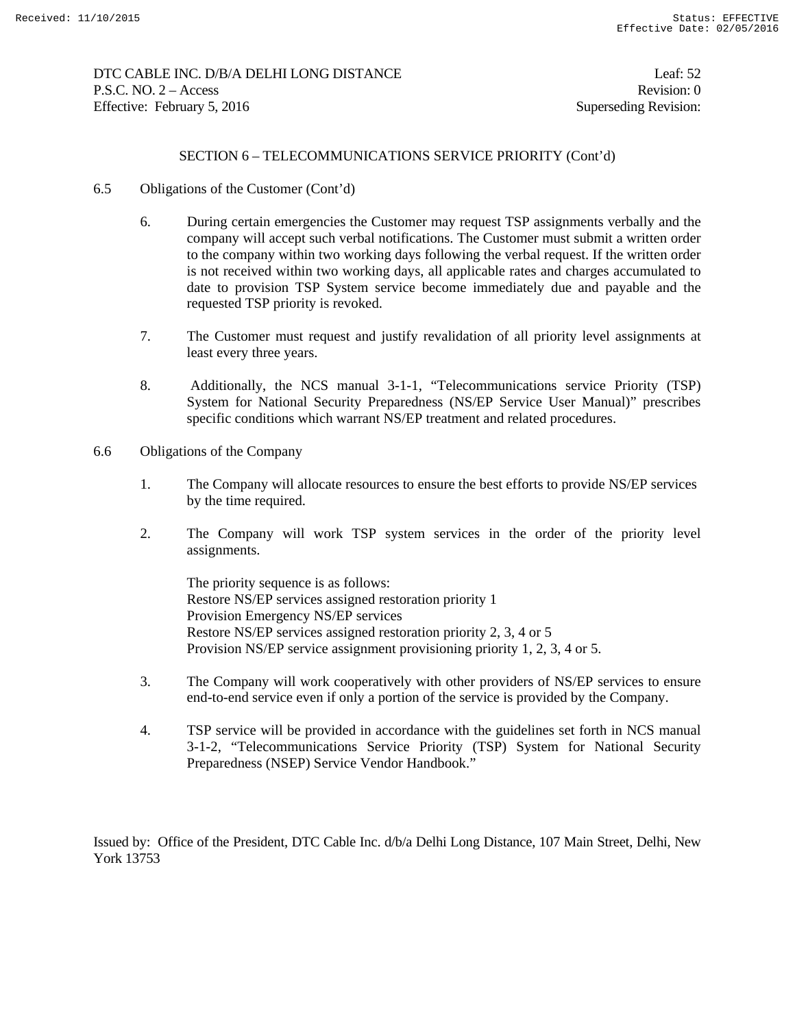SECTION 6 – TELECOMMUNICATIONS SERVICE PRIORITY (Cont'd)

6.5 Obligations of the Customer (Cont'd)

6. During certain emergencies the Customer may request TSP assignments verbally and the company will accept such verbal notifications. The Customer must submit a written order to the company within two working days following the verbal request. If the written order is not received within two working days, all applicable rates and charges accumulated to date to provision TSP System service become immediately due and payable and the requested TSP priority is revoked.

7. The Customer must request and justify revalidation of all priority level assignments at least every three years.

8. Additionally, the NCS manual 3-1-1, "Telecommunications service Priority (TSP) System for National Security Preparedness (NS/EP Service User Manual)" prescribes specific conditions which warrant NS/EP treatment and related procedures.

6.6 Obligations of the Company

1. The Company will allocate resources to ensure the best efforts to provide NS/EP services by the time required.

2. The Company will work TSP system services in the order of the priority level assignments.

   The priority sequence is as follows:
   Restore NS/EP services assigned restoration priority 1
   Provision Emergency NS/EP services
   Restore NS/EP services assigned restoration priority 2, 3, 4 or 5
   Provision NS/EP service assignment provisioning priority 1, 2, 3, 4 or 5.

3. The Company will work cooperatively with other providers of NS/EP services to ensure end-to-end service even if only a portion of the service is provided by the Company.

4. TSP service will be provided in accordance with the guidelines set forth in NCS manual 3-1-2, "Telecommunications Service Priority (TSP) System for National Security Preparedness (NSEP) Service Vendor Handbook."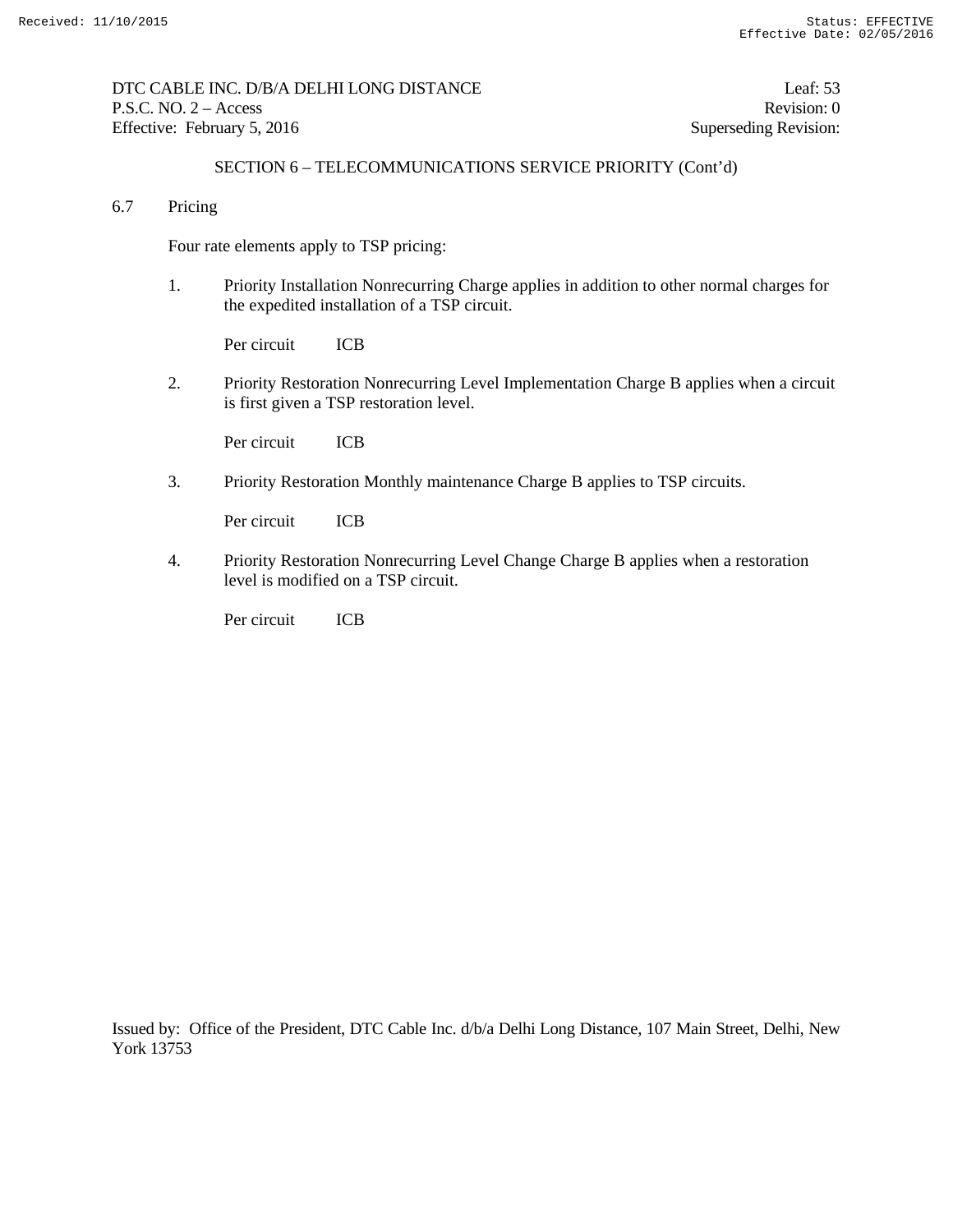## SECTION 6 – TELECOMMUNICATIONS SERVICE PRIORITY (Cont'd)

### 6.7 Pricing

Four rate elements apply to TSP pricing:

1. Priority Installation Nonrecurring Charge applies in addition to other normal charges for the expedited installation of a TSP circuit.

   Per circuit ICB

2. Priority Restoration Nonrecurring Level Implementation Charge B applies when a circuit is first given a TSP restoration level.

   Per circuit ICB

3. Priority Restoration Monthly maintenance Charge B applies to TSP circuits.

   Per circuit ICB

4. Priority Restoration Nonrecurring Level Change Charge B applies when a restoration level is modified on a TSP circuit.

   Per circuit ICB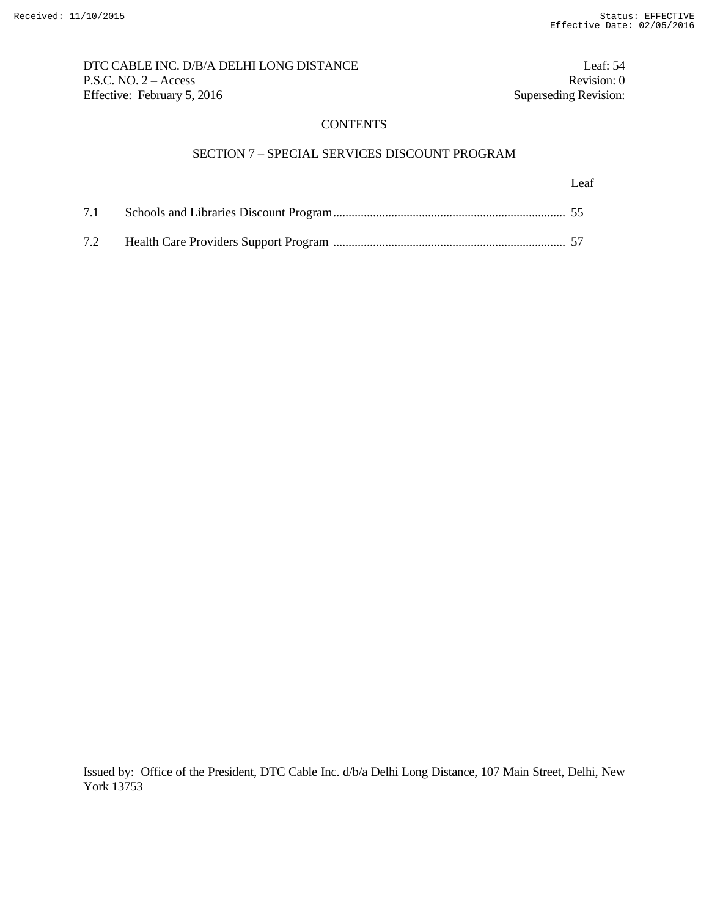# CONTENTS

## SECTION 7 – SPECIAL SERVICES DISCOUNT PROGRAM

| | | Leaf |
|---|---|---|
| 7.1 | Schools and Libraries Discount Program | 55 |
| 7.2 | Health Care Providers Support Program | 57 |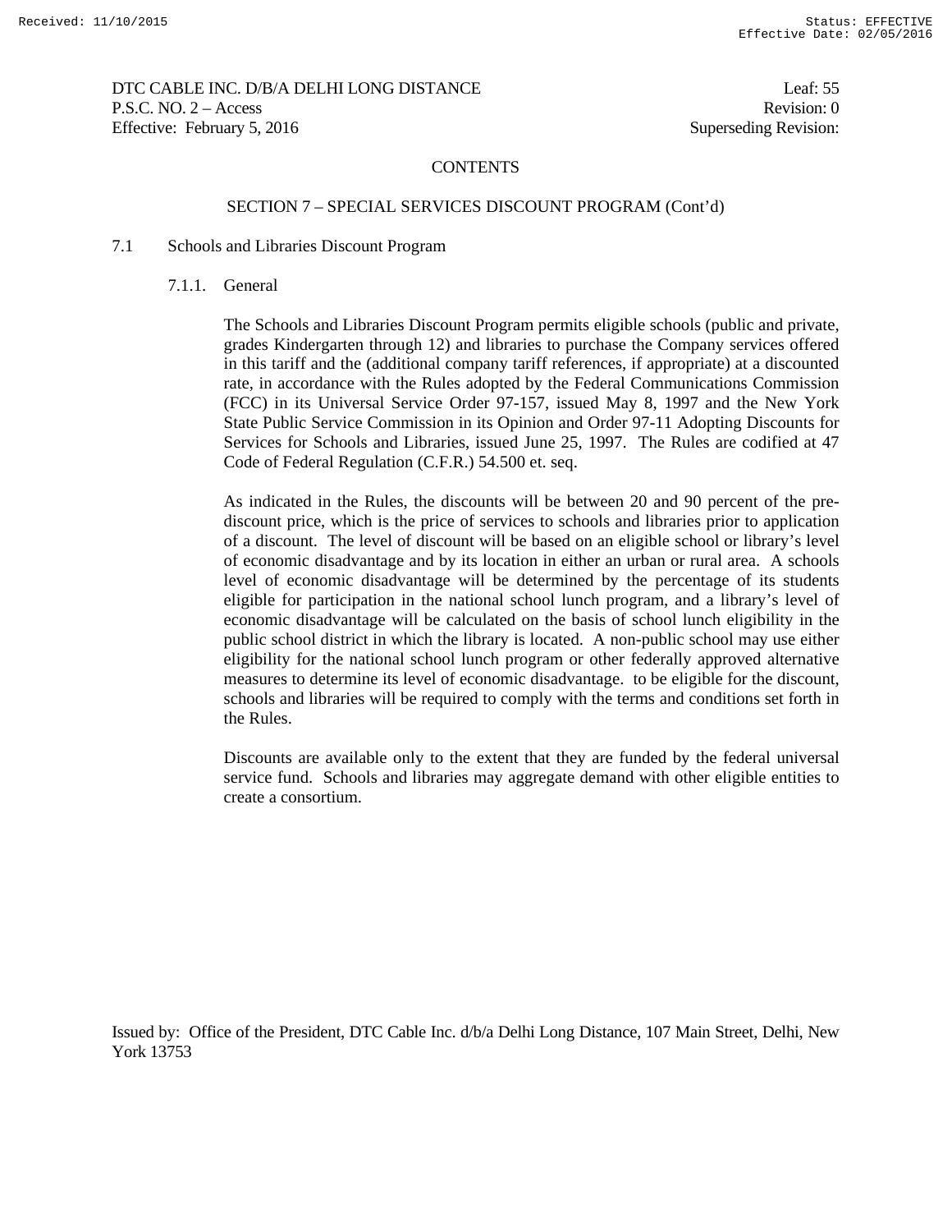DTC CABLE INC. D/B/A DELHI LONG DISTANCE | Leaf: 55
P.S.C. NO. 2 – Access | Revision: 0
Effective: February 5, 2016 | Superseding Revision:

CONTENTS

SECTION 7 – SPECIAL SERVICES DISCOUNT PROGRAM (Cont'd)

## 7.1 Schools and Libraries Discount Program

### 7.1.1. General

The Schools and Libraries Discount Program permits eligible schools (public and private, grades Kindergarten through 12) and libraries to purchase the Company services offered in this tariff and the (additional company tariff references, if appropriate) at a discounted rate, in accordance with the Rules adopted by the Federal Communications Commission (FCC) in its Universal Service Order 97-157, issued May 8, 1997 and the New York State Public Service Commission in its Opinion and Order 97-11 Adopting Discounts for Services for Schools and Libraries, issued June 25, 1997. The Rules are codified at 47 Code of Federal Regulation (C.F.R.) 54.500 et. seq.

As indicated in the Rules, the discounts will be between 20 and 90 percent of the pre-discount price, which is the price of services to schools and libraries prior to application of a discount. The level of discount will be based on an eligible school or library's level of economic disadvantage and by its location in either an urban or rural area. A schools level of economic disadvantage will be determined by the percentage of its students eligible for participation in the national school lunch program, and a library's level of economic disadvantage will be calculated on the basis of school lunch eligibility in the public school district in which the library is located. A non-public school may use either eligibility for the national school lunch program or other federally approved alternative measures to determine its level of economic disadvantage. to be eligible for the discount, schools and libraries will be required to comply with the terms and conditions set forth in the Rules.

Discounts are available only to the extent that they are funded by the federal universal service fund. Schools and libraries may aggregate demand with other eligible entities to create a consortium.

Issued by: Office of the President, DTC Cable Inc. d/b/a Delhi Long Distance, 107 Main Street, Delhi, New York 13753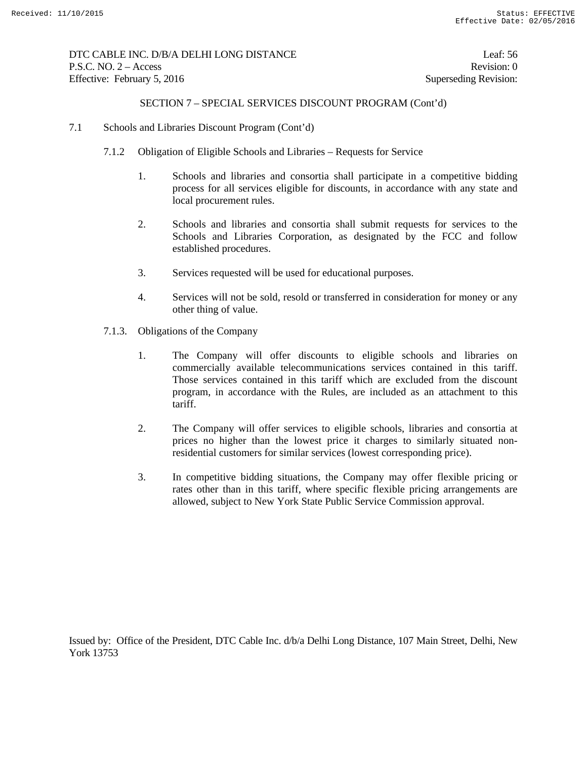## SECTION 7 – SPECIAL SERVICES DISCOUNT PROGRAM (Cont'd)

7.1 Schools and Libraries Discount Program (Cont'd)

7.1.2 Obligation of Eligible Schools and Libraries – Requests for Service

1. Schools and libraries and consortia shall participate in a competitive bidding process for all services eligible for discounts, in accordance with any state and local procurement rules.

2. Schools and libraries and consortia shall submit requests for services to the Schools and Libraries Corporation, as designated by the FCC and follow established procedures.

3. Services requested will be used for educational purposes.

4. Services will not be sold, resold or transferred in consideration for money or any other thing of value.

7.1.3. Obligations of the Company

1. The Company will offer discounts to eligible schools and libraries on commercially available telecommunications services contained in this tariff. Those services contained in this tariff which are excluded from the discount program, in accordance with the Rules, are included as an attachment to this tariff.

2. The Company will offer services to eligible schools, libraries and consortia at prices no higher than the lowest price it charges to similarly situated non-residential customers for similar services (lowest corresponding price).

3. In competitive bidding situations, the Company may offer flexible pricing or rates other than in this tariff, where specific flexible pricing arrangements are allowed, subject to New York State Public Service Commission approval.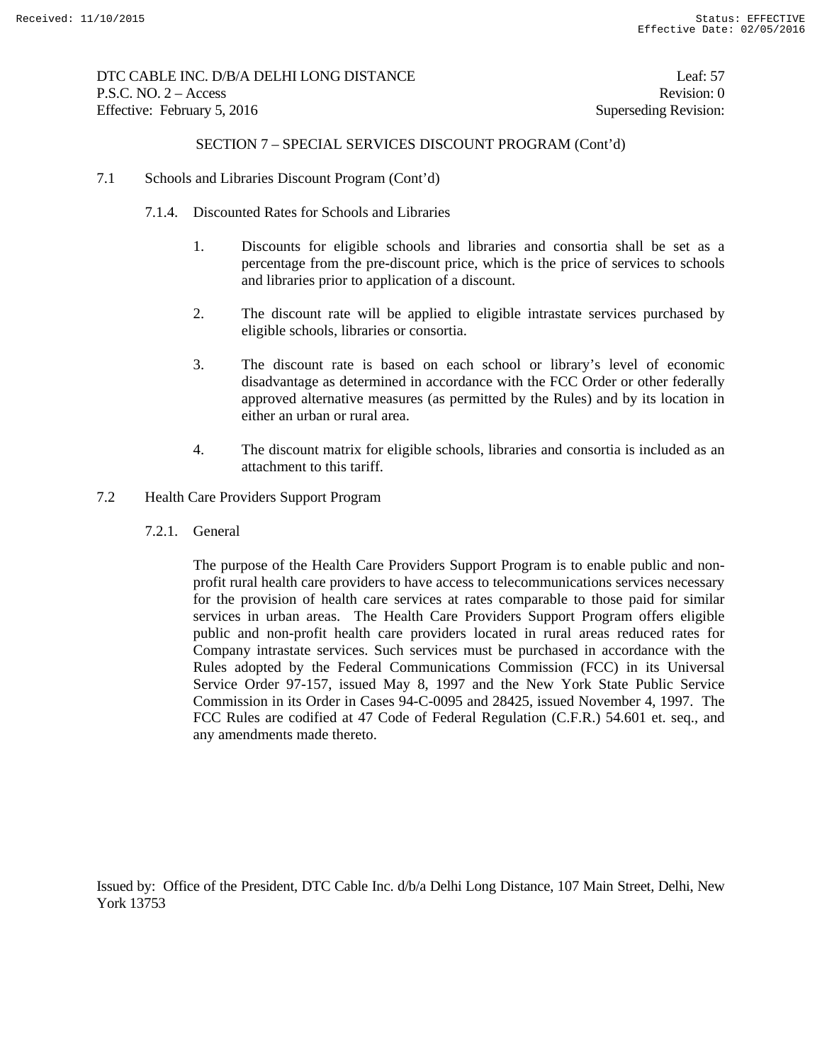## SECTION 7 – SPECIAL SERVICES DISCOUNT PROGRAM (Cont'd)

7.1 Schools and Libraries Discount Program (Cont'd)

7.1.4. Discounted Rates for Schools and Libraries

1. Discounts for eligible schools and libraries and consortia shall be set as a percentage from the pre-discount price, which is the price of services to schools and libraries prior to application of a discount.

2. The discount rate will be applied to eligible intrastate services purchased by eligible schools, libraries or consortia.

3. The discount rate is based on each school or library's level of economic disadvantage as determined in accordance with the FCC Order or other federally approved alternative measures (as permitted by the Rules) and by its location in either an urban or rural area.

4. The discount matrix for eligible schools, libraries and consortia is included as an attachment to this tariff.

7.2 Health Care Providers Support Program

7.2.1. General

The purpose of the Health Care Providers Support Program is to enable public and non-profit rural health care providers to have access to telecommunications services necessary for the provision of health care services at rates comparable to those paid for similar services in urban areas. The Health Care Providers Support Program offers eligible public and non-profit health care providers located in rural areas reduced rates for Company intrastate services. Such services must be purchased in accordance with the Rules adopted by the Federal Communications Commission (FCC) in its Universal Service Order 97-157, issued May 8, 1997 and the New York State Public Service Commission in its Order in Cases 94-C-0095 and 28425, issued November 4, 1997. The FCC Rules are codified at 47 Code of Federal Regulation (C.F.R.) 54.601 et. seq., and any amendments made thereto.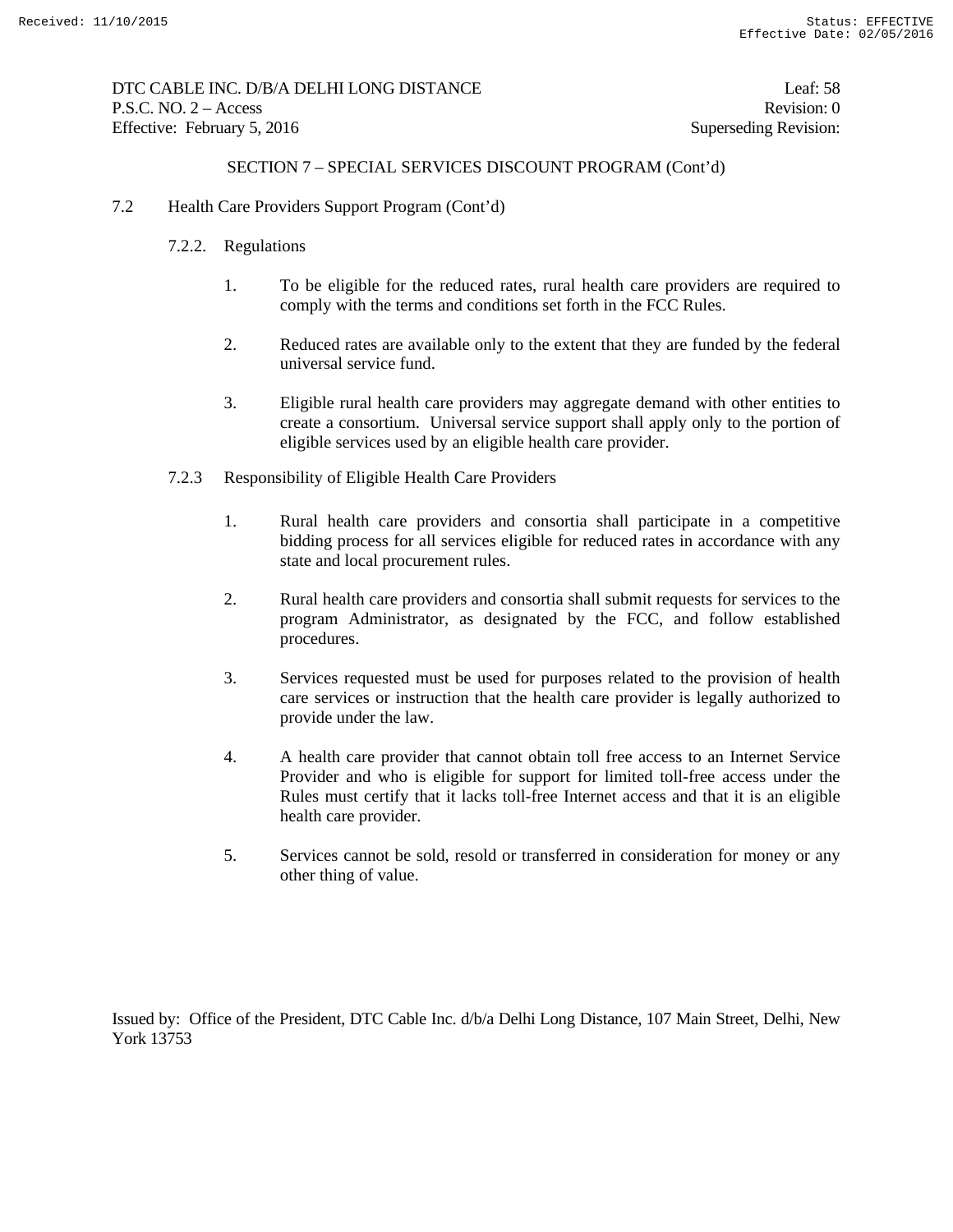## SECTION 7 – SPECIAL SERVICES DISCOUNT PROGRAM (Cont'd)

7.2 Health Care Providers Support Program (Cont'd)

7.2.2. Regulations

1. To be eligible for the reduced rates, rural health care providers are required to comply with the terms and conditions set forth in the FCC Rules.

2. Reduced rates are available only to the extent that they are funded by the federal universal service fund.

3. Eligible rural health care providers may aggregate demand with other entities to create a consortium. Universal service support shall apply only to the portion of eligible services used by an eligible health care provider.

7.2.3 Responsibility of Eligible Health Care Providers

1. Rural health care providers and consortia shall participate in a competitive bidding process for all services eligible for reduced rates in accordance with any state and local procurement rules.

2. Rural health care providers and consortia shall submit requests for services to the program Administrator, as designated by the FCC, and follow established procedures.

3. Services requested must be used for purposes related to the provision of health care services or instruction that the health care provider is legally authorized to provide under the law.

4. A health care provider that cannot obtain toll free access to an Internet Service Provider and who is eligible for support for limited toll-free access under the Rules must certify that it lacks toll-free Internet access and that it is an eligible health care provider.

5. Services cannot be sold, resold or transferred in consideration for money or any other thing of value.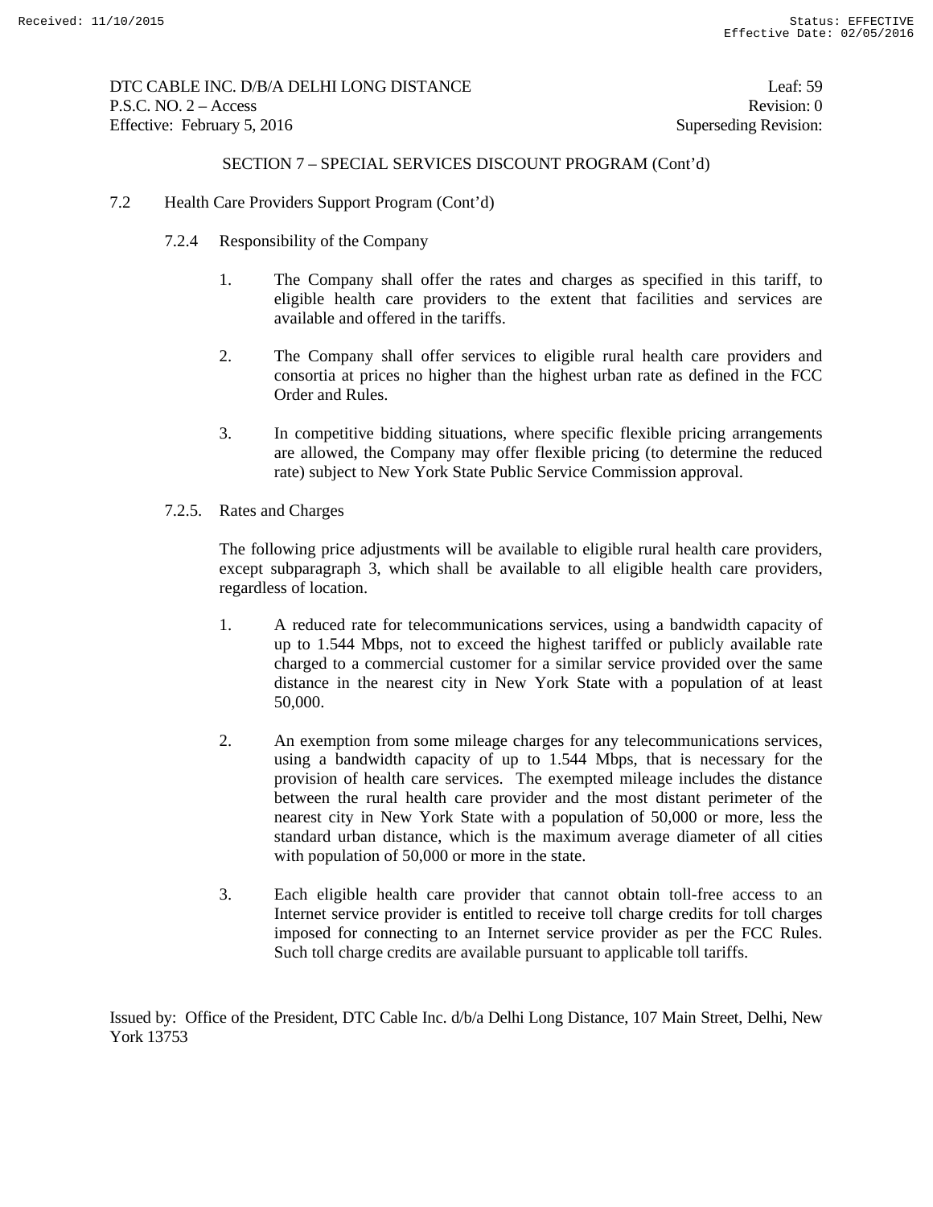SECTION 7 – SPECIAL SERVICES DISCOUNT PROGRAM (Cont'd)

7.2 Health Care Providers Support Program (Cont'd)

7.2.4 Responsibility of the Company

1. The Company shall offer the rates and charges as specified in this tariff, to eligible health care providers to the extent that facilities and services are available and offered in the tariffs.

2. The Company shall offer services to eligible rural health care providers and consortia at prices no higher than the highest urban rate as defined in the FCC Order and Rules.

3. In competitive bidding situations, where specific flexible pricing arrangements are allowed, the Company may offer flexible pricing (to determine the reduced rate) subject to New York State Public Service Commission approval.

7.2.5. Rates and Charges

The following price adjustments will be available to eligible rural health care providers, except subparagraph 3, which shall be available to all eligible health care providers, regardless of location.

1. A reduced rate for telecommunications services, using a bandwidth capacity of up to 1.544 Mbps, not to exceed the highest tariffed or publicly available rate charged to a commercial customer for a similar service provided over the same distance in the nearest city in New York State with a population of at least 50,000.

2. An exemption from some mileage charges for any telecommunications services, using a bandwidth capacity of up to 1.544 Mbps, that is necessary for the provision of health care services. The exempted mileage includes the distance between the rural health care provider and the most distant perimeter of the nearest city in New York State with a population of 50,000 or more, less the standard urban distance, which is the maximum average diameter of all cities with population of 50,000 or more in the state.

3. Each eligible health care provider that cannot obtain toll-free access to an Internet service provider is entitled to receive toll charge credits for toll charges imposed for connecting to an Internet service provider as per the FCC Rules. Such toll charge credits are available pursuant to applicable toll tariffs.